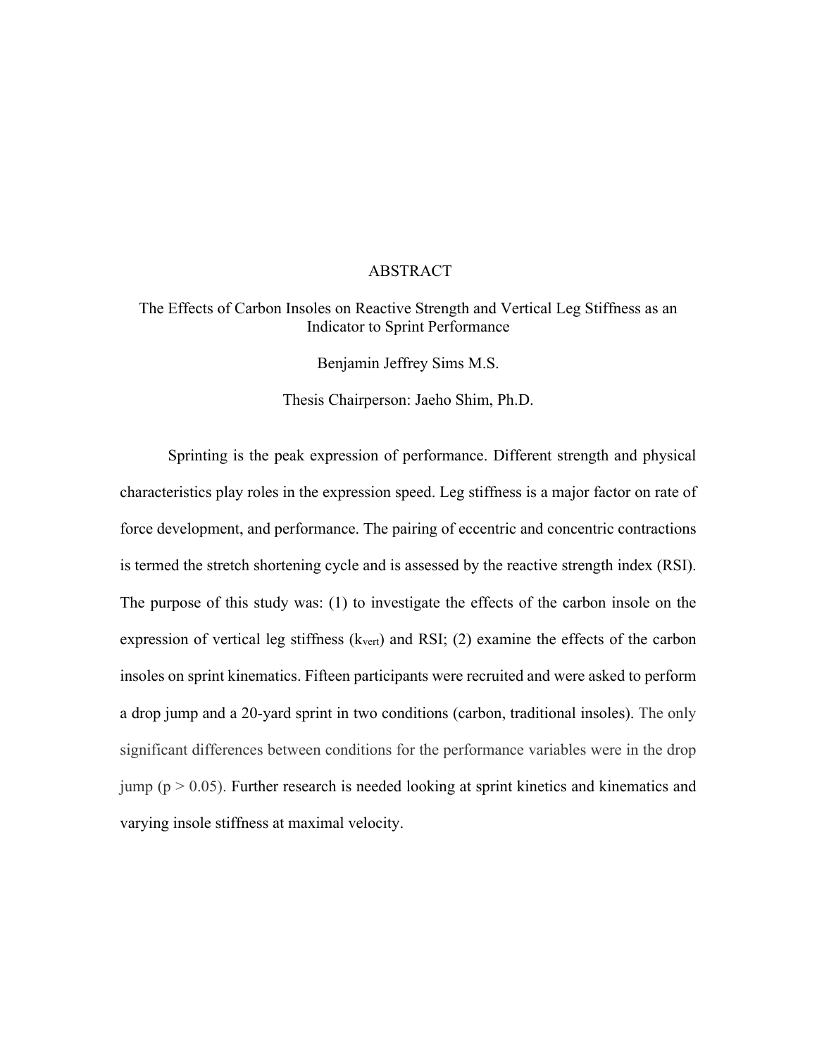# ABSTRACT

The Effects of Carbon Insoles on Reactive Strength and Vertical Leg Stiffness as an Indicator to Sprint Performance

Benjamin Jeffrey Sims M.S.

Thesis Chairperson: Jaeho Shim, Ph.D.

Sprinting is the peak expression of performance. Different strength and physical characteristics play roles in the expression speed. Leg stiffness is a major factor on rate of force development, and performance. The pairing of eccentric and concentric contractions is termed the stretch shortening cycle and is assessed by the reactive strength index (RSI). The purpose of this study was: (1) to investigate the effects of the carbon insole on the expression of vertical leg stiffness ($k_{vert}$) and RSI; (2) examine the effects of the carbon insoles on sprint kinematics. Fifteen participants were recruited and were asked to perform a drop jump and a 20-yard sprint in two conditions (carbon, traditional insoles). The only significant differences between conditions for the performance variables were in the drop jump ($p > 0.05$). Further research is needed looking at sprint kinetics and kinematics and varying insole stiffness at maximal velocity.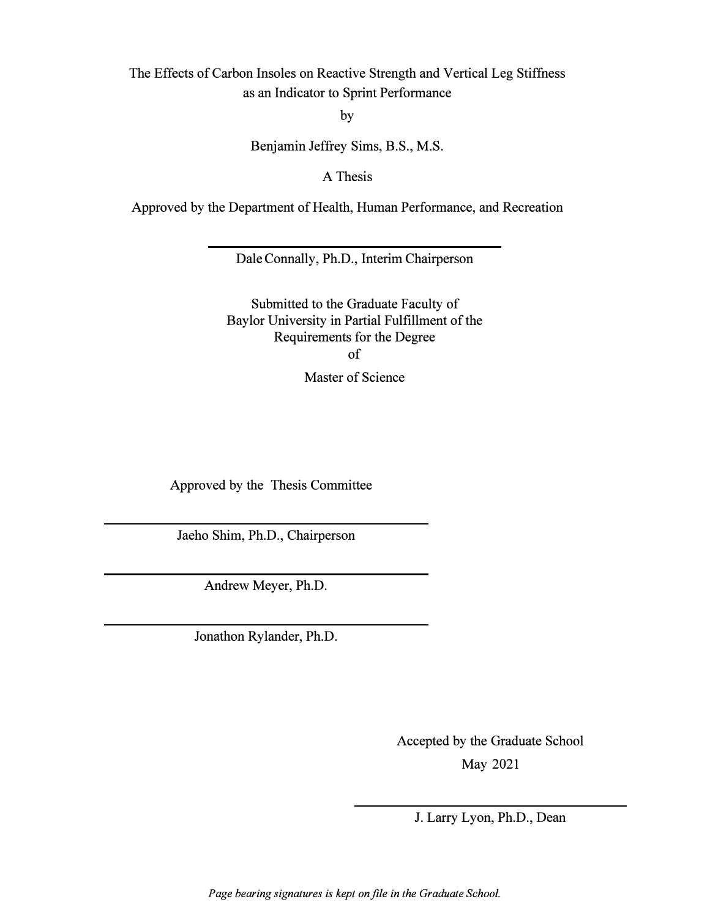The Effects of Carbon Insoles on Reactive Strength and Vertical Leg Stiffness as an Indicator to Sprint Performance

by

Benjamin Jeffrey Sims, B.S., M.S.

A Thesis

Approved by the Department of Health, Human Performance, and Recreation

Dale Connally, Ph.D., Interim Chairperson

Submitted to the Graduate Faculty of Baylor University in Partial Fulfillment of the Requirements for the Degree of

Master of Science

Approved by the Thesis Committee

Jaeho Shim, Ph.D., Chairperson

Andrew Meyer, Ph.D.

Jonathon Rylander, Ph.D.

Accepted by the Graduate School

May 2021

J. Larry Lyon, Ph.D., Dean

*Page bearing signatures is kept on file in the Graduate School.*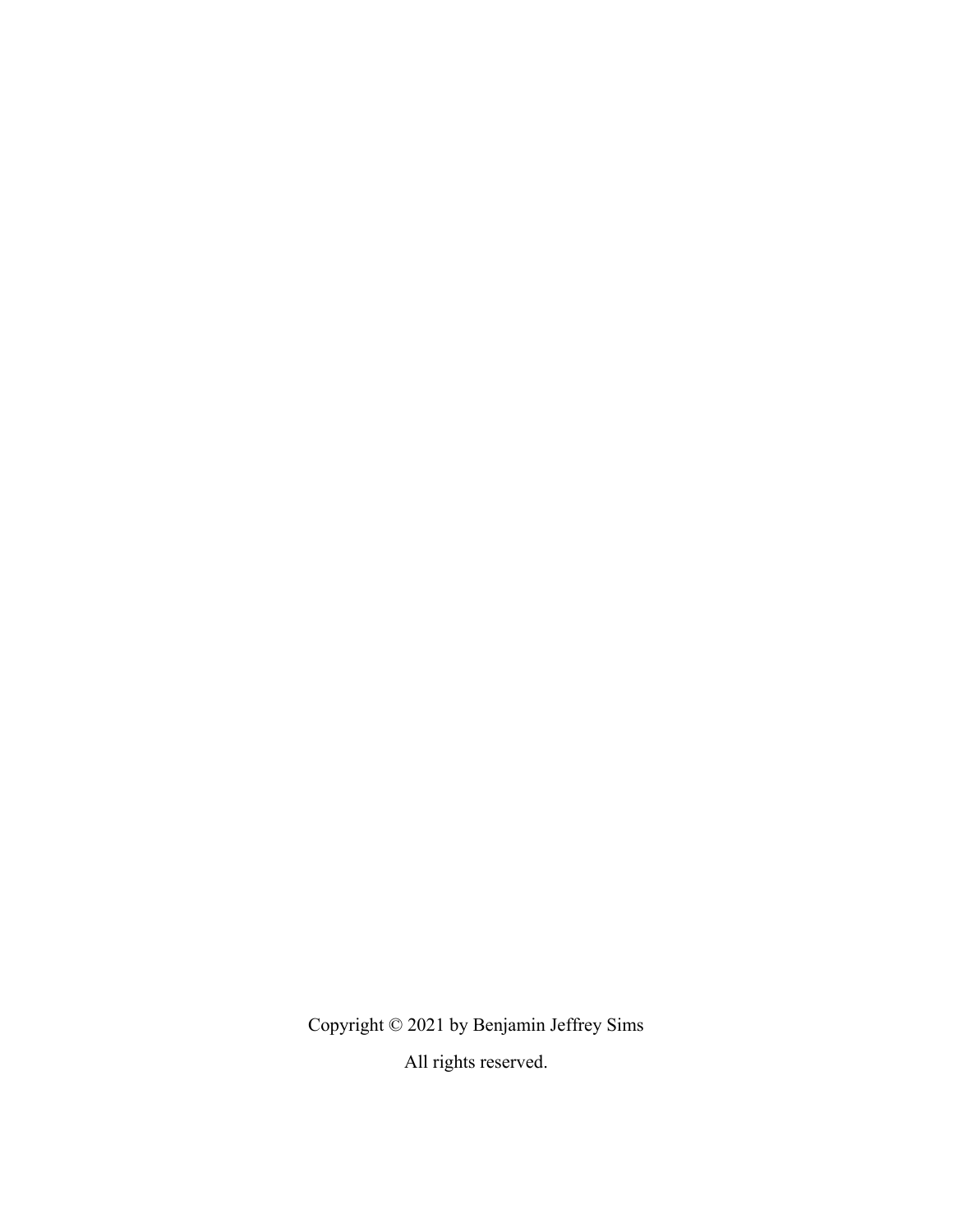Copyright © 2021 by Benjamin Jeffrey Sims

All rights reserved.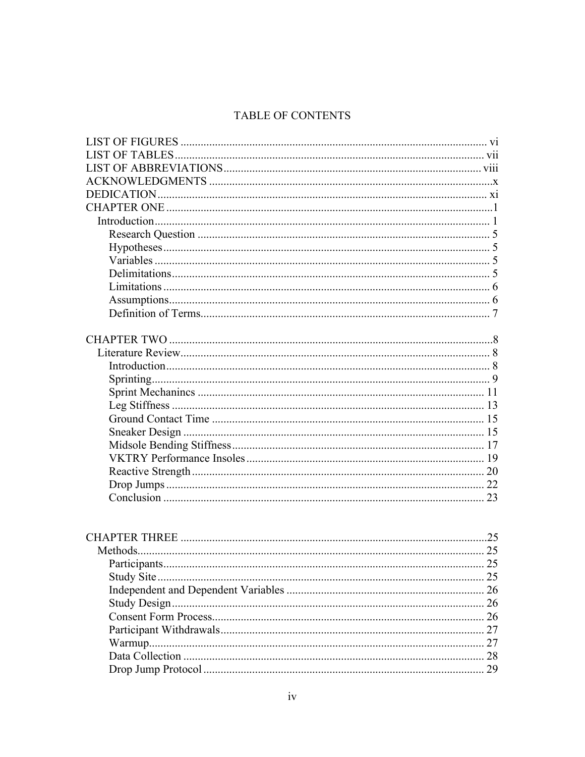# TABLE OF CONTENTS

LIST OF FIGURES ........................................................................................................ vi
LIST OF TABLES ......................................................................................................... vii
LIST OF ABBREVIATIONS ........................................................................................ viii
ACKNOWLEDGMENTS ..................................................................................................x
DEDICATION ................................................................................................................. xi
CHAPTER ONE ................................................................................................................1
- Introduction .................................................................................................................. 1
  - Research Question ................................................................................................... 5
  - Hypotheses ............................................................................................................... 5
  - Variables .................................................................................................................. 5
  - Delimitations ............................................................................................................ 5
  - Limitations ............................................................................................................... 6
  - Assumptions ............................................................................................................. 6
  - Definition of Terms .................................................................................................. 7

CHAPTER TWO ................................................................................................................8
- Literature Review ......................................................................................................... 8
  - Introduction .............................................................................................................. 8
  - Sprinting ................................................................................................................... 9
  - Sprint Mechanincs .................................................................................................. 11
  - Leg Stiffness ........................................................................................................... 13
  - Ground Contact Time ............................................................................................. 15
  - Sneaker Design ....................................................................................................... 15
  - Midsole Bending Stiffness ...................................................................................... 17
  - VKTRY Performance Insoles ................................................................................. 19
  - Reactive Strength .................................................................................................... 20
  - Drop Jumps ............................................................................................................. 22
  - Conclusion .............................................................................................................. 23

CHAPTER THREE ..........................................................................................................25
- Methods ...................................................................................................................... 25
  - Participants .............................................................................................................. 25
  - Study Site ................................................................................................................ 25
  - Independent and Dependent Variables ................................................................... 26
  - Study Design ........................................................................................................... 26
  - Consent Form Process ............................................................................................. 26
  - Participant Withdrawals .......................................................................................... 27
  - Warmup ................................................................................................................... 27
  - Data Collection ....................................................................................................... 28
  - Drop Jump Protocol ................................................................................................ 29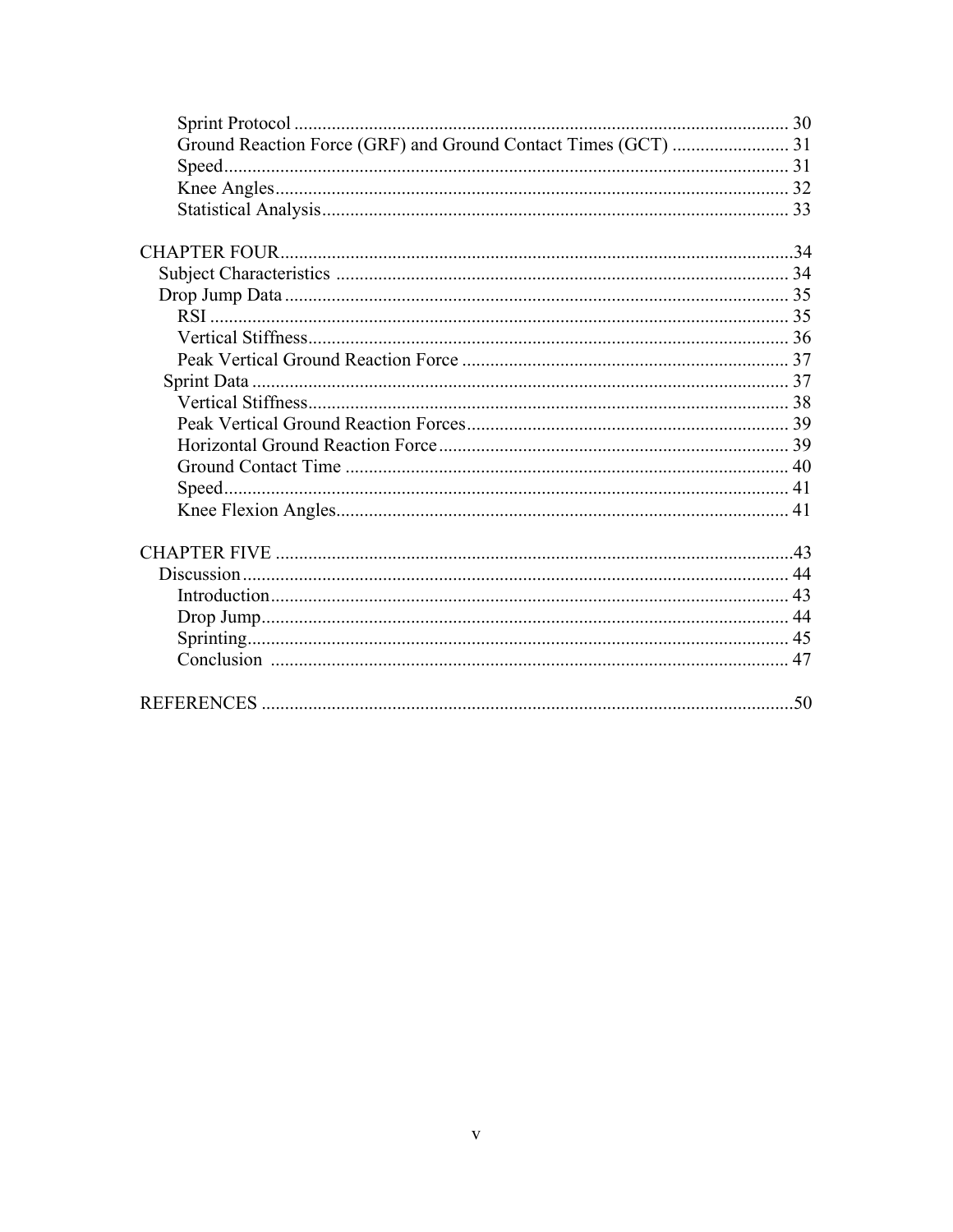Sprint Protocol ........................................................................................................ 30
Ground Reaction Force (GRF) and Ground Contact Times (GCT) ......................... 31
Speed........................................................................................................................ 31
Knee Angles............................................................................................................. 32
Statistical Analysis................................................................................................... 33

CHAPTER FOUR............................................................................................................34
Subject Characteristics ................................................................................................ 34
Drop Jump Data ........................................................................................................... 35
RSI ........................................................................................................................... 35
Vertical Stiffness...................................................................................................... 36
Peak Vertical Ground Reaction Force ..................................................................... 37
Sprint Data .................................................................................................................. 37
Vertical Stiffness...................................................................................................... 38
Peak Vertical Ground Reaction Forces.................................................................... 39
Horizontal Ground Reaction Force .......................................................................... 39
Ground Contact Time .............................................................................................. 40
Speed........................................................................................................................ 41
Knee Flexion Angles................................................................................................ 41

CHAPTER FIVE .............................................................................................................43
Discussion .................................................................................................................... 44
Introduction.............................................................................................................. 43
Drop Jump................................................................................................................ 44
Sprinting................................................................................................................... 45
Conclusion .............................................................................................................. 47

REFERENCES .................................................................................................................50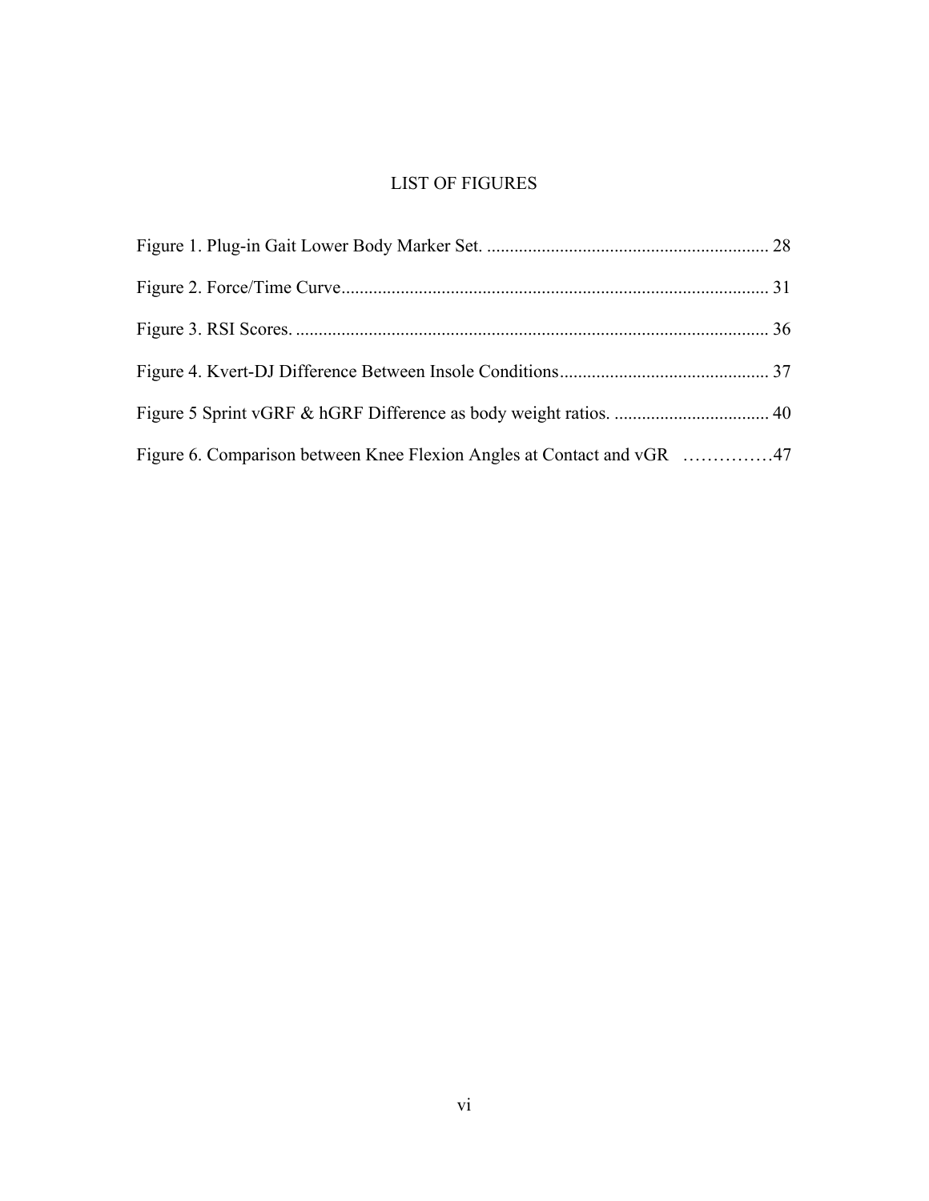# LIST OF FIGURES

Figure 1. Plug-in Gait Lower Body Marker Set. .............................................................. 28

Figure 2. Force/Time Curve............................................................................................. 31

Figure 3. RSI Scores. ....................................................................................................... 36

Figure 4. Kvert-DJ Difference Between Insole Conditions.............................................. 37

Figure 5 Sprint vGRF & hGRF Difference as body weight ratios. .................................. 40

Figure 6. Comparison between Knee Flexion Angles at Contact and vGR ……………47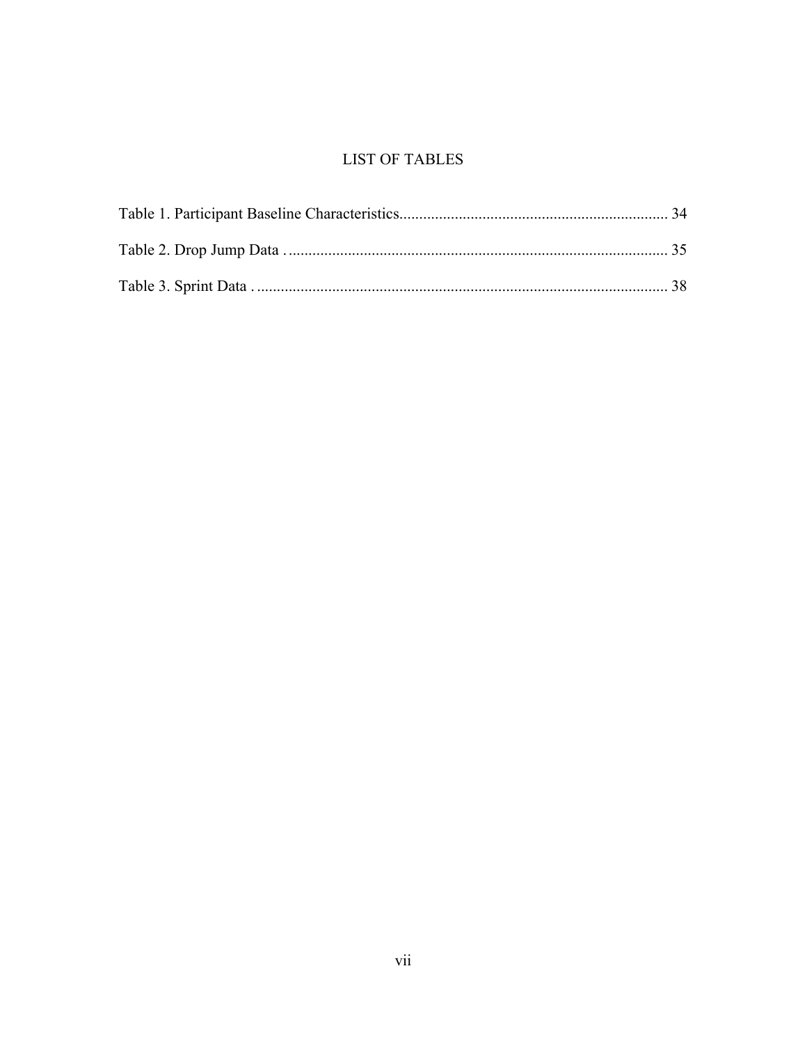# LIST OF TABLES

Table 1. Participant Baseline Characteristics.................................................................... 34

Table 2. Drop Jump Data ................................................................................................ 35

Table 3. Sprint Data ........................................................................................................ 38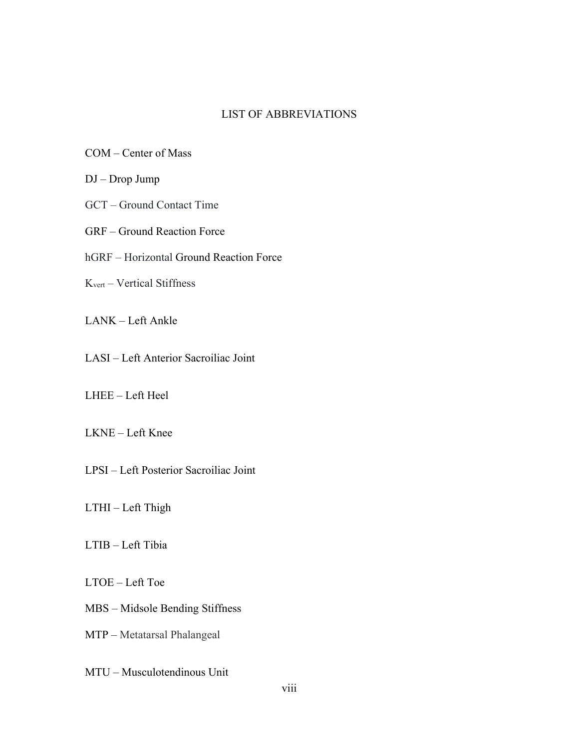# LIST OF ABBREVIATIONS

COM – Center of Mass

DJ – Drop Jump

GCT – Ground Contact Time

GRF – Ground Reaction Force

hGRF – Horizontal Ground Reaction Force

$K_{vert}$ – Vertical Stiffness

LANK – Left Ankle

LASI – Left Anterior Sacroiliac Joint

LHEE – Left Heel

LKNE – Left Knee

LPSI – Left Posterior Sacroiliac Joint

LTHI – Left Thigh

LTIB – Left Tibia

LTOE – Left Toe

MBS – Midsole Bending Stiffness

MTP – Metatarsal Phalangeal

MTU – Musculotendinous Unit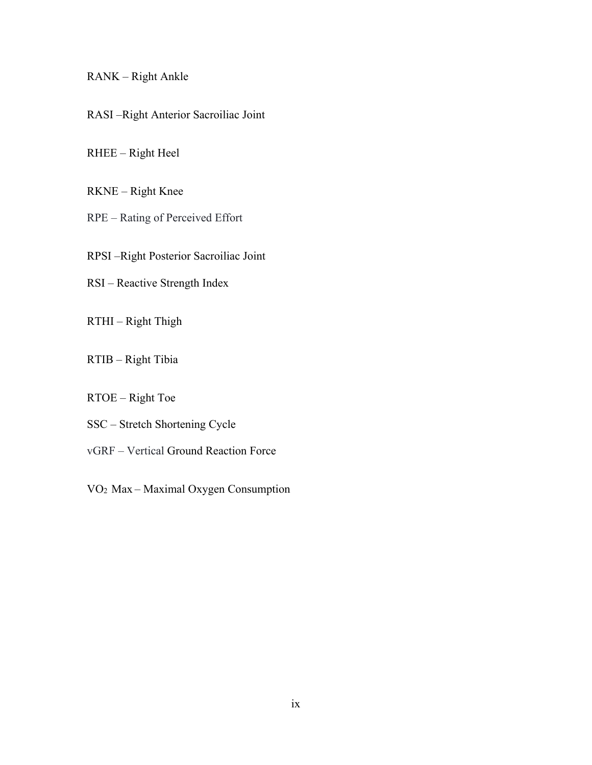RANK – Right Ankle

RASI –Right Anterior Sacroiliac Joint

RHEE – Right Heel

RKNE – Right Knee

RPE – Rating of Perceived Effort

RPSI –Right Posterior Sacroiliac Joint

RSI – Reactive Strength Index

RTHI – Right Thigh

RTIB – Right Tibia

RTOE – Right Toe

SSC – Stretch Shortening Cycle

vGRF – Vertical Ground Reaction Force

$VO_2$ Max – Maximal Oxygen Consumption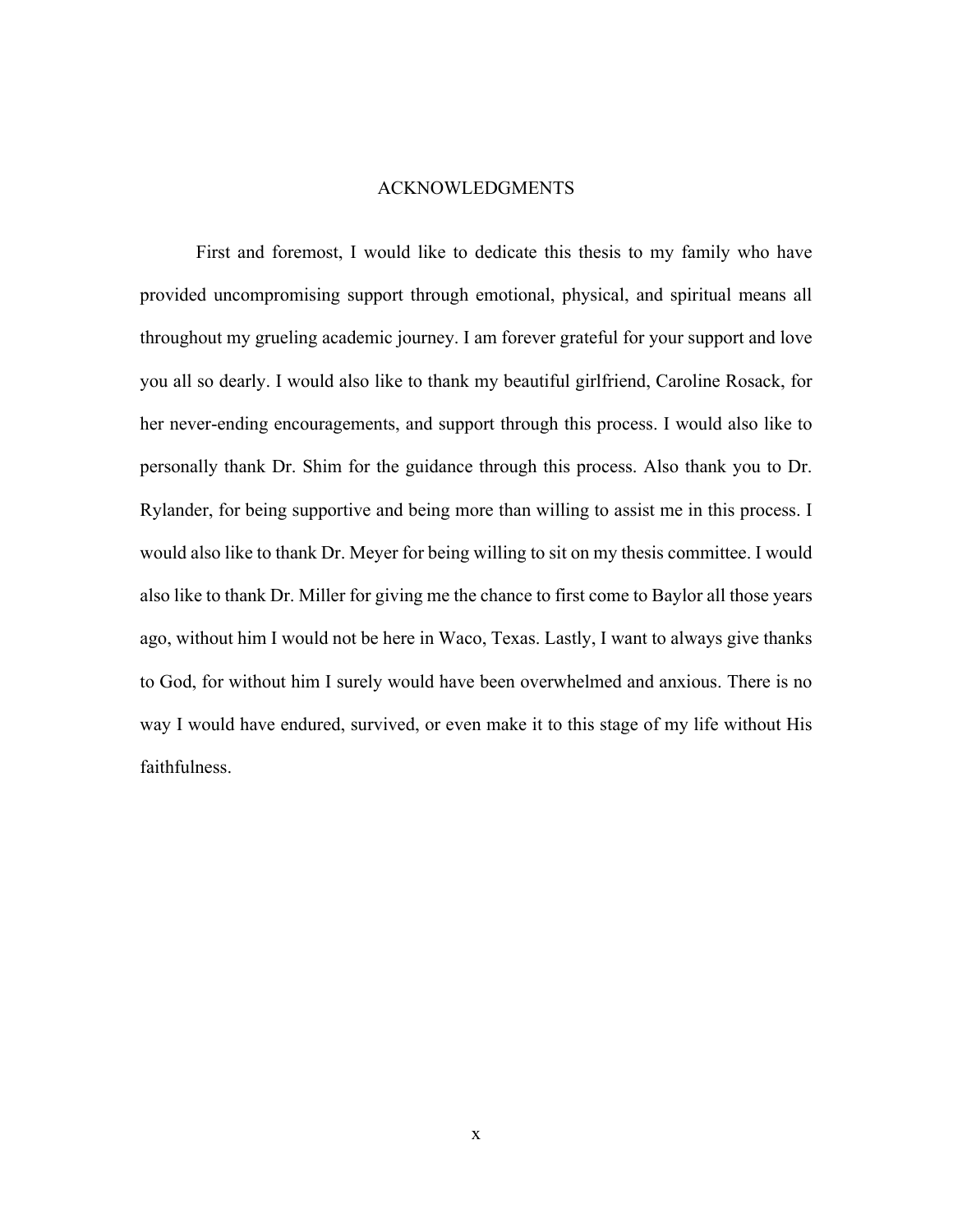# ACKNOWLEDGMENTS

First and foremost, I would like to dedicate this thesis to my family who have provided uncompromising support through emotional, physical, and spiritual means all throughout my grueling academic journey. I am forever grateful for your support and love you all so dearly. I would also like to thank my beautiful girlfriend, Caroline Rosack, for her never-ending encouragements, and support through this process. I would also like to personally thank Dr. Shim for the guidance through this process. Also thank you to Dr. Rylander, for being supportive and being more than willing to assist me in this process. I would also like to thank Dr. Meyer for being willing to sit on my thesis committee. I would also like to thank Dr. Miller for giving me the chance to first come to Baylor all those years ago, without him I would not be here in Waco, Texas. Lastly, I want to always give thanks to God, for without him I surely would have been overwhelmed and anxious. There is no way I would have endured, survived, or even make it to this stage of my life without His faithfulness.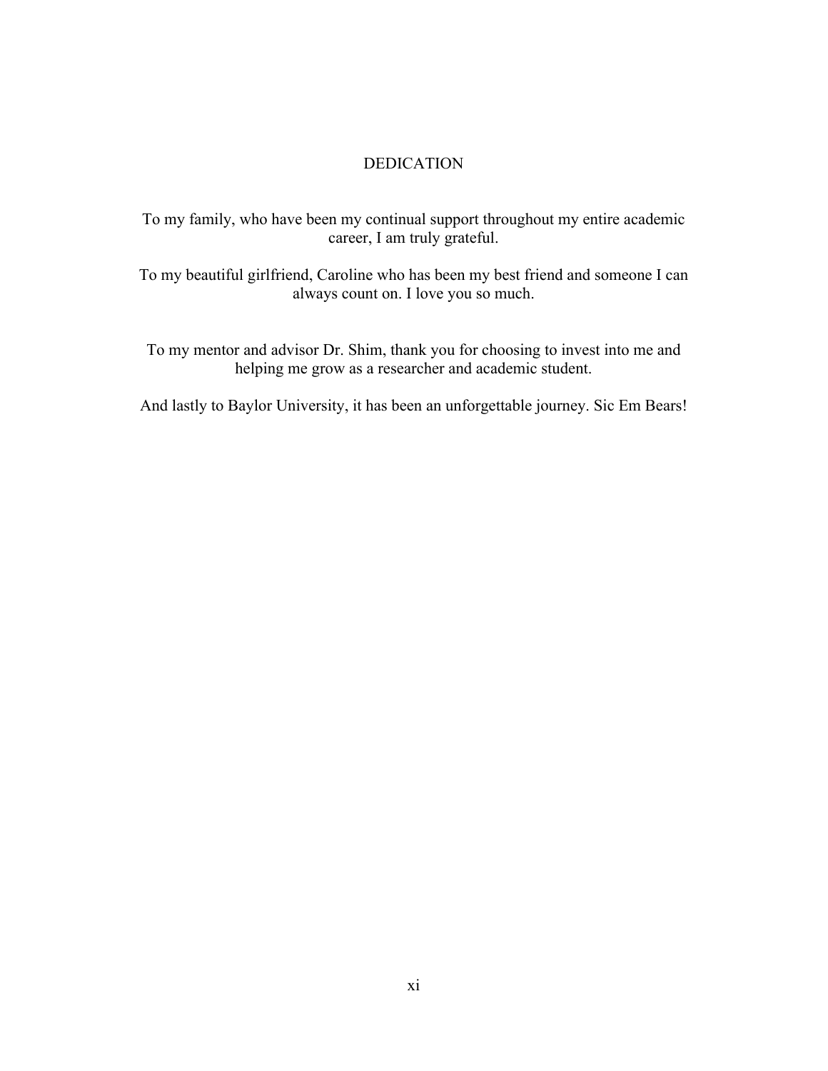# DEDICATION

To my family, who have been my continual support throughout my entire academic career, I am truly grateful.

To my beautiful girlfriend, Caroline who has been my best friend and someone I can always count on. I love you so much.

To my mentor and advisor Dr. Shim, thank you for choosing to invest into me and helping me grow as a researcher and academic student.

And lastly to Baylor University, it has been an unforgettable journey. Sic Em Bears!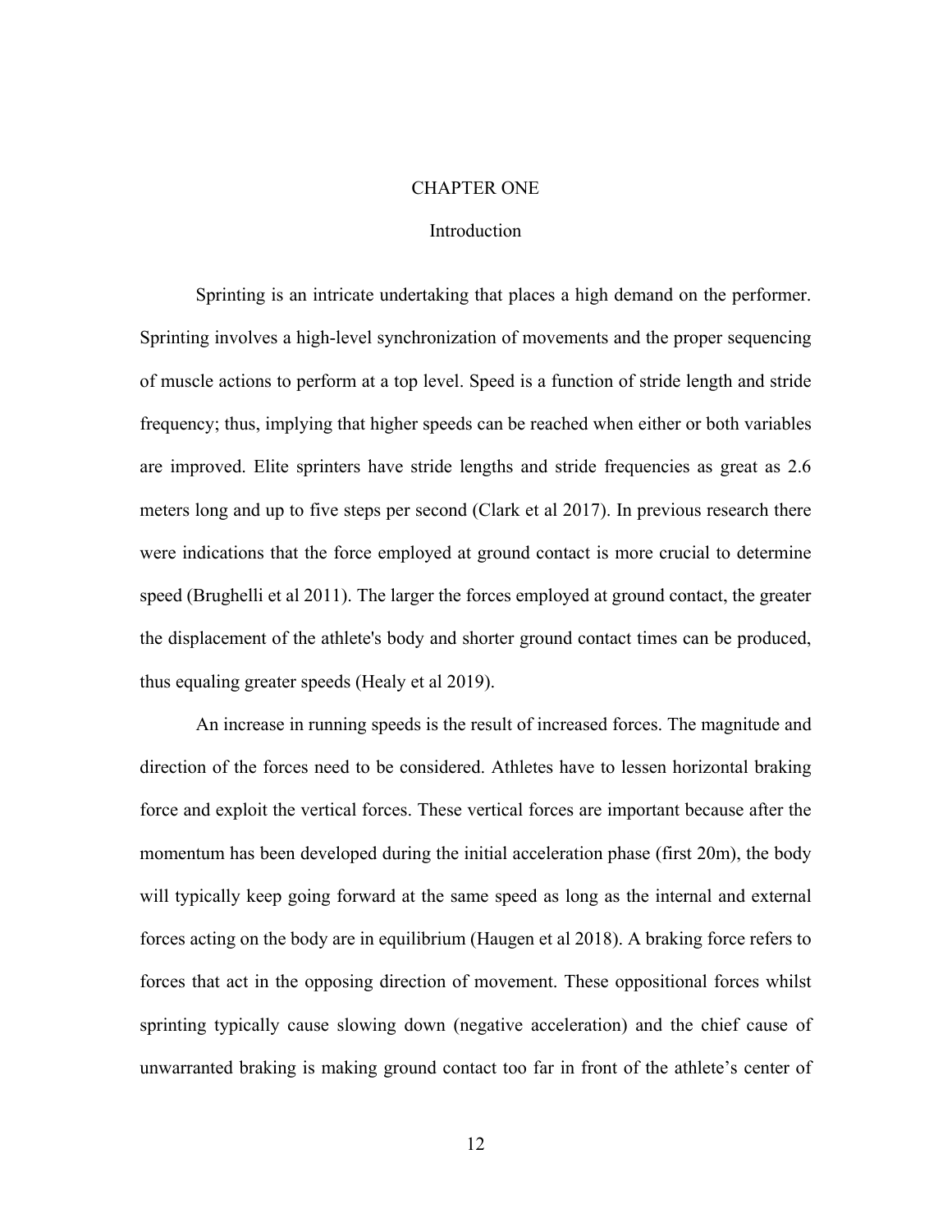# CHAPTER ONE

## Introduction

Sprinting is an intricate undertaking that places a high demand on the performer. Sprinting involves a high-level synchronization of movements and the proper sequencing of muscle actions to perform at a top level. Speed is a function of stride length and stride frequency; thus, implying that higher speeds can be reached when either or both variables are improved. Elite sprinters have stride lengths and stride frequencies as great as 2.6 meters long and up to five steps per second (Clark et al 2017). In previous research there were indications that the force employed at ground contact is more crucial to determine speed (Brughelli et al 2011). The larger the forces employed at ground contact, the greater the displacement of the athlete's body and shorter ground contact times can be produced, thus equaling greater speeds (Healy et al 2019).

An increase in running speeds is the result of increased forces. The magnitude and direction of the forces need to be considered. Athletes have to lessen horizontal braking force and exploit the vertical forces. These vertical forces are important because after the momentum has been developed during the initial acceleration phase (first 20m), the body will typically keep going forward at the same speed as long as the internal and external forces acting on the body are in equilibrium (Haugen et al 2018). A braking force refers to forces that act in the opposing direction of movement. These oppositional forces whilst sprinting typically cause slowing down (negative acceleration) and the chief cause of unwarranted braking is making ground contact too far in front of the athlete's center of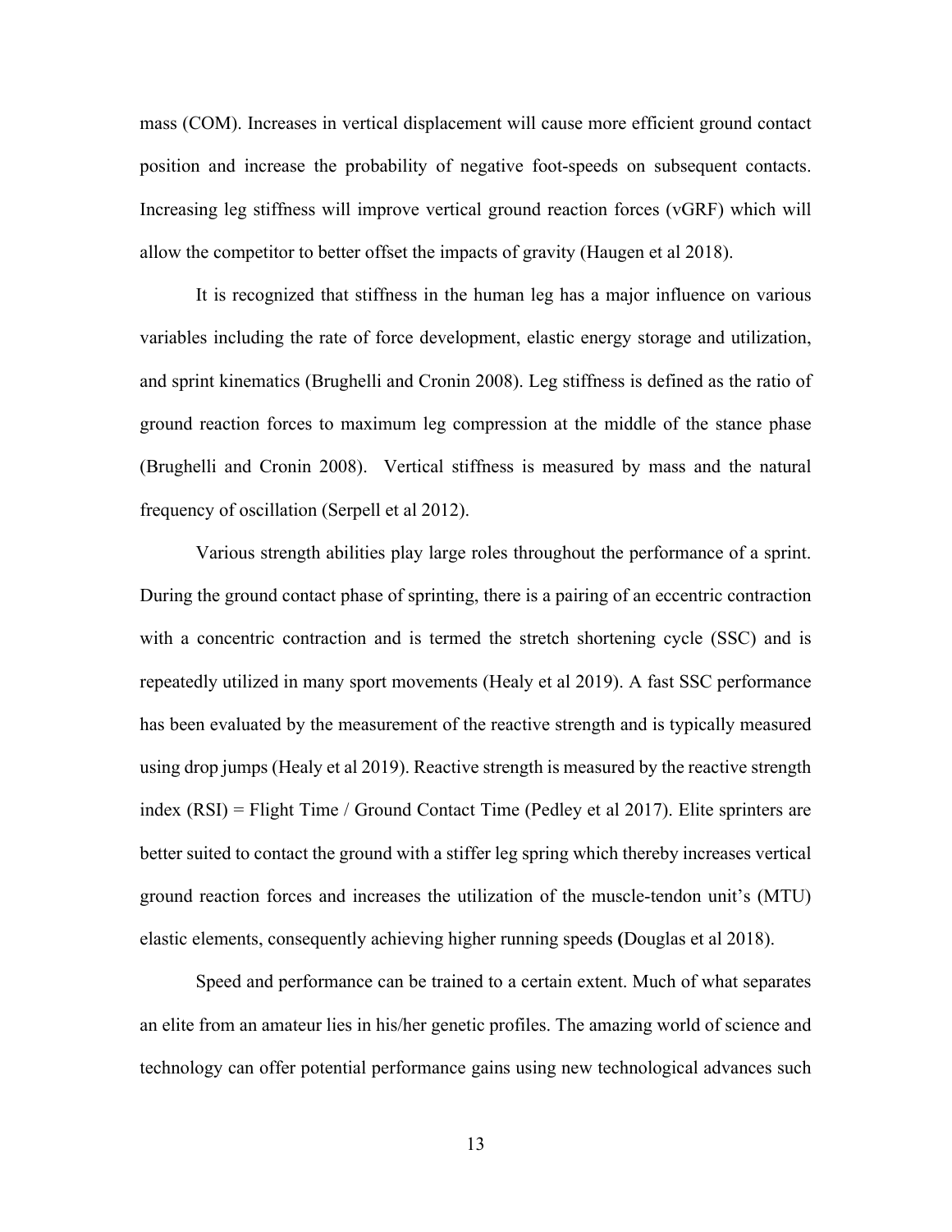mass (COM). Increases in vertical displacement will cause more efficient ground contact position and increase the probability of negative foot-speeds on subsequent contacts. Increasing leg stiffness will improve vertical ground reaction forces (vGRF) which will allow the competitor to better offset the impacts of gravity (Haugen et al 2018).

It is recognized that stiffness in the human leg has a major influence on various variables including the rate of force development, elastic energy storage and utilization, and sprint kinematics (Brughelli and Cronin 2008). Leg stiffness is defined as the ratio of ground reaction forces to maximum leg compression at the middle of the stance phase (Brughelli and Cronin 2008). Vertical stiffness is measured by mass and the natural frequency of oscillation (Serpell et al 2012).

Various strength abilities play large roles throughout the performance of a sprint. During the ground contact phase of sprinting, there is a pairing of an eccentric contraction with a concentric contraction and is termed the stretch shortening cycle (SSC) and is repeatedly utilized in many sport movements (Healy et al 2019). A fast SSC performance has been evaluated by the measurement of the reactive strength and is typically measured using drop jumps (Healy et al 2019). Reactive strength is measured by the reactive strength index (RSI) = Flight Time / Ground Contact Time (Pedley et al 2017). Elite sprinters are better suited to contact the ground with a stiffer leg spring which thereby increases vertical ground reaction forces and increases the utilization of the muscle-tendon unit's (MTU) elastic elements, consequently achieving higher running speeds **(**Douglas et al 2018).

Speed and performance can be trained to a certain extent. Much of what separates an elite from an amateur lies in his/her genetic profiles. The amazing world of science and technology can offer potential performance gains using new technological advances such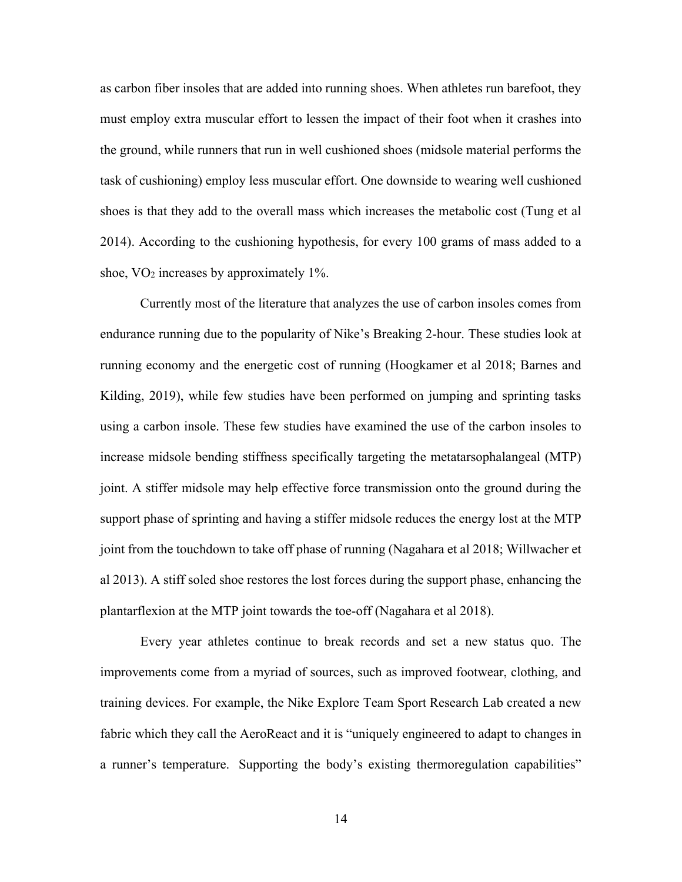as carbon fiber insoles that are added into running shoes. When athletes run barefoot, they must employ extra muscular effort to lessen the impact of their foot when it crashes into the ground, while runners that run in well cushioned shoes (midsole material performs the task of cushioning) employ less muscular effort. One downside to wearing well cushioned shoes is that they add to the overall mass which increases the metabolic cost (Tung et al 2014). According to the cushioning hypothesis, for every 100 grams of mass added to a shoe, $VO_2$ increases by approximately 1%.

Currently most of the literature that analyzes the use of carbon insoles comes from endurance running due to the popularity of Nike's Breaking 2-hour. These studies look at running economy and the energetic cost of running (Hoogkamer et al 2018; Barnes and Kilding, 2019), while few studies have been performed on jumping and sprinting tasks using a carbon insole. These few studies have examined the use of the carbon insoles to increase midsole bending stiffness specifically targeting the metatarsophalangeal (MTP) joint. A stiffer midsole may help effective force transmission onto the ground during the support phase of sprinting and having a stiffer midsole reduces the energy lost at the MTP joint from the touchdown to take off phase of running (Nagahara et al 2018; Willwacher et al 2013). A stiff soled shoe restores the lost forces during the support phase, enhancing the plantarflexion at the MTP joint towards the toe-off (Nagahara et al 2018).

Every year athletes continue to break records and set a new status quo. The improvements come from a myriad of sources, such as improved footwear, clothing, and training devices. For example, the Nike Explore Team Sport Research Lab created a new fabric which they call the AeroReact and it is "uniquely engineered to adapt to changes in a runner's temperature. Supporting the body's existing thermoregulation capabilities"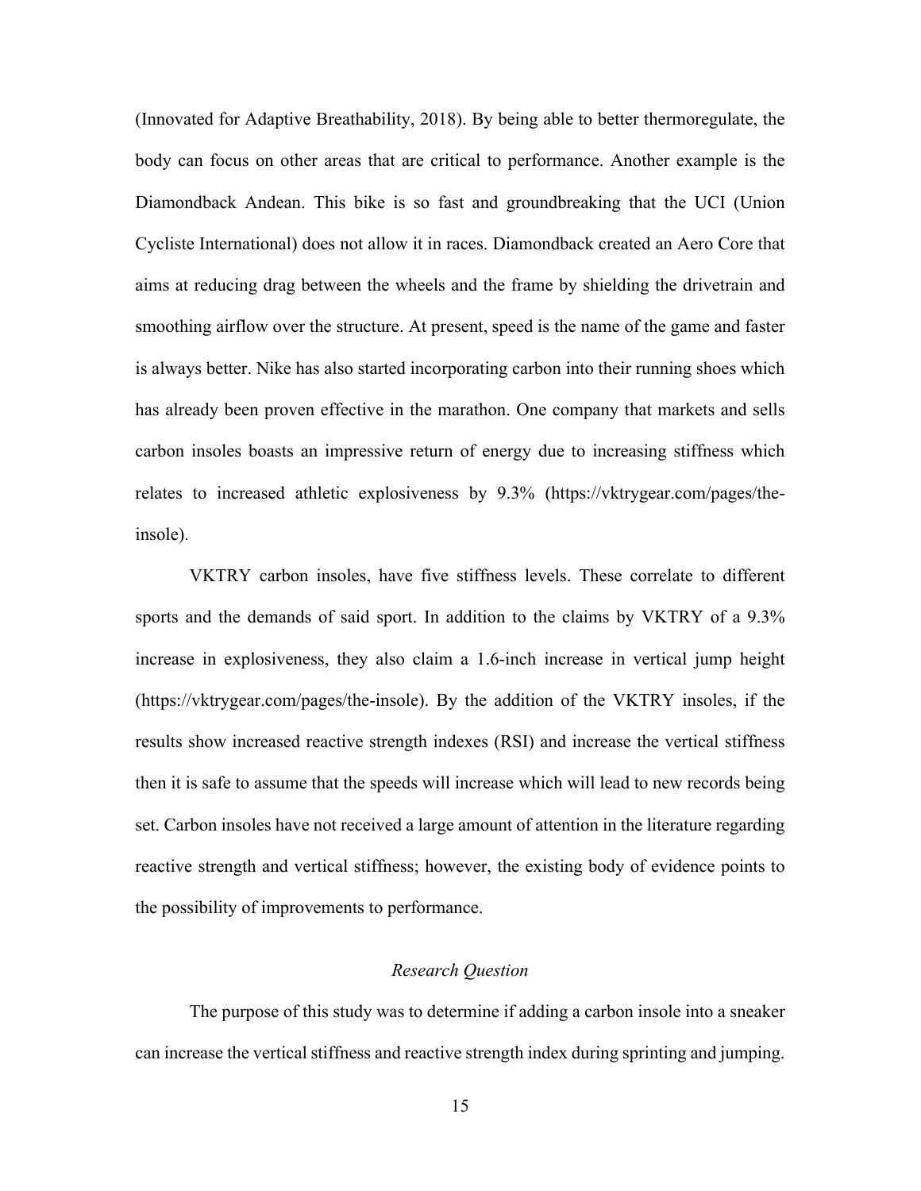(Innovated for Adaptive Breathability, 2018). By being able to better thermoregulate, the body can focus on other areas that are critical to performance. Another example is the Diamondback Andean. This bike is so fast and groundbreaking that the UCI (Union Cycliste International) does not allow it in races. Diamondback created an Aero Core that aims at reducing drag between the wheels and the frame by shielding the drivetrain and smoothing airflow over the structure. At present, speed is the name of the game and faster is always better. Nike has also started incorporating carbon into their running shoes which has already been proven effective in the marathon. One company that markets and sells carbon insoles boasts an impressive return of energy due to increasing stiffness which relates to increased athletic explosiveness by 9.3% (https://vktrygear.com/pages/the-insole).

VKTRY carbon insoles, have five stiffness levels. These correlate to different sports and the demands of said sport. In addition to the claims by VKTRY of a 9.3% increase in explosiveness, they also claim a 1.6-inch increase in vertical jump height (https://vktrygear.com/pages/the-insole). By the addition of the VKTRY insoles, if the results show increased reactive strength indexes (RSI) and increase the vertical stiffness then it is safe to assume that the speeds will increase which will lead to new records being set. Carbon insoles have not received a large amount of attention in the literature regarding reactive strength and vertical stiffness; however, the existing body of evidence points to the possibility of improvements to performance.

### *Research Question*

The purpose of this study was to determine if adding a carbon insole into a sneaker can increase the vertical stiffness and reactive strength index during sprinting and jumping.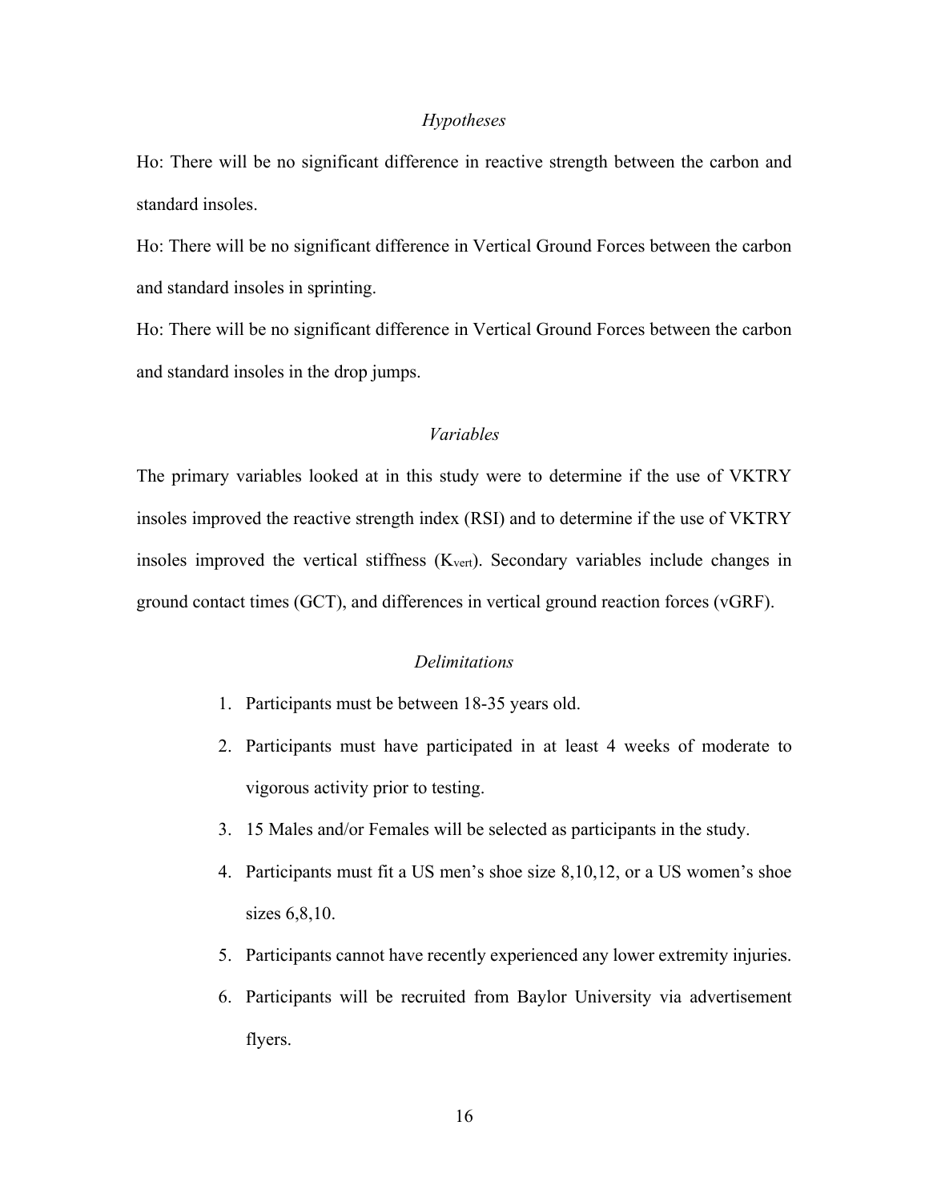### *Hypotheses*

Ho: There will be no significant difference in reactive strength between the carbon and standard insoles.

Ho: There will be no significant difference in Vertical Ground Forces between the carbon and standard insoles in sprinting.

Ho: There will be no significant difference in Vertical Ground Forces between the carbon and standard insoles in the drop jumps.

### *Variables*

The primary variables looked at in this study were to determine if the use of VKTRY insoles improved the reactive strength index (RSI) and to determine if the use of VKTRY insoles improved the vertical stiffness ($K_{vert}$). Secondary variables include changes in ground contact times (GCT), and differences in vertical ground reaction forces (vGRF).

### *Delimitations*

1. Participants must be between 18-35 years old.
2. Participants must have participated in at least 4 weeks of moderate to vigorous activity prior to testing.
3. 15 Males and/or Females will be selected as participants in the study.
4. Participants must fit a US men's shoe size 8,10,12, or a US women's shoe sizes 6,8,10.
5. Participants cannot have recently experienced any lower extremity injuries.
6. Participants will be recruited from Baylor University via advertisement flyers.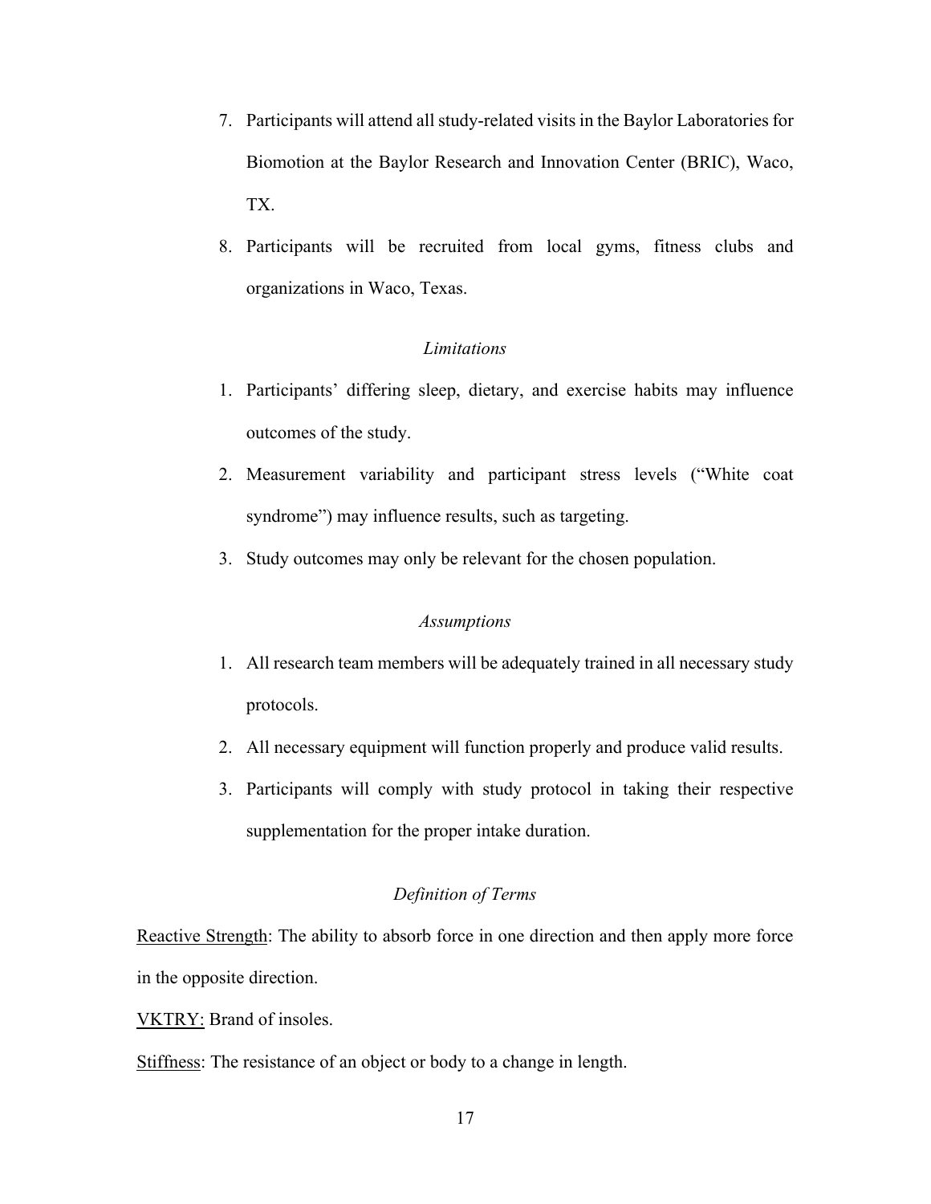7. Participants will attend all study-related visits in the Baylor Laboratories for Biomotion at the Baylor Research and Innovation Center (BRIC), Waco, TX.
8. Participants will be recruited from local gyms, fitness clubs and organizations in Waco, Texas.

### *Limitations*

1. Participants' differing sleep, dietary, and exercise habits may influence outcomes of the study.
2. Measurement variability and participant stress levels ("White coat syndrome") may influence results, such as targeting.
3. Study outcomes may only be relevant for the chosen population.

### *Assumptions*

1. All research team members will be adequately trained in all necessary study protocols.
2. All necessary equipment will function properly and produce valid results.
3. Participants will comply with study protocol in taking their respective supplementation for the proper intake duration.

### *Definition of Terms*

<u>Reactive Strength</u>: The ability to absorb force in one direction and then apply more force in the opposite direction.

<u>VKTRY:</u> Brand of insoles.

<u>Stiffness</u>: The resistance of an object or body to a change in length.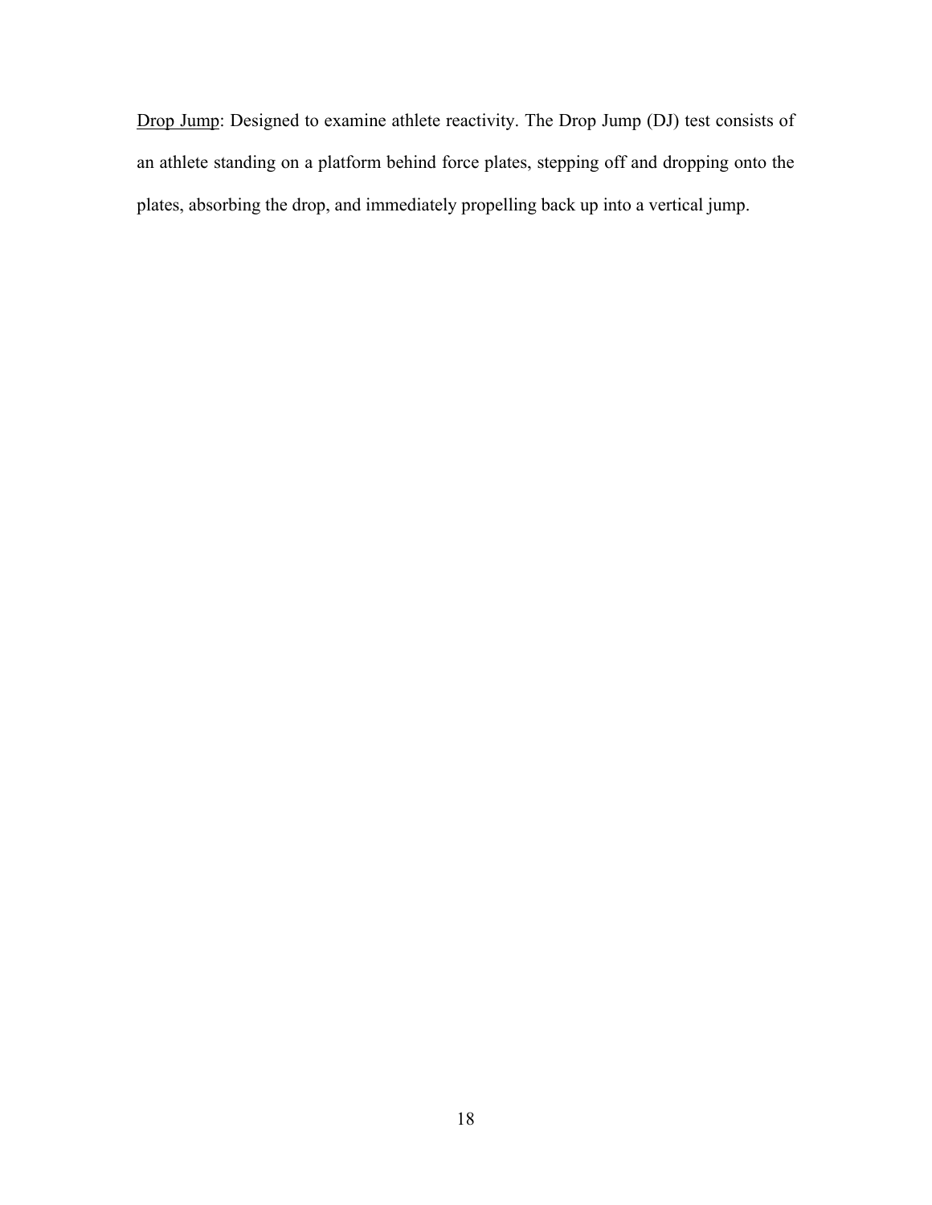<u>Drop Jump</u>: Designed to examine athlete reactivity. The Drop Jump (DJ) test consists of an athlete standing on a platform behind force plates, stepping off and dropping onto the plates, absorbing the drop, and immediately propelling back up into a vertical jump.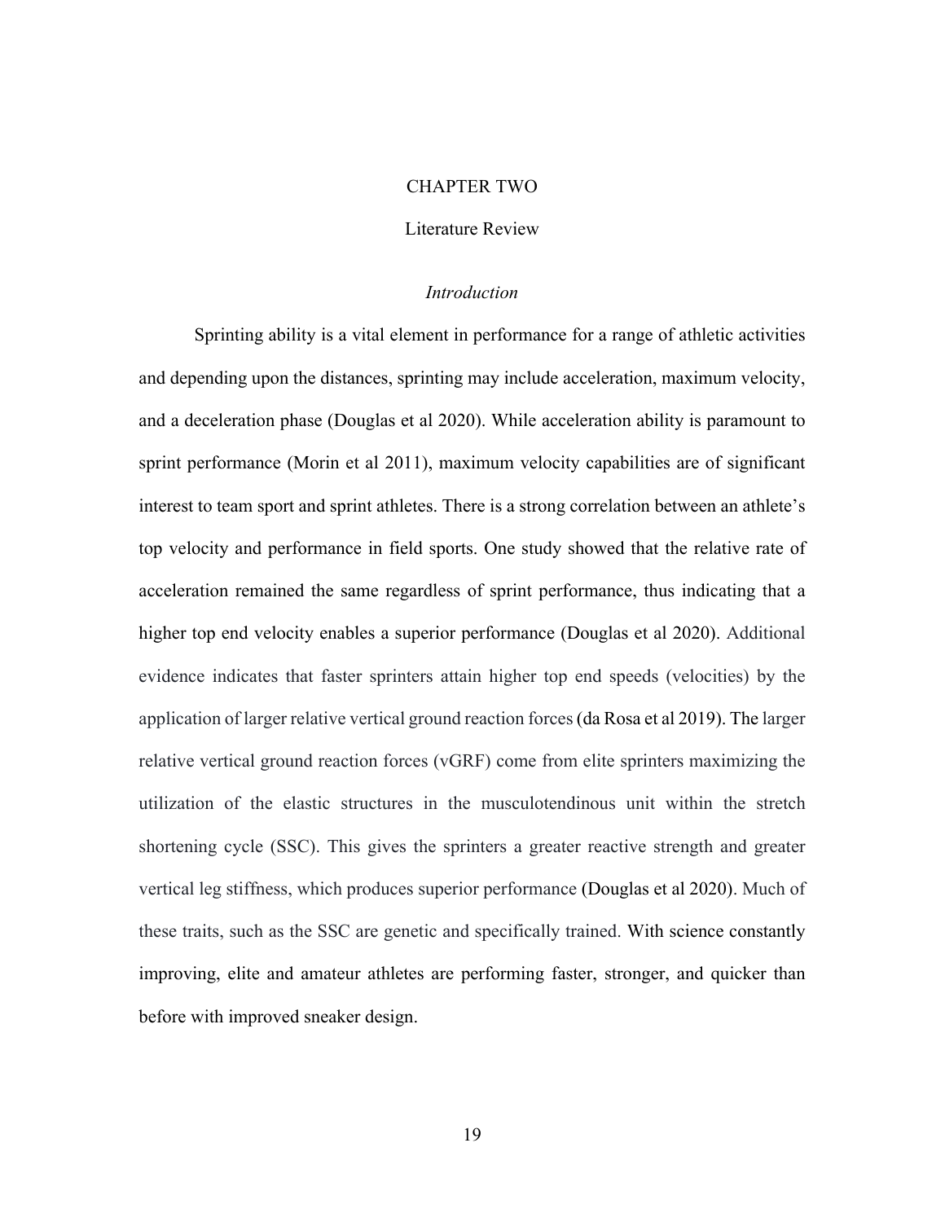# CHAPTER TWO

## Literature Review

### *Introduction*

Sprinting ability is a vital element in performance for a range of athletic activities and depending upon the distances, sprinting may include acceleration, maximum velocity, and a deceleration phase (Douglas et al 2020). While acceleration ability is paramount to sprint performance (Morin et al 2011), maximum velocity capabilities are of significant interest to team sport and sprint athletes. There is a strong correlation between an athlete's top velocity and performance in field sports. One study showed that the relative rate of acceleration remained the same regardless of sprint performance, thus indicating that a higher top end velocity enables a superior performance (Douglas et al 2020). Additional evidence indicates that faster sprinters attain higher top end speeds (velocities) by the application of larger relative vertical ground reaction forces (da Rosa et al 2019). The larger relative vertical ground reaction forces (vGRF) come from elite sprinters maximizing the utilization of the elastic structures in the musculotendinous unit within the stretch shortening cycle (SSC). This gives the sprinters a greater reactive strength and greater vertical leg stiffness, which produces superior performance (Douglas et al 2020). Much of these traits, such as the SSC are genetic and specifically trained. With science constantly improving, elite and amateur athletes are performing faster, stronger, and quicker than before with improved sneaker design.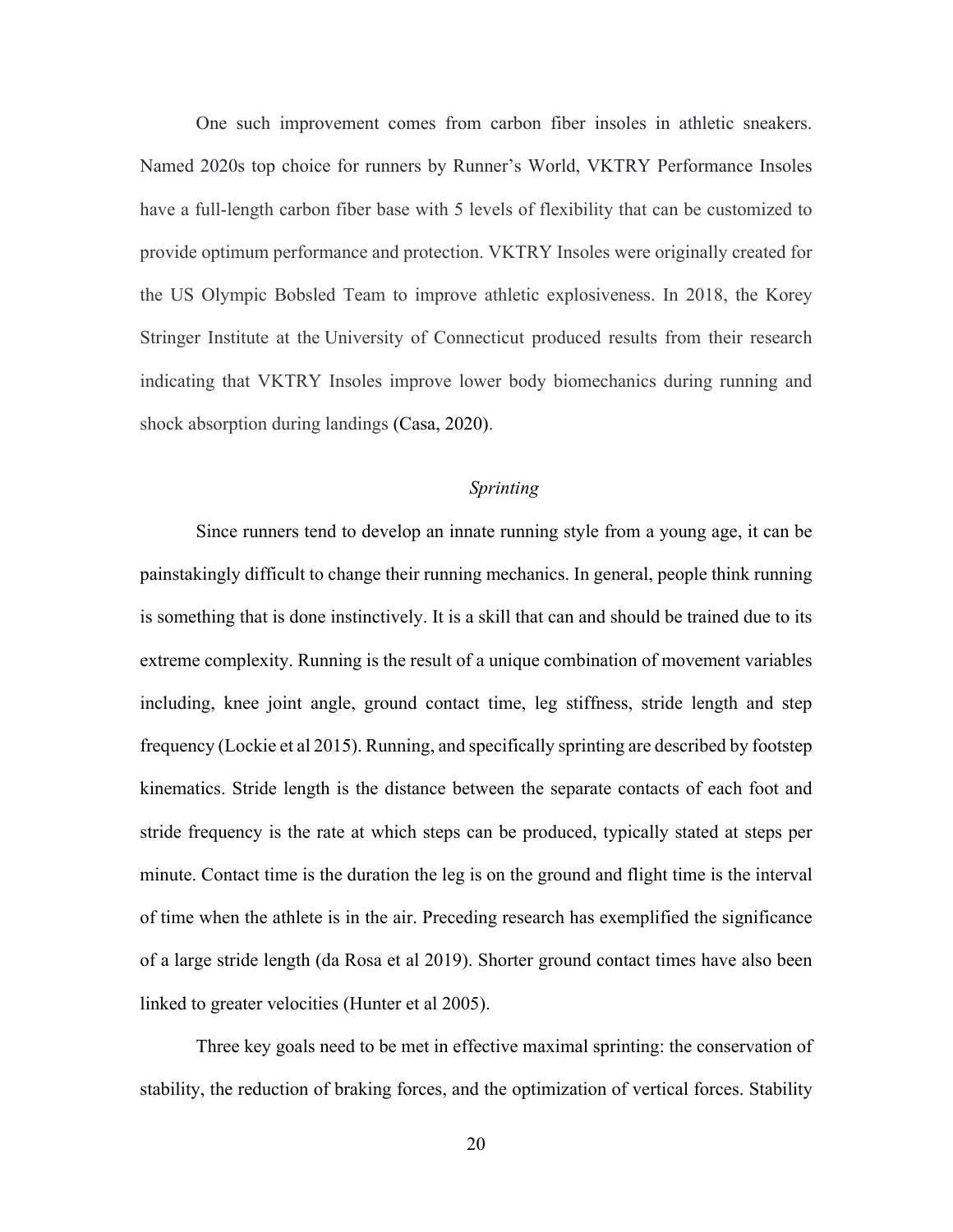One such improvement comes from carbon fiber insoles in athletic sneakers. Named 2020s top choice for runners by Runner's World, VKTRY Performance Insoles have a full-length carbon fiber base with 5 levels of flexibility that can be customized to provide optimum performance and protection. VKTRY Insoles were originally created for the US Olympic Bobsled Team to improve athletic explosiveness. In 2018, the Korey Stringer Institute at the University of Connecticut produced results from their research indicating that VKTRY Insoles improve lower body biomechanics during running and shock absorption during landings (Casa, 2020).

### *Sprinting*

Since runners tend to develop an innate running style from a young age, it can be painstakingly difficult to change their running mechanics. In general, people think running is something that is done instinctively. It is a skill that can and should be trained due to its extreme complexity. Running is the result of a unique combination of movement variables including, knee joint angle, ground contact time, leg stiffness, stride length and step frequency (Lockie et al 2015). Running, and specifically sprinting are described by footstep kinematics. Stride length is the distance between the separate contacts of each foot and stride frequency is the rate at which steps can be produced, typically stated at steps per minute. Contact time is the duration the leg is on the ground and flight time is the interval of time when the athlete is in the air. Preceding research has exemplified the significance of a large stride length (da Rosa et al 2019). Shorter ground contact times have also been linked to greater velocities (Hunter et al 2005).

Three key goals need to be met in effective maximal sprinting: the conservation of stability, the reduction of braking forces, and the optimization of vertical forces. Stability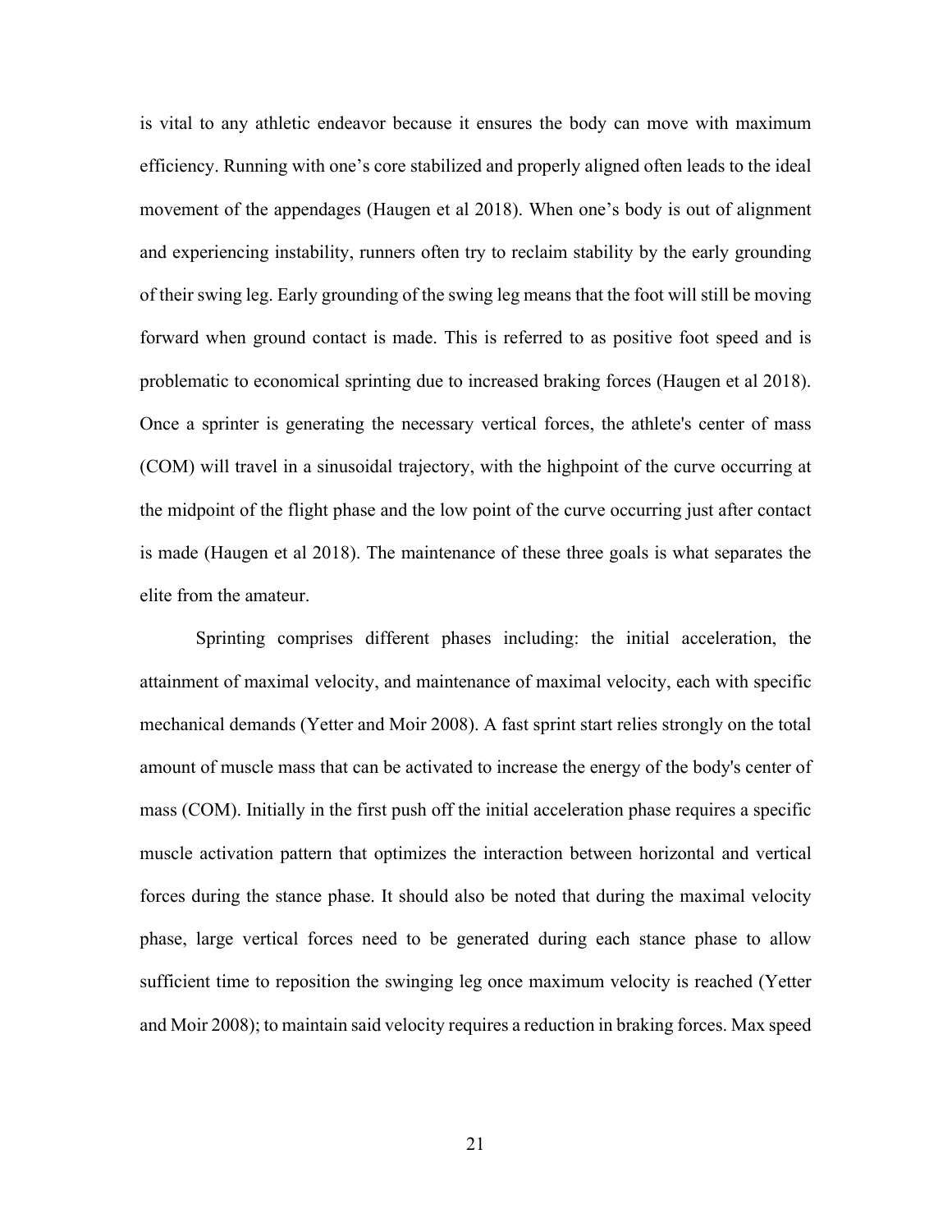is vital to any athletic endeavor because it ensures the body can move with maximum efficiency. Running with one's core stabilized and properly aligned often leads to the ideal movement of the appendages (Haugen et al 2018). When one's body is out of alignment and experiencing instability, runners often try to reclaim stability by the early grounding of their swing leg. Early grounding of the swing leg means that the foot will still be moving forward when ground contact is made. This is referred to as positive foot speed and is problematic to economical sprinting due to increased braking forces (Haugen et al 2018). Once a sprinter is generating the necessary vertical forces, the athlete's center of mass (COM) will travel in a sinusoidal trajectory, with the highpoint of the curve occurring at the midpoint of the flight phase and the low point of the curve occurring just after contact is made (Haugen et al 2018). The maintenance of these three goals is what separates the elite from the amateur.

Sprinting comprises different phases including: the initial acceleration, the attainment of maximal velocity, and maintenance of maximal velocity, each with specific mechanical demands (Yetter and Moir 2008). A fast sprint start relies strongly on the total amount of muscle mass that can be activated to increase the energy of the body's center of mass (COM). Initially in the first push off the initial acceleration phase requires a specific muscle activation pattern that optimizes the interaction between horizontal and vertical forces during the stance phase. It should also be noted that during the maximal velocity phase, large vertical forces need to be generated during each stance phase to allow sufficient time to reposition the swinging leg once maximum velocity is reached (Yetter and Moir 2008); to maintain said velocity requires a reduction in braking forces. Max speed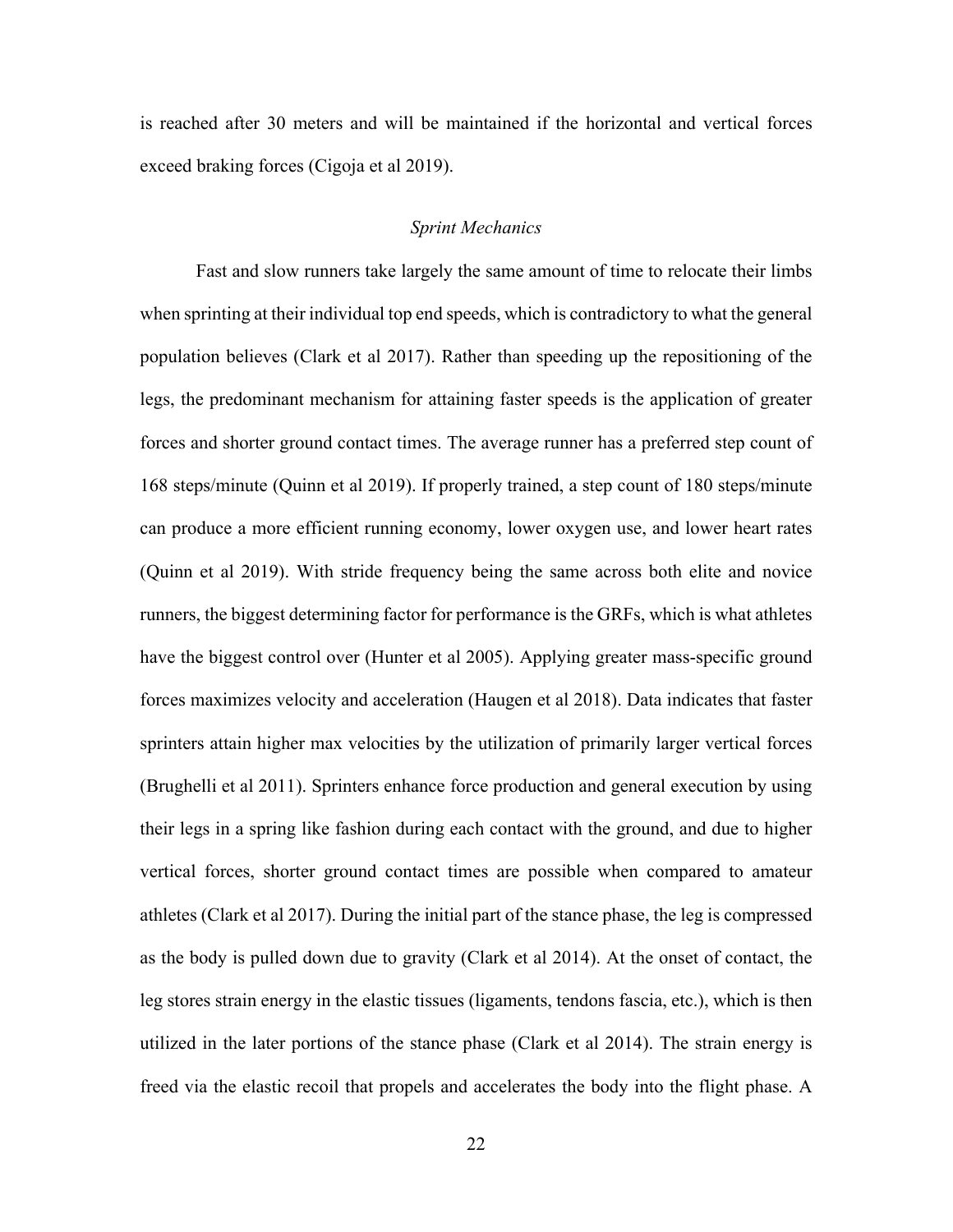is reached after 30 meters and will be maintained if the horizontal and vertical forces exceed braking forces (Cigoja et al 2019).

*Sprint Mechanics*

Fast and slow runners take largely the same amount of time to relocate their limbs when sprinting at their individual top end speeds, which is contradictory to what the general population believes (Clark et al 2017). Rather than speeding up the repositioning of the legs, the predominant mechanism for attaining faster speeds is the application of greater forces and shorter ground contact times. The average runner has a preferred step count of 168 steps/minute (Quinn et al 2019). If properly trained, a step count of 180 steps/minute can produce a more efficient running economy, lower oxygen use, and lower heart rates (Quinn et al 2019). With stride frequency being the same across both elite and novice runners, the biggest determining factor for performance is the GRFs, which is what athletes have the biggest control over (Hunter et al 2005). Applying greater mass-specific ground forces maximizes velocity and acceleration (Haugen et al 2018). Data indicates that faster sprinters attain higher max velocities by the utilization of primarily larger vertical forces (Brughelli et al 2011). Sprinters enhance force production and general execution by using their legs in a spring like fashion during each contact with the ground, and due to higher vertical forces, shorter ground contact times are possible when compared to amateur athletes (Clark et al 2017). During the initial part of the stance phase, the leg is compressed as the body is pulled down due to gravity (Clark et al 2014). At the onset of contact, the leg stores strain energy in the elastic tissues (ligaments, tendons fascia, etc.), which is then utilized in the later portions of the stance phase (Clark et al 2014). The strain energy is freed via the elastic recoil that propels and accelerates the body into the flight phase. A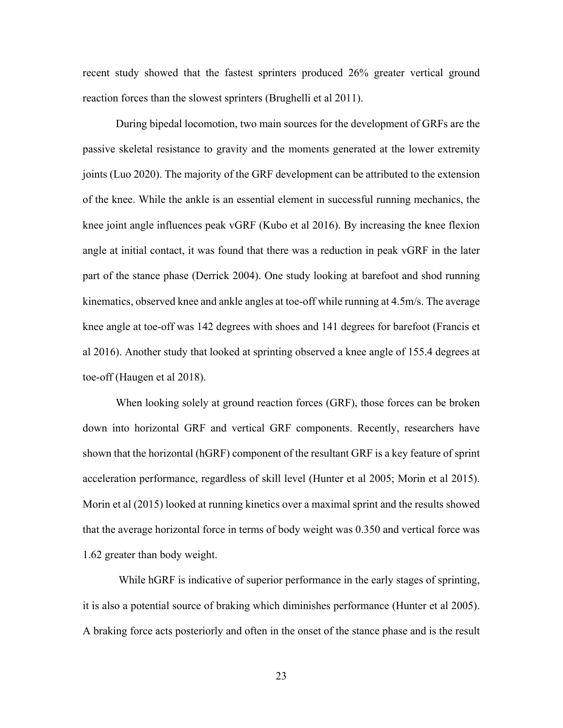recent study showed that the fastest sprinters produced 26% greater vertical ground reaction forces than the slowest sprinters (Brughelli et al 2011).

During bipedal locomotion, two main sources for the development of GRFs are the passive skeletal resistance to gravity and the moments generated at the lower extremity joints (Luo 2020). The majority of the GRF development can be attributed to the extension of the knee. While the ankle is an essential element in successful running mechanics, the knee joint angle influences peak vGRF (Kubo et al 2016). By increasing the knee flexion angle at initial contact, it was found that there was a reduction in peak vGRF in the later part of the stance phase (Derrick 2004). One study looking at barefoot and shod running kinematics, observed knee and ankle angles at toe-off while running at 4.5m/s. The average knee angle at toe-off was 142 degrees with shoes and 141 degrees for barefoot (Francis et al 2016). Another study that looked at sprinting observed a knee angle of 155.4 degrees at toe-off (Haugen et al 2018).

When looking solely at ground reaction forces (GRF), those forces can be broken down into horizontal GRF and vertical GRF components. Recently, researchers have shown that the horizontal (hGRF) component of the resultant GRF is a key feature of sprint acceleration performance, regardless of skill level (Hunter et al 2005; Morin et al 2015). Morin et al (2015) looked at running kinetics over a maximal sprint and the results showed that the average horizontal force in terms of body weight was 0.350 and vertical force was 1.62 greater than body weight.

While hGRF is indicative of superior performance in the early stages of sprinting, it is also a potential source of braking which diminishes performance (Hunter et al 2005). A braking force acts posteriorly and often in the onset of the stance phase and is the result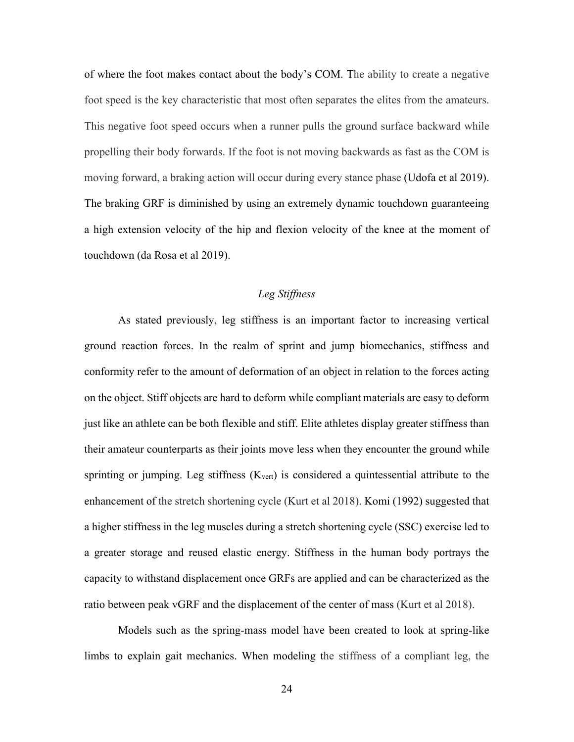of where the foot makes contact about the body's COM. The ability to create a negative foot speed is the key characteristic that most often separates the elites from the amateurs. This negative foot speed occurs when a runner pulls the ground surface backward while propelling their body forwards. If the foot is not moving backwards as fast as the COM is moving forward, a braking action will occur during every stance phase (Udofa et al 2019). The braking GRF is diminished by using an extremely dynamic touchdown guaranteeing a high extension velocity of the hip and flexion velocity of the knee at the moment of touchdown (da Rosa et al 2019).

### *Leg Stiffness*

As stated previously, leg stiffness is an important factor to increasing vertical ground reaction forces. In the realm of sprint and jump biomechanics, stiffness and conformity refer to the amount of deformation of an object in relation to the forces acting on the object. Stiff objects are hard to deform while compliant materials are easy to deform just like an athlete can be both flexible and stiff. Elite athletes display greater stiffness than their amateur counterparts as their joints move less when they encounter the ground while sprinting or jumping. Leg stiffness ($K_{vert}$) is considered a quintessential attribute to the enhancement of the stretch shortening cycle (Kurt et al 2018). Komi (1992) suggested that a higher stiffness in the leg muscles during a stretch shortening cycle (SSC) exercise led to a greater storage and reused elastic energy. Stiffness in the human body portrays the capacity to withstand displacement once GRFs are applied and can be characterized as the ratio between peak vGRF and the displacement of the center of mass (Kurt et al 2018).

Models such as the spring-mass model have been created to look at spring-like limbs to explain gait mechanics. When modeling the stiffness of a compliant leg, the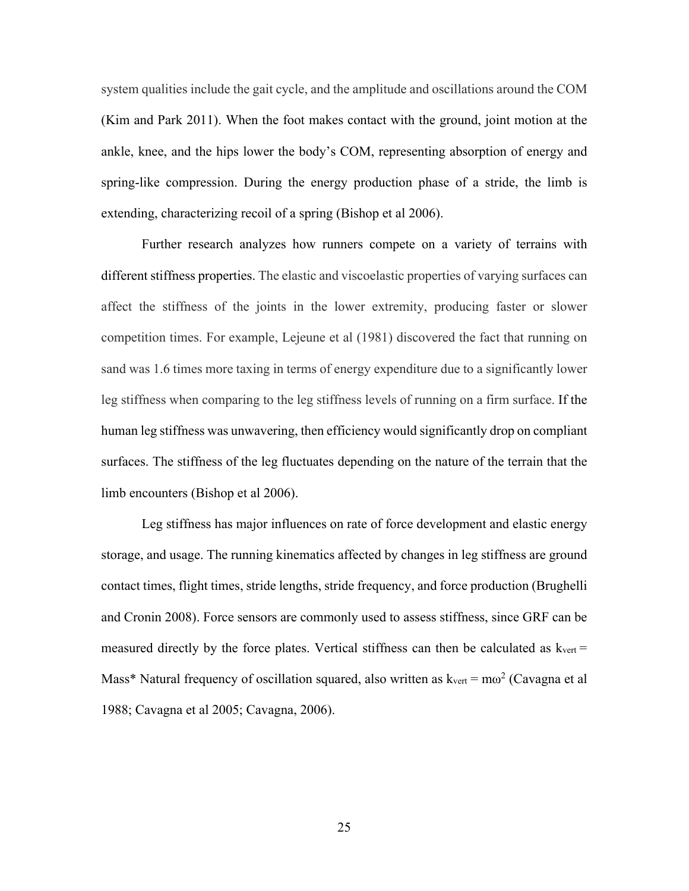system qualities include the gait cycle, and the amplitude and oscillations around the COM (Kim and Park 2011). When the foot makes contact with the ground, joint motion at the ankle, knee, and the hips lower the body's COM, representing absorption of energy and spring-like compression. During the energy production phase of a stride, the limb is extending, characterizing recoil of a spring (Bishop et al 2006).

Further research analyzes how runners compete on a variety of terrains with different stiffness properties. The elastic and viscoelastic properties of varying surfaces can affect the stiffness of the joints in the lower extremity, producing faster or slower competition times. For example, Lejeune et al (1981) discovered the fact that running on sand was 1.6 times more taxing in terms of energy expenditure due to a significantly lower leg stiffness when comparing to the leg stiffness levels of running on a firm surface. If the human leg stiffness was unwavering, then efficiency would significantly drop on compliant surfaces. The stiffness of the leg fluctuates depending on the nature of the terrain that the limb encounters (Bishop et al 2006).

Leg stiffness has major influences on rate of force development and elastic energy storage, and usage. The running kinematics affected by changes in leg stiffness are ground contact times, flight times, stride lengths, stride frequency, and force production (Brughelli and Cronin 2008). Force sensors are commonly used to assess stiffness, since GRF can be measured directly by the force plates. Vertical stiffness can then be calculated as $k_{vert}$ = Mass* Natural frequency of oscillation squared, also written as $k_{vert} = m\omega^2$ (Cavagna et al 1988; Cavagna et al 2005; Cavagna, 2006).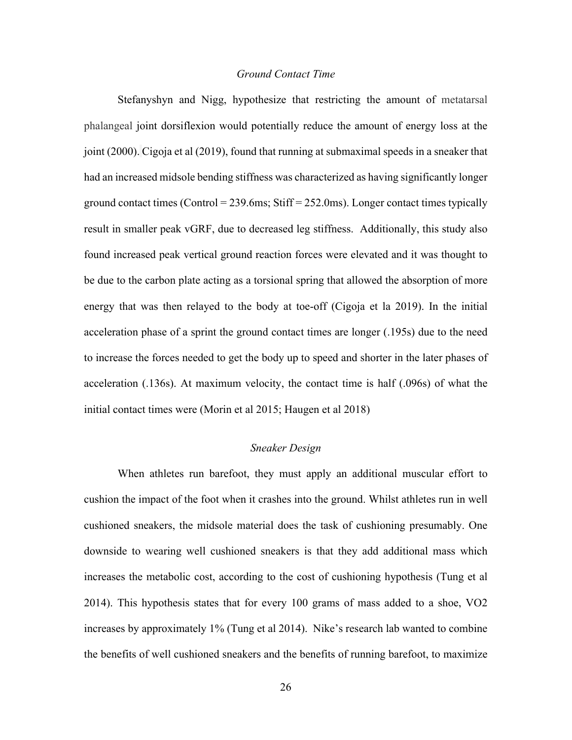*Ground Contact Time*

Stefanyshyn and Nigg, hypothesize that restricting the amount of metatarsal phalangeal joint dorsiflexion would potentially reduce the amount of energy loss at the joint (2000). Cigoja et al (2019), found that running at submaximal speeds in a sneaker that had an increased midsole bending stiffness was characterized as having significantly longer ground contact times (Control = 239.6ms; Stiff = 252.0ms). Longer contact times typically result in smaller peak vGRF, due to decreased leg stiffness. Additionally, this study also found increased peak vertical ground reaction forces were elevated and it was thought to be due to the carbon plate acting as a torsional spring that allowed the absorption of more energy that was then relayed to the body at toe-off (Cigoja et la 2019). In the initial acceleration phase of a sprint the ground contact times are longer (.195s) due to the need to increase the forces needed to get the body up to speed and shorter in the later phases of acceleration (.136s). At maximum velocity, the contact time is half (.096s) of what the initial contact times were (Morin et al 2015; Haugen et al 2018)

*Sneaker Design*

When athletes run barefoot, they must apply an additional muscular effort to cushion the impact of the foot when it crashes into the ground. Whilst athletes run in well cushioned sneakers, the midsole material does the task of cushioning presumably. One downside to wearing well cushioned sneakers is that they add additional mass which increases the metabolic cost, according to the cost of cushioning hypothesis (Tung et al 2014). This hypothesis states that for every 100 grams of mass added to a shoe, VO2 increases by approximately 1% (Tung et al 2014). Nike's research lab wanted to combine the benefits of well cushioned sneakers and the benefits of running barefoot, to maximize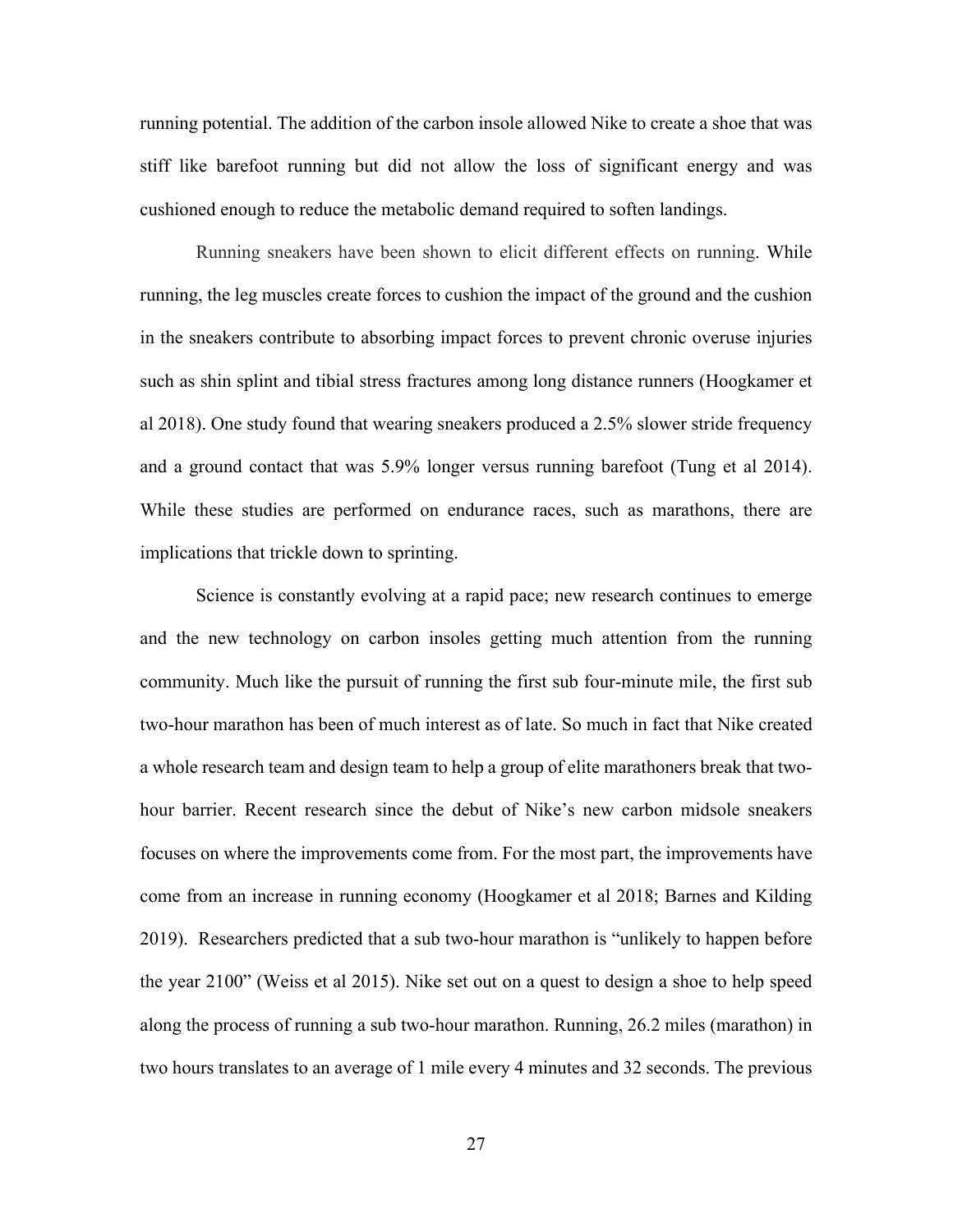running potential. The addition of the carbon insole allowed Nike to create a shoe that was stiff like barefoot running but did not allow the loss of significant energy and was cushioned enough to reduce the metabolic demand required to soften landings.

Running sneakers have been shown to elicit different effects on running. While running, the leg muscles create forces to cushion the impact of the ground and the cushion in the sneakers contribute to absorbing impact forces to prevent chronic overuse injuries such as shin splint and tibial stress fractures among long distance runners (Hoogkamer et al 2018). One study found that wearing sneakers produced a 2.5% slower stride frequency and a ground contact that was 5.9% longer versus running barefoot (Tung et al 2014). While these studies are performed on endurance races, such as marathons, there are implications that trickle down to sprinting.

Science is constantly evolving at a rapid pace; new research continues to emerge and the new technology on carbon insoles getting much attention from the running community. Much like the pursuit of running the first sub four-minute mile, the first sub two-hour marathon has been of much interest as of late. So much in fact that Nike created a whole research team and design team to help a group of elite marathoners break that two-hour barrier. Recent research since the debut of Nike's new carbon midsole sneakers focuses on where the improvements come from. For the most part, the improvements have come from an increase in running economy (Hoogkamer et al 2018; Barnes and Kilding 2019). Researchers predicted that a sub two-hour marathon is "unlikely to happen before the year 2100" (Weiss et al 2015). Nike set out on a quest to design a shoe to help speed along the process of running a sub two-hour marathon. Running, 26.2 miles (marathon) in two hours translates to an average of 1 mile every 4 minutes and 32 seconds. The previous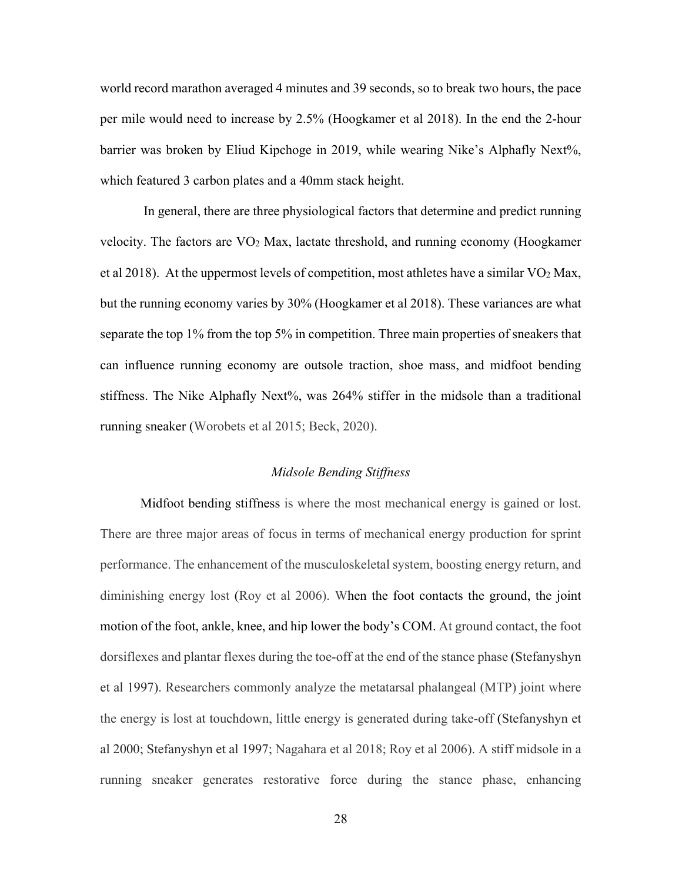world record marathon averaged 4 minutes and 39 seconds, so to break two hours, the pace per mile would need to increase by 2.5% (Hoogkamer et al 2018). In the end the 2-hour barrier was broken by Eliud Kipchoge in 2019, while wearing Nike's Alphafly Next%, which featured 3 carbon plates and a 40mm stack height.

In general, there are three physiological factors that determine and predict running velocity. The factors are $VO_2$ Max, lactate threshold, and running economy (Hoogkamer et al 2018). At the uppermost levels of competition, most athletes have a similar $VO_2$ Max, but the running economy varies by 30% (Hoogkamer et al 2018). These variances are what separate the top 1% from the top 5% in competition. Three main properties of sneakers that can influence running economy are outsole traction, shoe mass, and midfoot bending stiffness. The Nike Alphafly Next%, was 264% stiffer in the midsole than a traditional running sneaker (Worobets et al 2015; Beck, 2020).

### *Midsole Bending Stiffness*

Midfoot bending stiffness is where the most mechanical energy is gained or lost. There are three major areas of focus in terms of mechanical energy production for sprint performance. The enhancement of the musculoskeletal system, boosting energy return, and diminishing energy lost (Roy et al 2006). When the foot contacts the ground, the joint motion of the foot, ankle, knee, and hip lower the body's COM. At ground contact, the foot dorsiflexes and plantar flexes during the toe-off at the end of the stance phase (Stefanyshyn et al 1997). Researchers commonly analyze the metatarsal phalangeal (MTP) joint where the energy is lost at touchdown, little energy is generated during take-off (Stefanyshyn et al 2000; Stefanyshyn et al 1997; Nagahara et al 2018; Roy et al 2006). A stiff midsole in a running sneaker generates restorative force during the stance phase, enhancing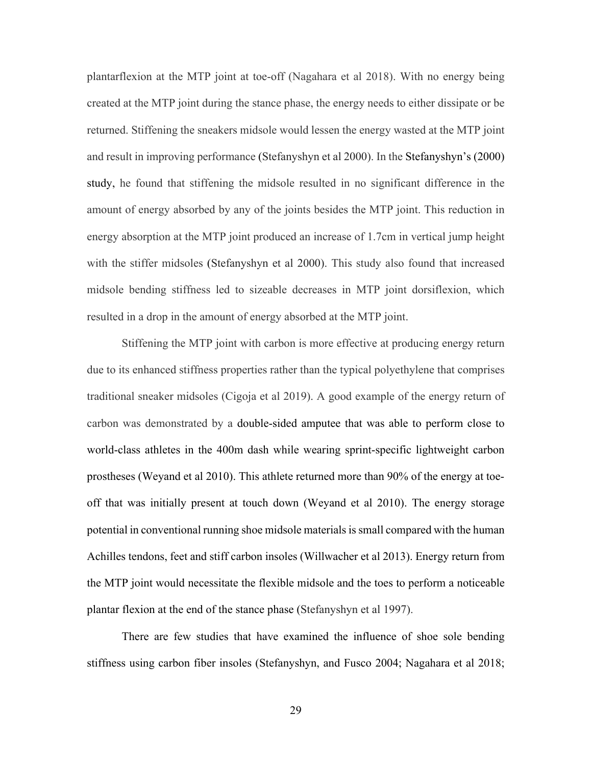plantarflexion at the MTP joint at toe-off (Nagahara et al 2018). With no energy being created at the MTP joint during the stance phase, the energy needs to either dissipate or be returned. Stiffening the sneakers midsole would lessen the energy wasted at the MTP joint and result in improving performance (Stefanyshyn et al 2000). In the Stefanyshyn's (2000) study, he found that stiffening the midsole resulted in no significant difference in the amount of energy absorbed by any of the joints besides the MTP joint. This reduction in energy absorption at the MTP joint produced an increase of 1.7cm in vertical jump height with the stiffer midsoles (Stefanyshyn et al 2000). This study also found that increased midsole bending stiffness led to sizeable decreases in MTP joint dorsiflexion, which resulted in a drop in the amount of energy absorbed at the MTP joint.

Stiffening the MTP joint with carbon is more effective at producing energy return due to its enhanced stiffness properties rather than the typical polyethylene that comprises traditional sneaker midsoles (Cigoja et al 2019). A good example of the energy return of carbon was demonstrated by a double-sided amputee that was able to perform close to world-class athletes in the 400m dash while wearing sprint-specific lightweight carbon prostheses (Weyand et al 2010). This athlete returned more than 90% of the energy at toe-off that was initially present at touch down (Weyand et al 2010). The energy storage potential in conventional running shoe midsole materials is small compared with the human Achilles tendons, feet and stiff carbon insoles (Willwacher et al 2013). Energy return from the MTP joint would necessitate the flexible midsole and the toes to perform a noticeable plantar flexion at the end of the stance phase (Stefanyshyn et al 1997).

There are few studies that have examined the influence of shoe sole bending stiffness using carbon fiber insoles (Stefanyshyn, and Fusco 2004; Nagahara et al 2018;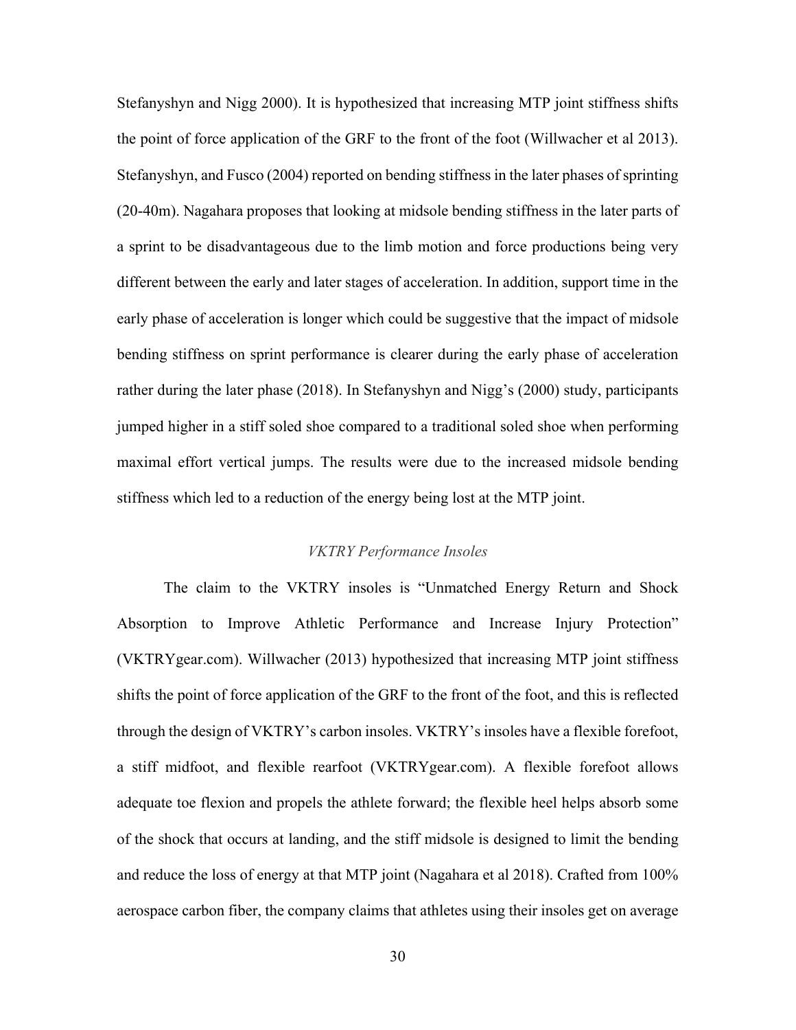Stefanyshyn and Nigg 2000). It is hypothesized that increasing MTP joint stiffness shifts the point of force application of the GRF to the front of the foot (Willwacher et al 2013). Stefanyshyn, and Fusco (2004) reported on bending stiffness in the later phases of sprinting (20-40m). Nagahara proposes that looking at midsole bending stiffness in the later parts of a sprint to be disadvantageous due to the limb motion and force productions being very different between the early and later stages of acceleration. In addition, support time in the early phase of acceleration is longer which could be suggestive that the impact of midsole bending stiffness on sprint performance is clearer during the early phase of acceleration rather during the later phase (2018). In Stefanyshyn and Nigg's (2000) study, participants jumped higher in a stiff soled shoe compared to a traditional soled shoe when performing maximal effort vertical jumps. The results were due to the increased midsole bending stiffness which led to a reduction of the energy being lost at the MTP joint.

### *VKTRY Performance Insoles*

The claim to the VKTRY insoles is "Unmatched Energy Return and Shock Absorption to Improve Athletic Performance and Increase Injury Protection" (VKTRYgear.com). Willwacher (2013) hypothesized that increasing MTP joint stiffness shifts the point of force application of the GRF to the front of the foot, and this is reflected through the design of VKTRY's carbon insoles. VKTRY's insoles have a flexible forefoot, a stiff midfoot, and flexible rearfoot (VKTRYgear.com). A flexible forefoot allows adequate toe flexion and propels the athlete forward; the flexible heel helps absorb some of the shock that occurs at landing, and the stiff midsole is designed to limit the bending and reduce the loss of energy at that MTP joint (Nagahara et al 2018). Crafted from 100% aerospace carbon fiber, the company claims that athletes using their insoles get on average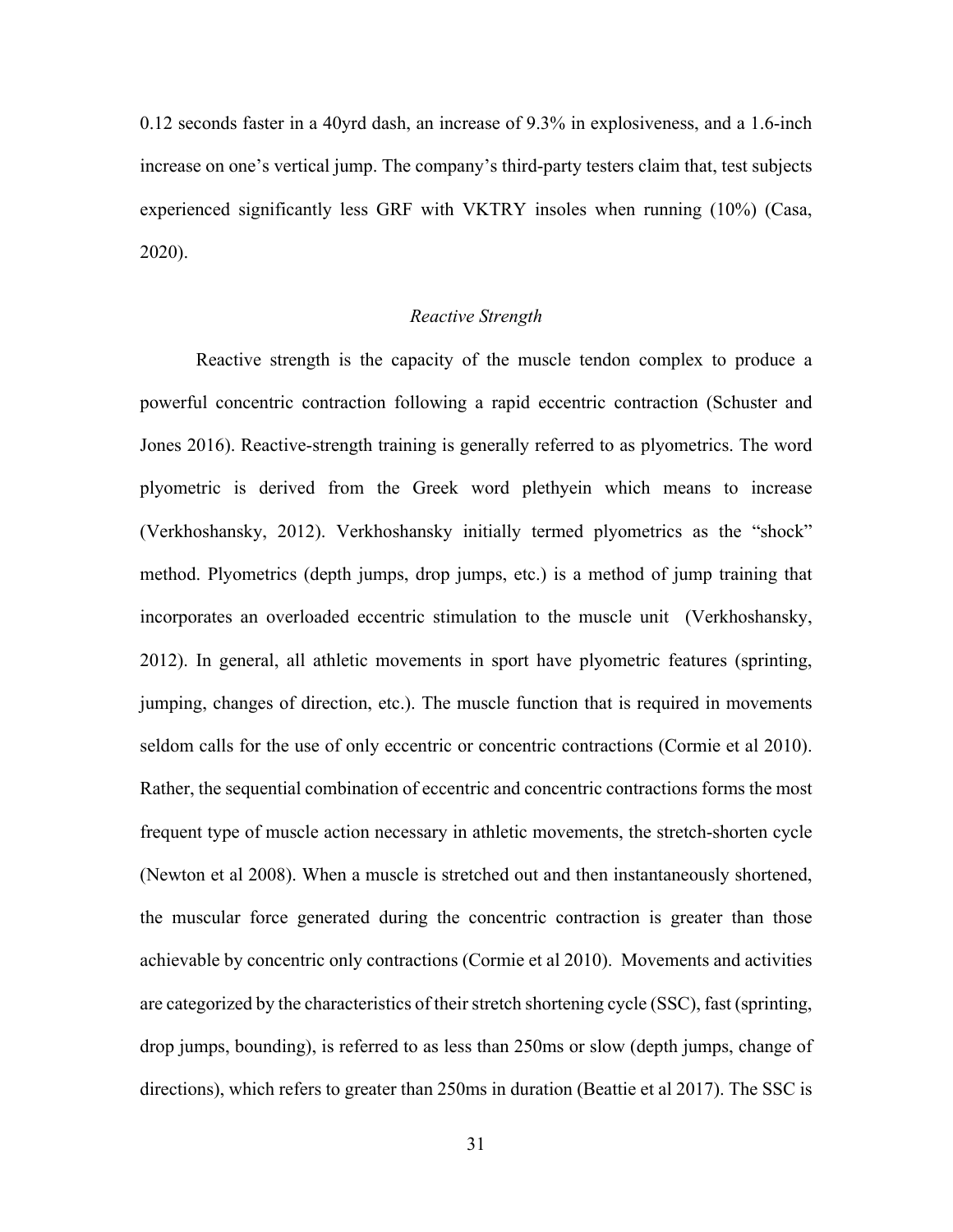0.12 seconds faster in a 40yrd dash, an increase of 9.3% in explosiveness, and a 1.6-inch increase on one's vertical jump. The company's third-party testers claim that, test subjects experienced significantly less GRF with VKTRY insoles when running (10%) (Casa, 2020).

## *Reactive Strength*

Reactive strength is the capacity of the muscle tendon complex to produce a powerful concentric contraction following a rapid eccentric contraction (Schuster and Jones 2016). Reactive-strength training is generally referred to as plyometrics. The word plyometric is derived from the Greek word plethyein which means to increase (Verkhoshansky, 2012). Verkhoshansky initially termed plyometrics as the "shock" method. Plyometrics (depth jumps, drop jumps, etc.) is a method of jump training that incorporates an overloaded eccentric stimulation to the muscle unit (Verkhoshansky, 2012). In general, all athletic movements in sport have plyometric features (sprinting, jumping, changes of direction, etc.). The muscle function that is required in movements seldom calls for the use of only eccentric or concentric contractions (Cormie et al 2010). Rather, the sequential combination of eccentric and concentric contractions forms the most frequent type of muscle action necessary in athletic movements, the stretch-shorten cycle (Newton et al 2008). When a muscle is stretched out and then instantaneously shortened, the muscular force generated during the concentric contraction is greater than those achievable by concentric only contractions (Cormie et al 2010). Movements and activities are categorized by the characteristics of their stretch shortening cycle (SSC), fast (sprinting, drop jumps, bounding), is referred to as less than 250ms or slow (depth jumps, change of directions), which refers to greater than 250ms in duration (Beattie et al 2017). The SSC is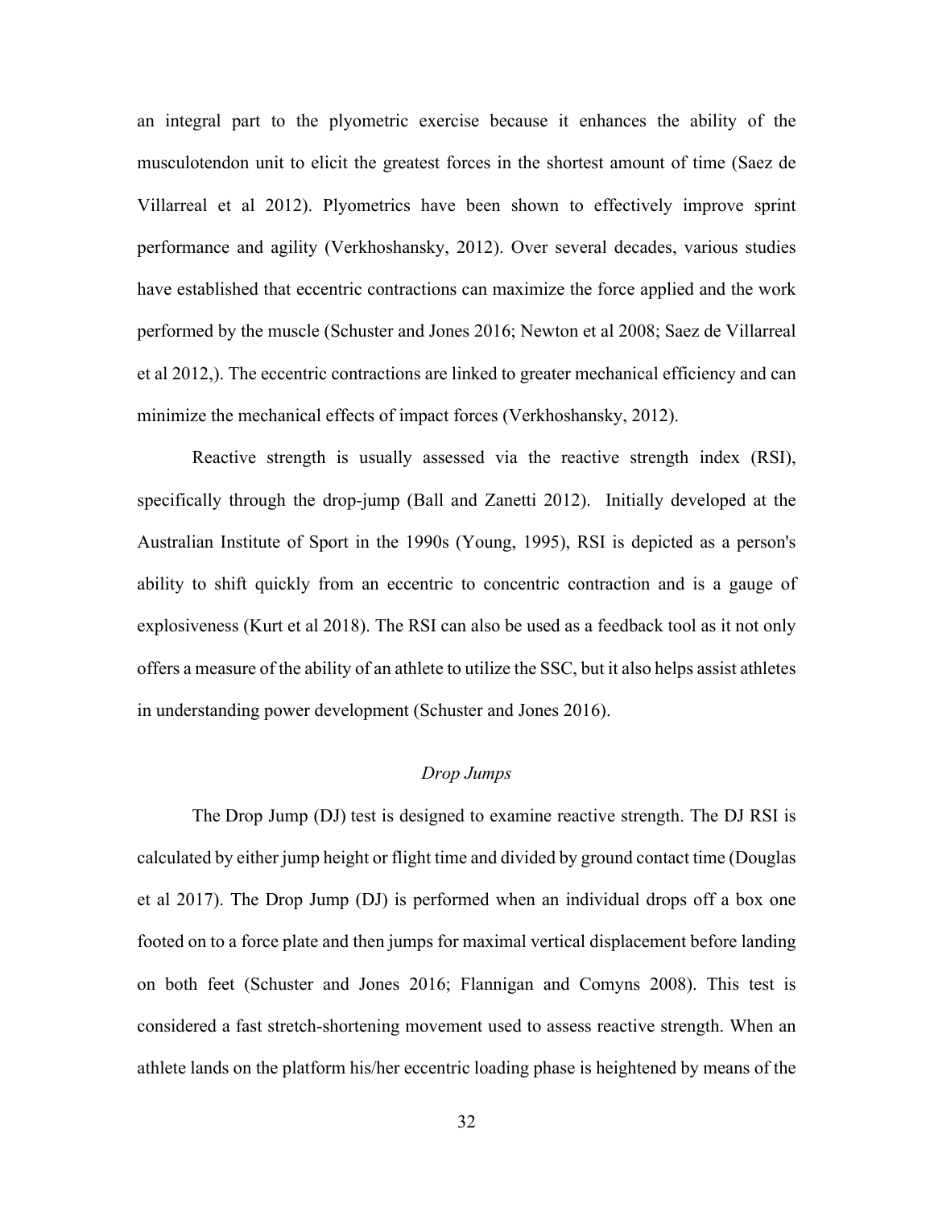an integral part to the plyometric exercise because it enhances the ability of the musculotendon unit to elicit the greatest forces in the shortest amount of time (Saez de Villarreal et al 2012). Plyometrics have been shown to effectively improve sprint performance and agility (Verkhoshansky, 2012). Over several decades, various studies have established that eccentric contractions can maximize the force applied and the work performed by the muscle (Schuster and Jones 2016; Newton et al 2008; Saez de Villarreal et al 2012,). The eccentric contractions are linked to greater mechanical efficiency and can minimize the mechanical effects of impact forces (Verkhoshansky, 2012).

Reactive strength is usually assessed via the reactive strength index (RSI), specifically through the drop-jump (Ball and Zanetti 2012). Initially developed at the Australian Institute of Sport in the 1990s (Young, 1995), RSI is depicted as a person's ability to shift quickly from an eccentric to concentric contraction and is a gauge of explosiveness (Kurt et al 2018). The RSI can also be used as a feedback tool as it not only offers a measure of the ability of an athlete to utilize the SSC, but it also helps assist athletes in understanding power development (Schuster and Jones 2016).

### *Drop Jumps*

The Drop Jump (DJ) test is designed to examine reactive strength. The DJ RSI is calculated by either jump height or flight time and divided by ground contact time (Douglas et al 2017). The Drop Jump (DJ) is performed when an individual drops off a box one footed on to a force plate and then jumps for maximal vertical displacement before landing on both feet (Schuster and Jones 2016; Flannigan and Comyns 2008). This test is considered a fast stretch-shortening movement used to assess reactive strength. When an athlete lands on the platform his/her eccentric loading phase is heightened by means of the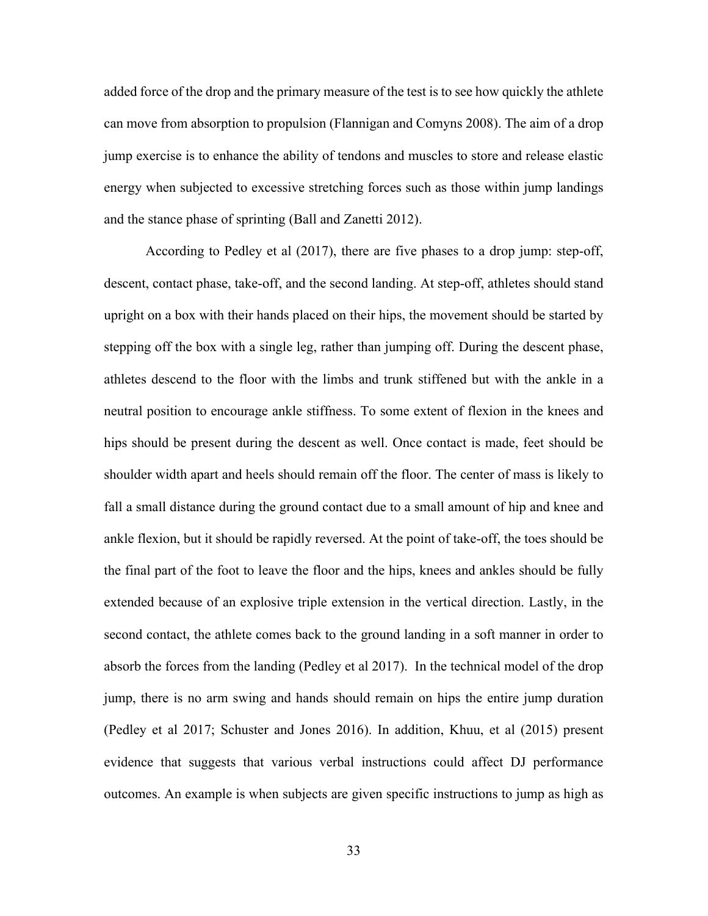added force of the drop and the primary measure of the test is to see how quickly the athlete can move from absorption to propulsion (Flannigan and Comyns 2008). The aim of a drop jump exercise is to enhance the ability of tendons and muscles to store and release elastic energy when subjected to excessive stretching forces such as those within jump landings and the stance phase of sprinting (Ball and Zanetti 2012).

According to Pedley et al (2017), there are five phases to a drop jump: step-off, descent, contact phase, take-off, and the second landing. At step-off, athletes should stand upright on a box with their hands placed on their hips, the movement should be started by stepping off the box with a single leg, rather than jumping off. During the descent phase, athletes descend to the floor with the limbs and trunk stiffened but with the ankle in a neutral position to encourage ankle stiffness. To some extent of flexion in the knees and hips should be present during the descent as well. Once contact is made, feet should be shoulder width apart and heels should remain off the floor. The center of mass is likely to fall a small distance during the ground contact due to a small amount of hip and knee and ankle flexion, but it should be rapidly reversed. At the point of take-off, the toes should be the final part of the foot to leave the floor and the hips, knees and ankles should be fully extended because of an explosive triple extension in the vertical direction. Lastly, in the second contact, the athlete comes back to the ground landing in a soft manner in order to absorb the forces from the landing (Pedley et al 2017). In the technical model of the drop jump, there is no arm swing and hands should remain on hips the entire jump duration (Pedley et al 2017; Schuster and Jones 2016). In addition, Khuu, et al (2015) present evidence that suggests that various verbal instructions could affect DJ performance outcomes. An example is when subjects are given specific instructions to jump as high as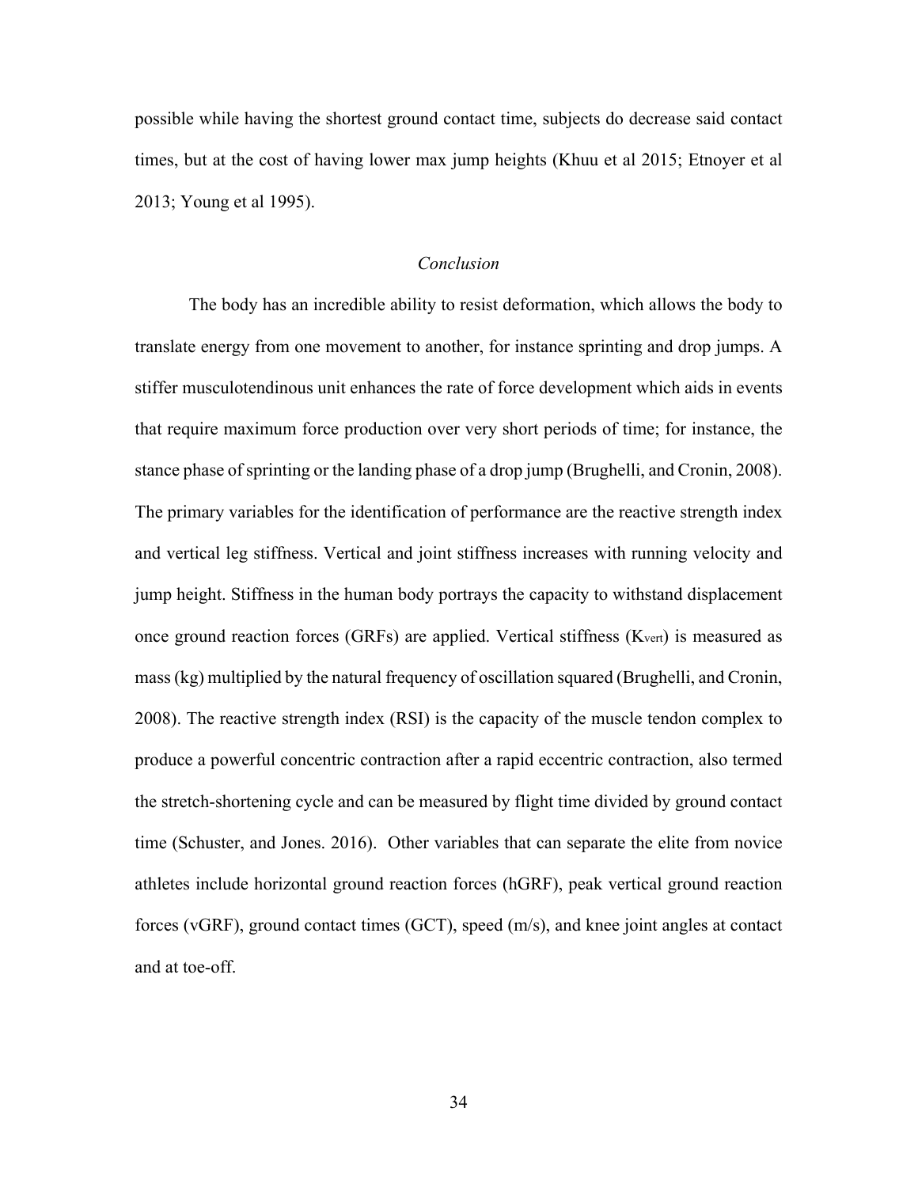possible while having the shortest ground contact time, subjects do decrease said contact times, but at the cost of having lower max jump heights (Khuu et al 2015; Etnoyer et al 2013; Young et al 1995).

## *Conclusion*

The body has an incredible ability to resist deformation, which allows the body to translate energy from one movement to another, for instance sprinting and drop jumps. A stiffer musculotendinous unit enhances the rate of force development which aids in events that require maximum force production over very short periods of time; for instance, the stance phase of sprinting or the landing phase of a drop jump (Brughelli, and Cronin, 2008). The primary variables for the identification of performance are the reactive strength index and vertical leg stiffness. Vertical and joint stiffness increases with running velocity and jump height. Stiffness in the human body portrays the capacity to withstand displacement once ground reaction forces (GRFs) are applied. Vertical stiffness ($K_{vert}$) is measured as mass (kg) multiplied by the natural frequency of oscillation squared (Brughelli, and Cronin, 2008). The reactive strength index (RSI) is the capacity of the muscle tendon complex to produce a powerful concentric contraction after a rapid eccentric contraction, also termed the stretch-shortening cycle and can be measured by flight time divided by ground contact time (Schuster, and Jones. 2016). Other variables that can separate the elite from novice athletes include horizontal ground reaction forces (hGRF), peak vertical ground reaction forces (vGRF), ground contact times (GCT), speed (m/s), and knee joint angles at contact and at toe-off.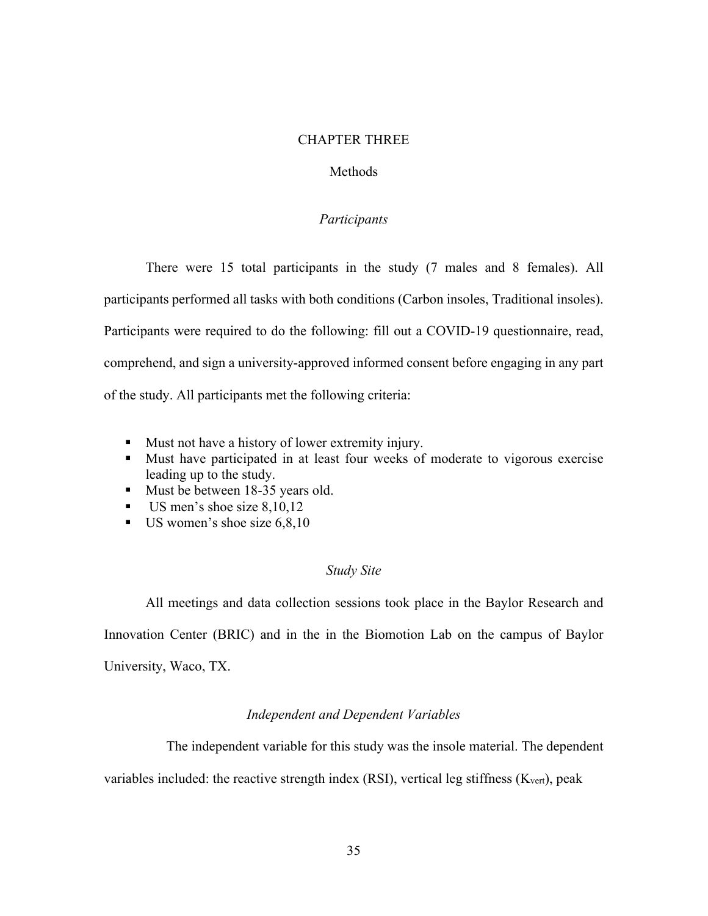# CHAPTER THREE

## Methods

### *Participants*

There were 15 total participants in the study (7 males and 8 females). All participants performed all tasks with both conditions (Carbon insoles, Traditional insoles). Participants were required to do the following: fill out a COVID-19 questionnaire, read, comprehend, and sign a university-approved informed consent before engaging in any part of the study. All participants met the following criteria:

- Must not have a history of lower extremity injury.
- Must have participated in at least four weeks of moderate to vigorous exercise leading up to the study.
- Must be between 18-35 years old.
- US men's shoe size 8,10,12
- US women's shoe size 6,8,10

### *Study Site*

All meetings and data collection sessions took place in the Baylor Research and Innovation Center (BRIC) and in the in the Biomotion Lab on the campus of Baylor University, Waco, TX.

### *Independent and Dependent Variables*

The independent variable for this study was the insole material. The dependent variables included: the reactive strength index (RSI), vertical leg stiffness ($K_{vert}$), peak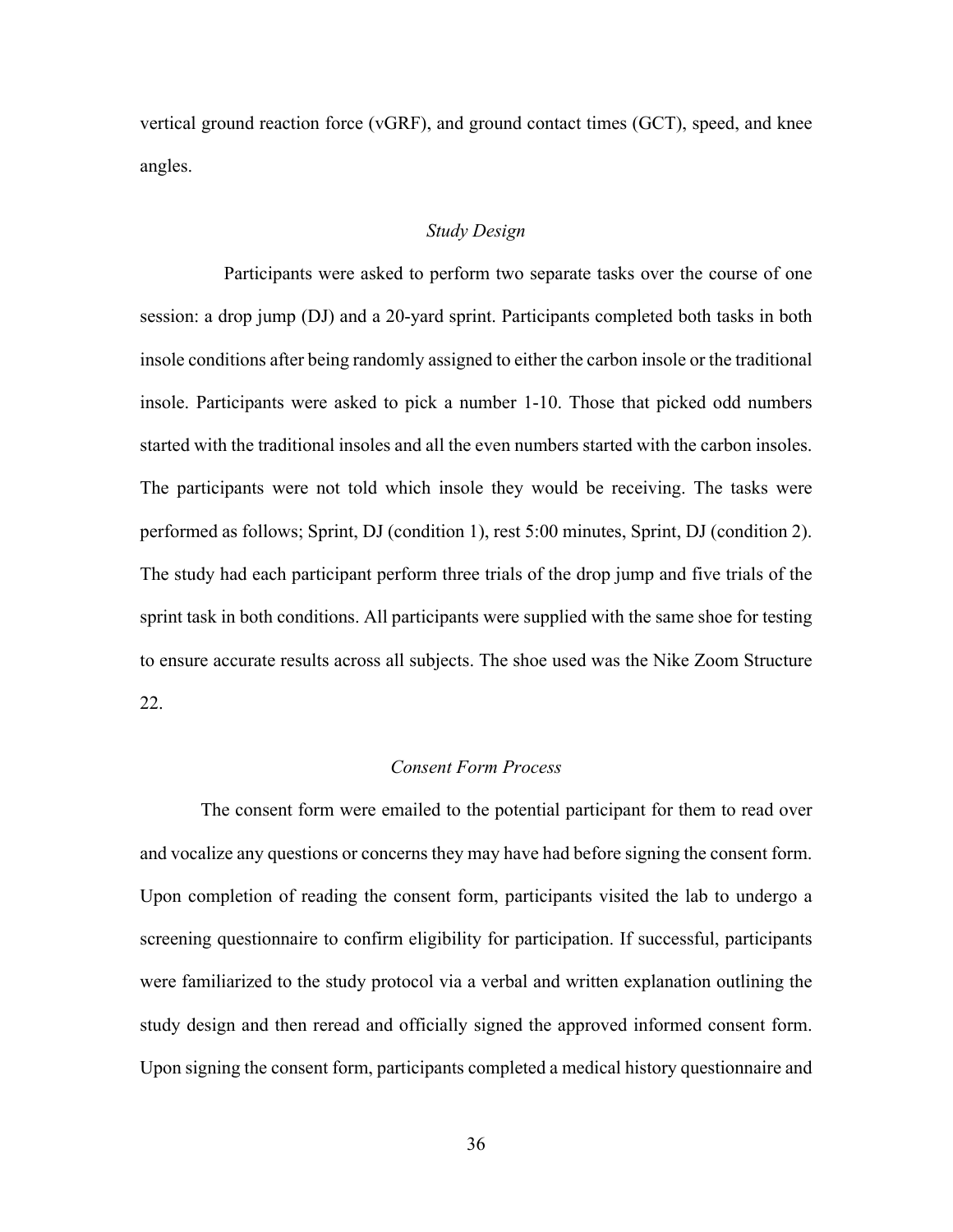vertical ground reaction force (vGRF), and ground contact times (GCT), speed, and knee angles.

### *Study Design*

Participants were asked to perform two separate tasks over the course of one session: a drop jump (DJ) and a 20-yard sprint. Participants completed both tasks in both insole conditions after being randomly assigned to either the carbon insole or the traditional insole. Participants were asked to pick a number 1-10. Those that picked odd numbers started with the traditional insoles and all the even numbers started with the carbon insoles. The participants were not told which insole they would be receiving. The tasks were performed as follows; Sprint, DJ (condition 1), rest 5:00 minutes, Sprint, DJ (condition 2). The study had each participant perform three trials of the drop jump and five trials of the sprint task in both conditions. All participants were supplied with the same shoe for testing to ensure accurate results across all subjects. The shoe used was the Nike Zoom Structure 22.

### *Consent Form Process*

The consent form were emailed to the potential participant for them to read over and vocalize any questions or concerns they may have had before signing the consent form. Upon completion of reading the consent form, participants visited the lab to undergo a screening questionnaire to confirm eligibility for participation. If successful, participants were familiarized to the study protocol via a verbal and written explanation outlining the study design and then reread and officially signed the approved informed consent form. Upon signing the consent form, participants completed a medical history questionnaire and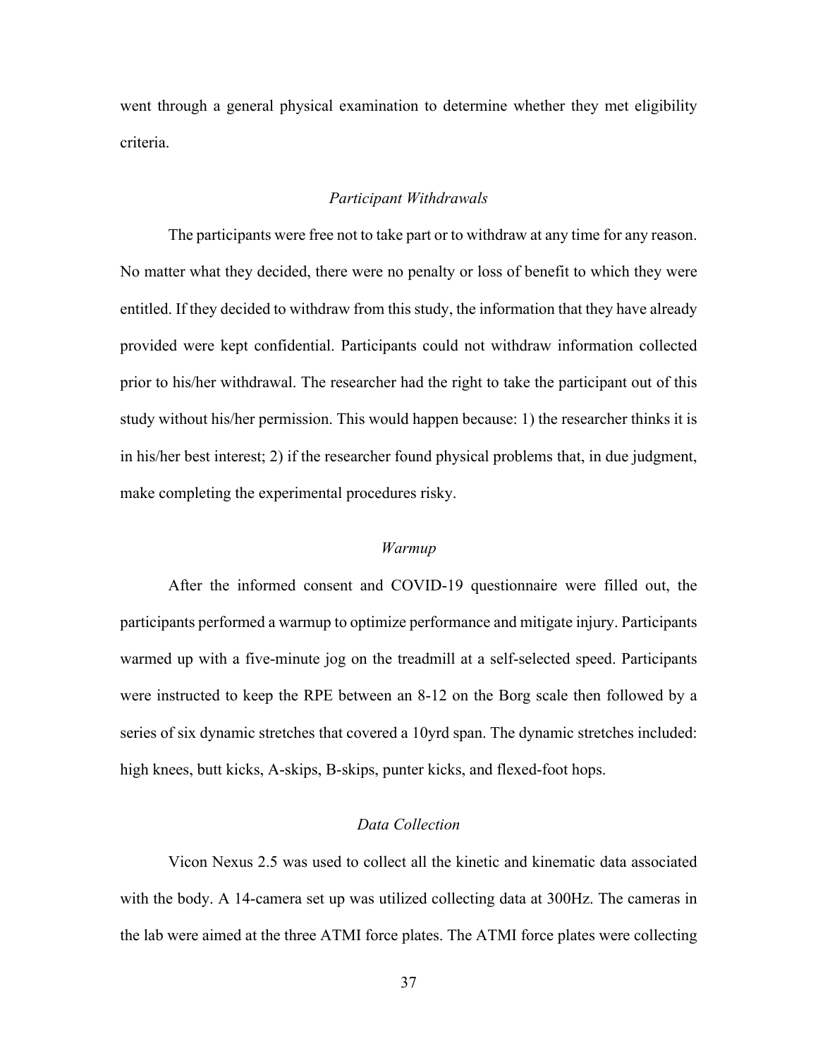went through a general physical examination to determine whether they met eligibility criteria.

### *Participant Withdrawals*

The participants were free not to take part or to withdraw at any time for any reason. No matter what they decided, there were no penalty or loss of benefit to which they were entitled. If they decided to withdraw from this study, the information that they have already provided were kept confidential. Participants could not withdraw information collected prior to his/her withdrawal. The researcher had the right to take the participant out of this study without his/her permission. This would happen because: 1) the researcher thinks it is in his/her best interest; 2) if the researcher found physical problems that, in due judgment, make completing the experimental procedures risky.

### *Warmup*

After the informed consent and COVID-19 questionnaire were filled out, the participants performed a warmup to optimize performance and mitigate injury. Participants warmed up with a five-minute jog on the treadmill at a self-selected speed. Participants were instructed to keep the RPE between an 8-12 on the Borg scale then followed by a series of six dynamic stretches that covered a 10yrd span. The dynamic stretches included: high knees, butt kicks, A-skips, B-skips, punter kicks, and flexed-foot hops.

### *Data Collection*

Vicon Nexus 2.5 was used to collect all the kinetic and kinematic data associated with the body. A 14-camera set up was utilized collecting data at 300Hz. The cameras in the lab were aimed at the three ATMI force plates. The ATMI force plates were collecting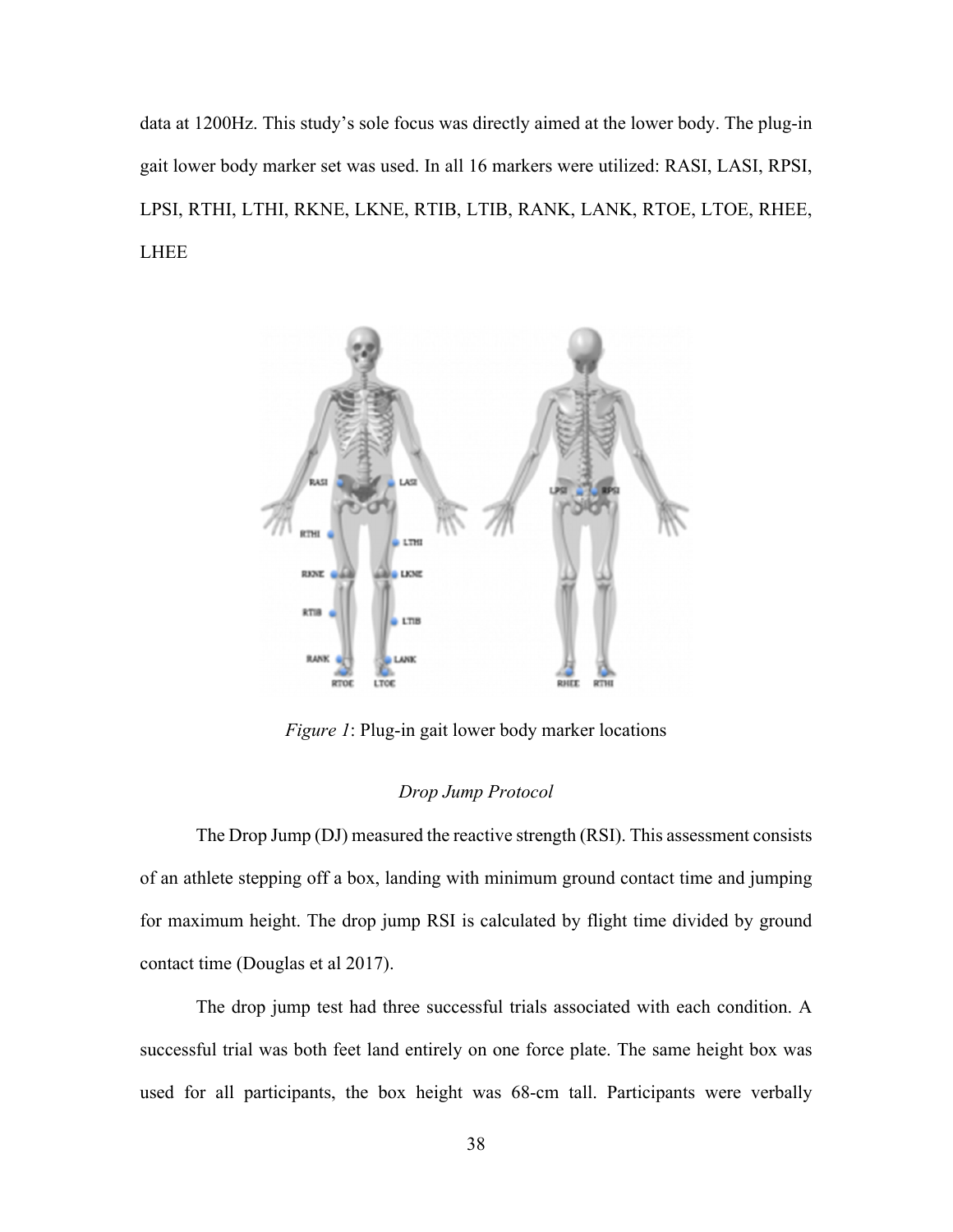data at 1200Hz. This study's sole focus was directly aimed at the lower body. The plug-in gait lower body marker set was used. In all 16 markers were utilized: RASI, LASI, RPSI, LPSI, RTHI, LTHI, RKNE, LKNE, RTIB, LTIB, RANK, LANK, RTOE, LTOE, RHEE, LHEE

*Figure 1*: Plug-in gait lower body marker locations

*Drop Jump Protocol*

The Drop Jump (DJ) measured the reactive strength (RSI). This assessment consists of an athlete stepping off a box, landing with minimum ground contact time and jumping for maximum height. The drop jump RSI is calculated by flight time divided by ground contact time (Douglas et al 2017).

The drop jump test had three successful trials associated with each condition. A successful trial was both feet land entirely on one force plate. The same height box was used for all participants, the box height was 68-cm tall. Participants were verbally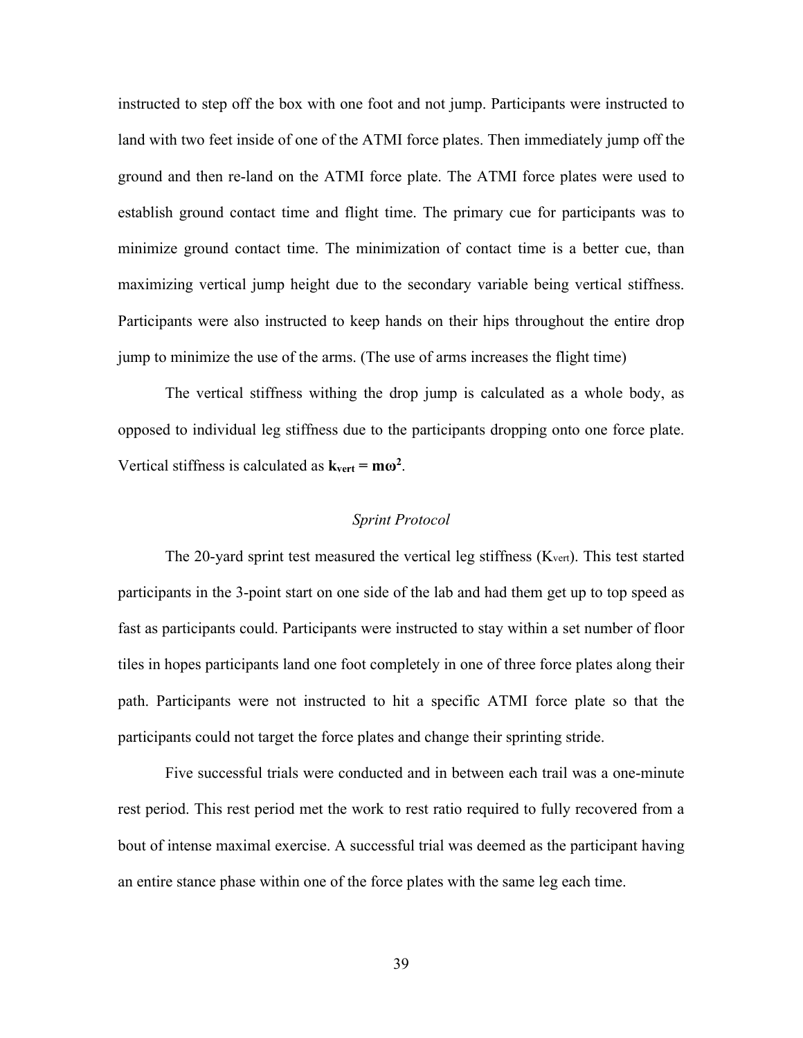instructed to step off the box with one foot and not jump. Participants were instructed to land with two feet inside of one of the ATMI force plates. Then immediately jump off the ground and then re-land on the ATMI force plate. The ATMI force plates were used to establish ground contact time and flight time. The primary cue for participants was to minimize ground contact time. The minimization of contact time is a better cue, than maximizing vertical jump height due to the secondary variable being vertical stiffness. Participants were also instructed to keep hands on their hips throughout the entire drop jump to minimize the use of the arms. (The use of arms increases the flight time)

The vertical stiffness withing the drop jump is calculated as a whole body, as opposed to individual leg stiffness due to the participants dropping onto one force plate. Vertical stiffness is calculated as $\mathbf{k_{vert} = m\omega^2}$.

*Sprint Protocol*

The 20-yard sprint test measured the vertical leg stiffness ($K_{vert}$). This test started participants in the 3-point start on one side of the lab and had them get up to top speed as fast as participants could. Participants were instructed to stay within a set number of floor tiles in hopes participants land one foot completely in one of three force plates along their path. Participants were not instructed to hit a specific ATMI force plate so that the participants could not target the force plates and change their sprinting stride.

Five successful trials were conducted and in between each trail was a one-minute rest period. This rest period met the work to rest ratio required to fully recovered from a bout of intense maximal exercise. A successful trial was deemed as the participant having an entire stance phase within one of the force plates with the same leg each time.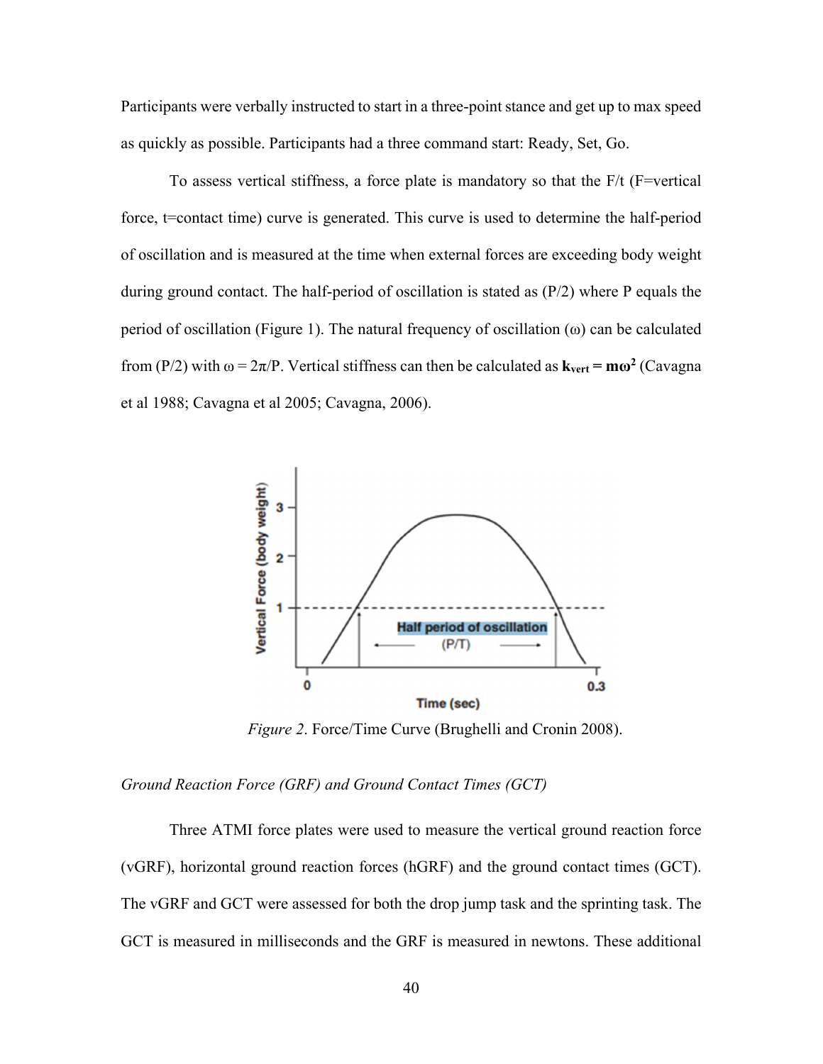Participants were verbally instructed to start in a three-point stance and get up to max speed as quickly as possible. Participants had a three command start: Ready, Set, Go.

To assess vertical stiffness, a force plate is mandatory so that the F/t (F=vertical force, t=contact time) curve is generated. This curve is used to determine the half-period of oscillation and is measured at the time when external forces are exceeding body weight during ground contact. The half-period of oscillation is stated as (P/2) where P equals the period of oscillation (Figure 1). The natural frequency of oscillation ($\omega$) can be calculated from (P/2) with $\omega = 2\pi/P$. Vertical stiffness can then be calculated as $\mathbf{k_{vert} = m\omega^2}$ (Cavagna et al 1988; Cavagna et al 2005; Cavagna, 2006).

*Figure 2*. Force/Time Curve (Brughelli and Cronin 2008).

*Ground Reaction Force (GRF) and Ground Contact Times (GCT)*

Three ATMI force plates were used to measure the vertical ground reaction force (vGRF), horizontal ground reaction forces (hGRF) and the ground contact times (GCT). The vGRF and GCT were assessed for both the drop jump task and the sprinting task. The GCT is measured in milliseconds and the GRF is measured in newtons. These additional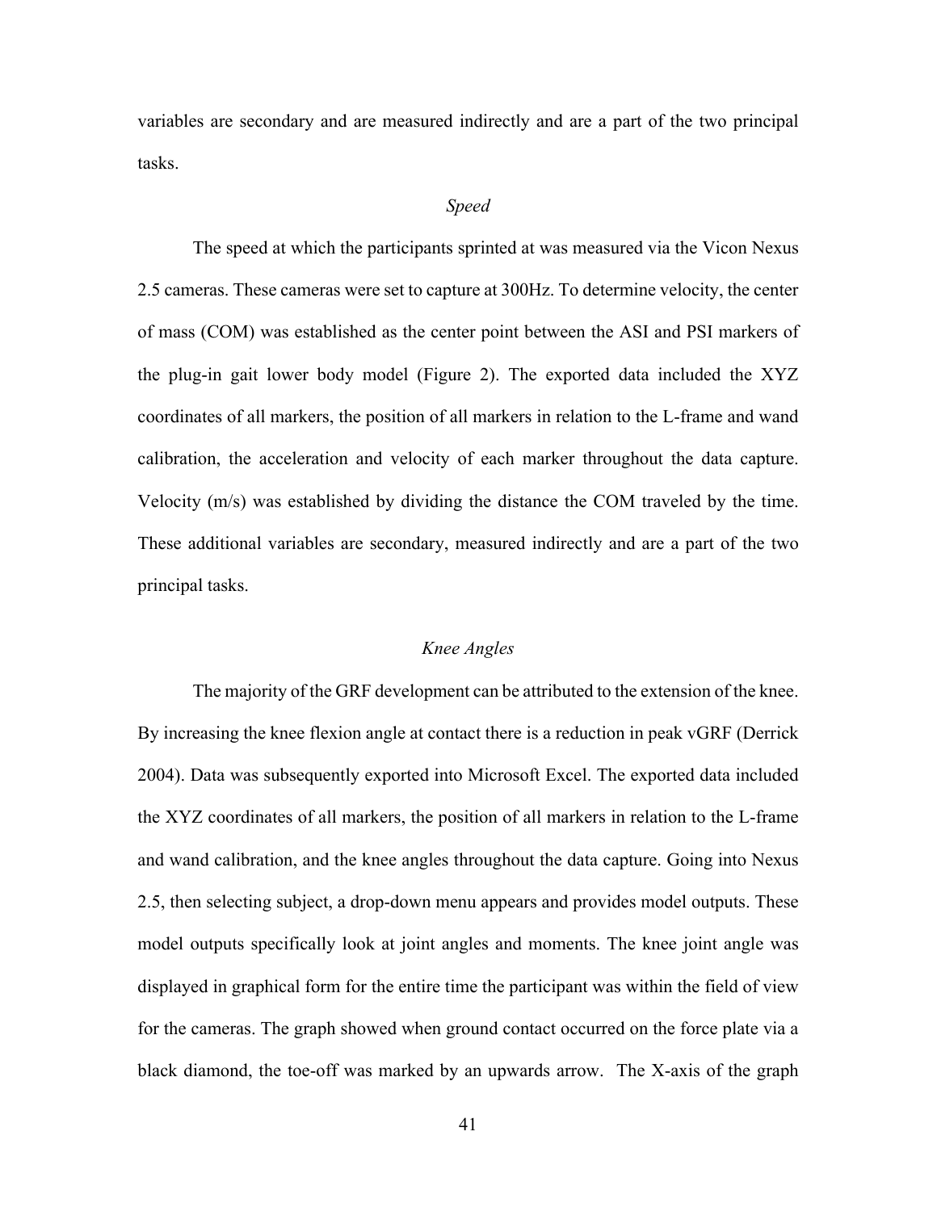variables are secondary and are measured indirectly and are a part of the two principal tasks.

### *Speed*

The speed at which the participants sprinted at was measured via the Vicon Nexus 2.5 cameras. These cameras were set to capture at 300Hz. To determine velocity, the center of mass (COM) was established as the center point between the ASI and PSI markers of the plug-in gait lower body model (Figure 2). The exported data included the XYZ coordinates of all markers, the position of all markers in relation to the L-frame and wand calibration, the acceleration and velocity of each marker throughout the data capture. Velocity (m/s) was established by dividing the distance the COM traveled by the time. These additional variables are secondary, measured indirectly and are a part of the two principal tasks.

### *Knee Angles*

The majority of the GRF development can be attributed to the extension of the knee. By increasing the knee flexion angle at contact there is a reduction in peak vGRF (Derrick 2004). Data was subsequently exported into Microsoft Excel. The exported data included the XYZ coordinates of all markers, the position of all markers in relation to the L-frame and wand calibration, and the knee angles throughout the data capture. Going into Nexus 2.5, then selecting subject, a drop-down menu appears and provides model outputs. These model outputs specifically look at joint angles and moments. The knee joint angle was displayed in graphical form for the entire time the participant was within the field of view for the cameras. The graph showed when ground contact occurred on the force plate via a black diamond, the toe-off was marked by an upwards arrow. The X-axis of the graph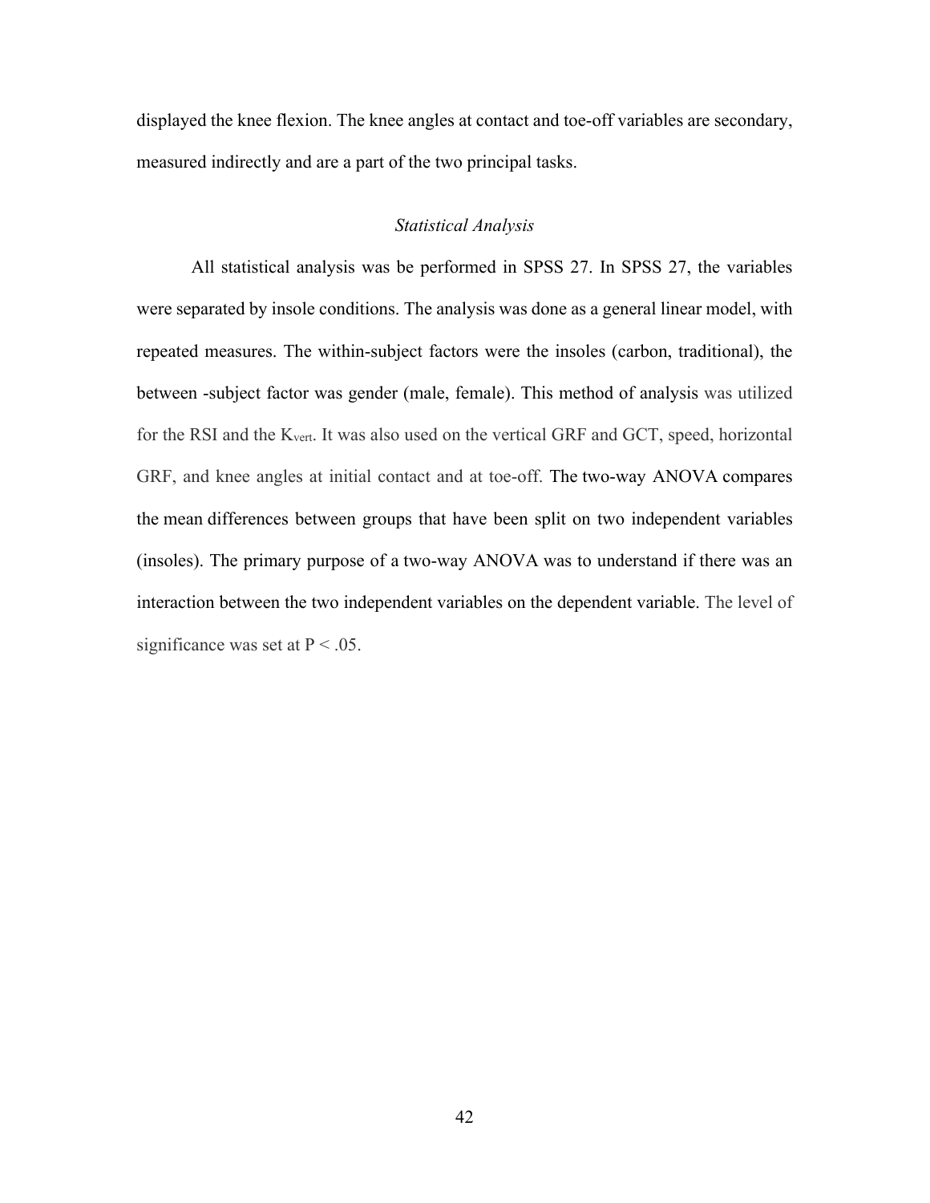displayed the knee flexion. The knee angles at contact and toe-off variables are secondary, measured indirectly and are a part of the two principal tasks.

### *Statistical Analysis*

All statistical analysis was be performed in SPSS 27. In SPSS 27, the variables were separated by insole conditions. The analysis was done as a general linear model, with repeated measures. The within-subject factors were the insoles (carbon, traditional), the between -subject factor was gender (male, female). This method of analysis was utilized for the RSI and the $K_{vert}$. It was also used on the vertical GRF and GCT, speed, horizontal GRF, and knee angles at initial contact and at toe-off. The two-way ANOVA compares the mean differences between groups that have been split on two independent variables (insoles). The primary purpose of a two-way ANOVA was to understand if there was an interaction between the two independent variables on the dependent variable. The level of significance was set at $P < .05$.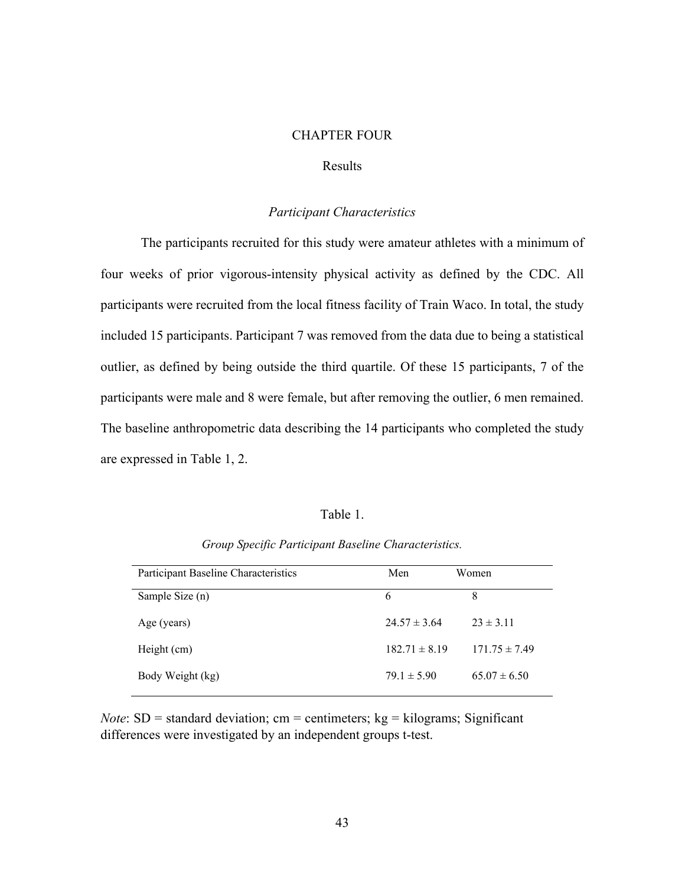# CHAPTER FOUR

## Results

### *Participant Characteristics*

The participants recruited for this study were amateur athletes with a minimum of four weeks of prior vigorous-intensity physical activity as defined by the CDC. All participants were recruited from the local fitness facility of Train Waco. In total, the study included 15 participants. Participant 7 was removed from the data due to being a statistical outlier, as defined by being outside the third quartile. Of these 15 participants, 7 of the participants were male and 8 were female, but after removing the outlier, 6 men remained. The baseline anthropometric data describing the 14 participants who completed the study are expressed in Table 1, 2.

Table 1.

*Group Specific Participant Baseline Characteristics.*

| Participant Baseline Characteristics | Men | Women |
|---|---|---|
| Sample Size (n) | 6 | 8 |
| Age (years) | 24.57 ± 3.64 | 23 ± 3.11 |
| Height (cm) | 182.71 ± 8.19 | 171.75 ± 7.49 |
| Body Weight (kg) | 79.1 ± 5.90 | 65.07 ± 6.50 |

*Note*: SD = standard deviation; cm = centimeters; kg = kilograms; Significant differences were investigated by an independent groups t-test.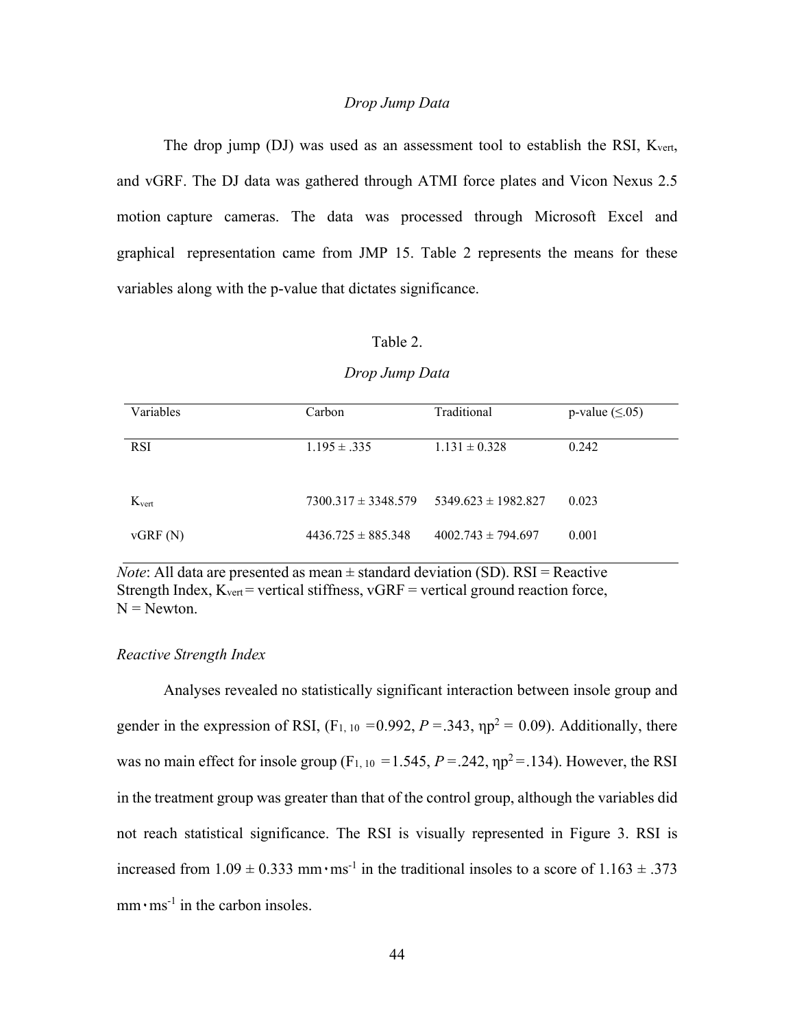*Drop Jump Data*

The drop jump (DJ) was used as an assessment tool to establish the RSI, $K_{vert}$, and vGRF. The DJ data was gathered through ATMI force plates and Vicon Nexus 2.5 motion capture cameras. The data was processed through Microsoft Excel and graphical representation came from JMP 15. Table 2 represents the means for these variables along with the p-value that dictates significance.

Table 2.

*Drop Jump Data*

| Variables | Carbon | Traditional | p-value (≤.05) |
|---|---|---|---|
| RSI | 1.195 ± .335 | 1.131 ± 0.328 | 0.242 |
| $K_{vert}$ | 7300.317 ± 3348.579 | 5349.623 ± 1982.827 | 0.023 |
| vGRF (N) | 4436.725 ± 885.348 | 4002.743 ± 794.697 | 0.001 |

*Note*: All data are presented as mean ± standard deviation (SD). RSI = Reactive Strength Index, $K_{vert}$ = vertical stiffness, vGRF = vertical ground reaction force, N = Newton.

*Reactive Strength Index*

Analyses revealed no statistically significant interaction between insole group and gender in the expression of RSI, ($F_{1, 10}$ =0.992, $P$ =.343, $\eta p^2$ = 0.09). Additionally, there was no main effect for insole group ($F_{1, 10}$ =1.545, $P$ =.242, $\eta p^2$ =.134). However, the RSI in the treatment group was greater than that of the control group, although the variables did not reach statistical significance. The RSI is visually represented in Figure 3. RSI is increased from 1.09 ± 0.333 $mm \cdot ms^{-1}$ in the traditional insoles to a score of 1.163 ± .373 $mm \cdot ms^{-1}$ in the carbon insoles.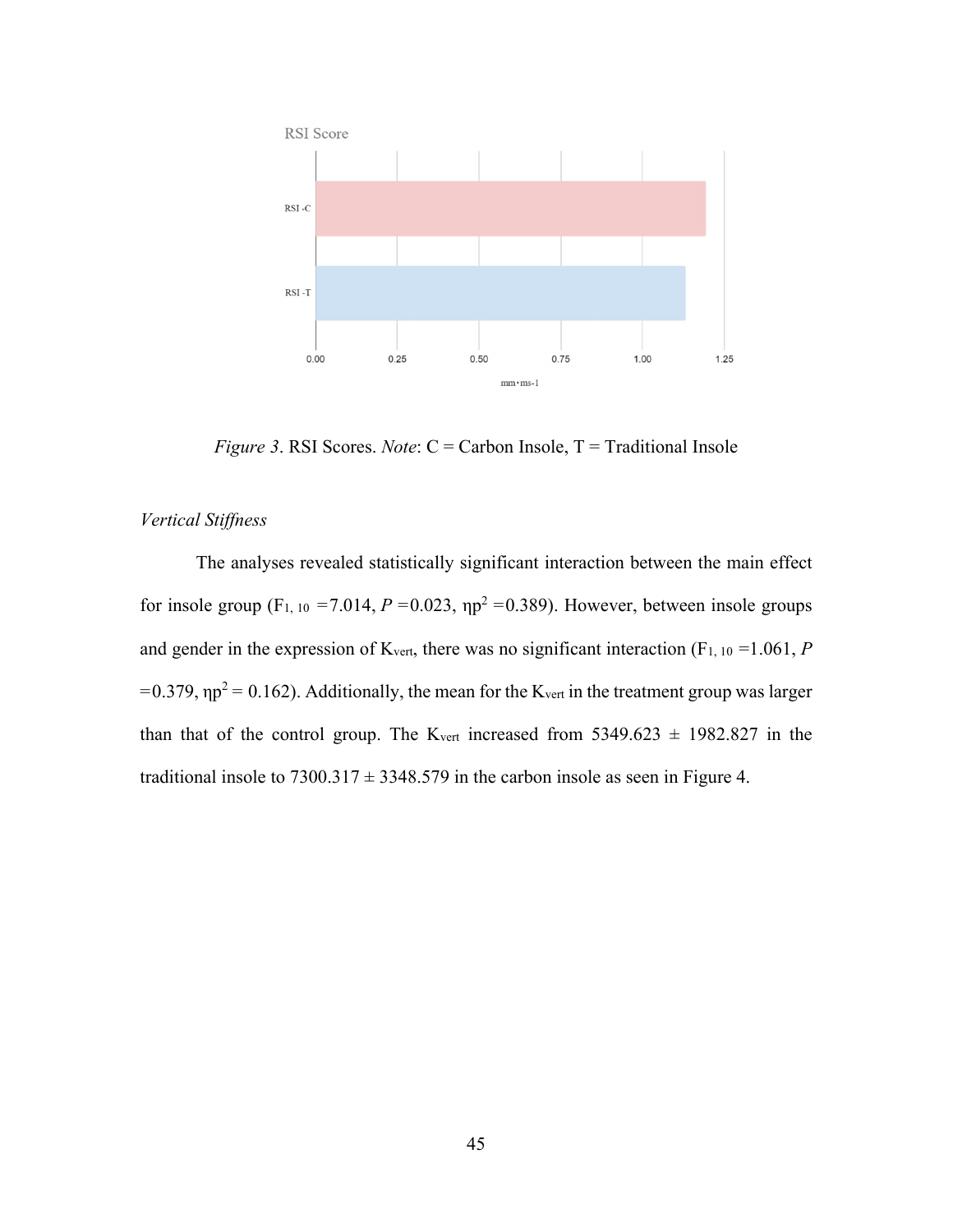*Figure 3*. RSI Scores. *Note*: C = Carbon Insole, T = Traditional Insole

*Vertical Stiffness*

The analyses revealed statistically significant interaction between the main effect for insole group ($F_{1, 10}$ =7.014, $P$ =0.023, $\eta p^2$ =0.389). However, between insole groups and gender in the expression of $K_{vert}$, there was no significant interaction ($F_{1, 10}$ =1.061, $P$ =0.379, $\eta p^2$ = 0.162). Additionally, the mean for the $K_{vert}$ in the treatment group was larger than that of the control group. The $K_{vert}$ increased from 5349.623 ± 1982.827 in the traditional insole to 7300.317 ± 3348.579 in the carbon insole as seen in Figure 4.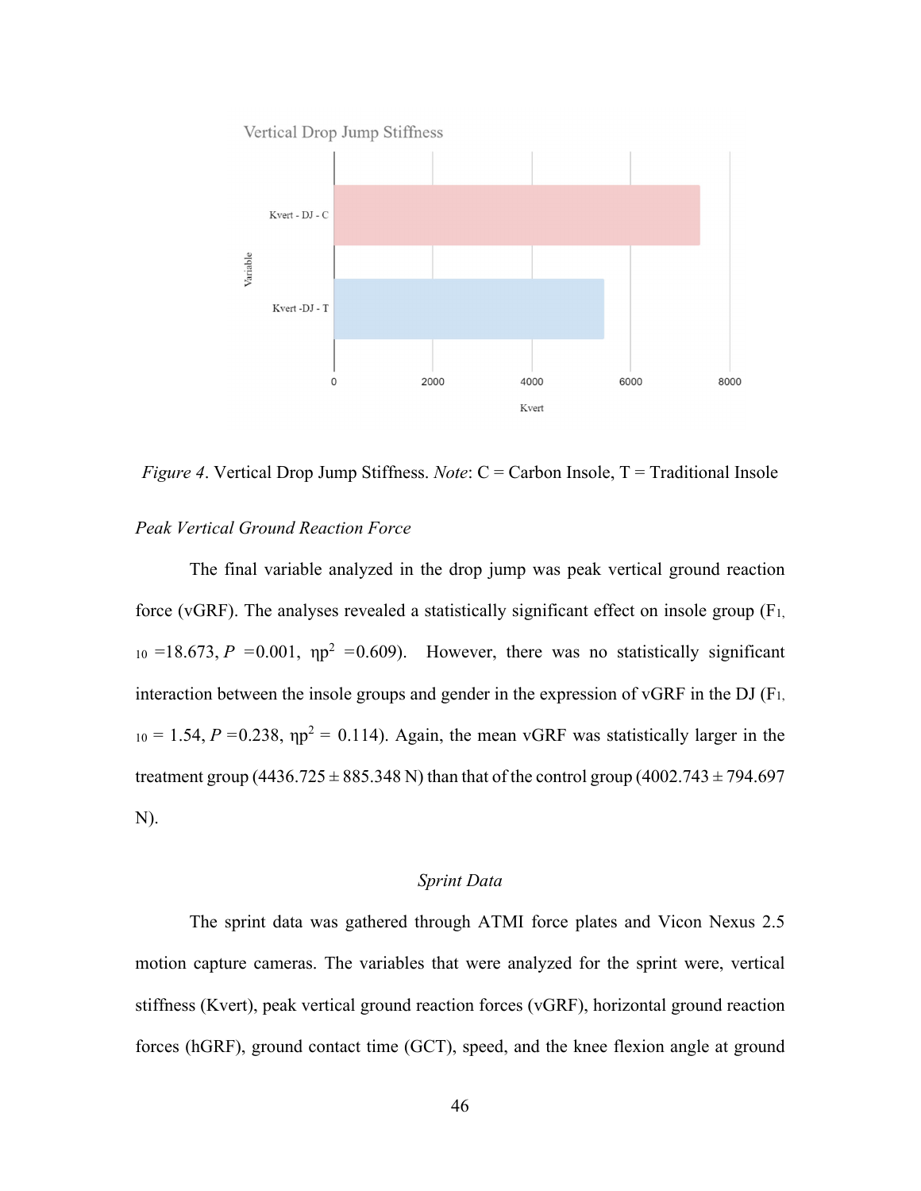*Figure 4*. Vertical Drop Jump Stiffness. *Note*: C = Carbon Insole, T = Traditional Insole

*Peak Vertical Ground Reaction Force*

The final variable analyzed in the drop jump was peak vertical ground reaction force (vGRF). The analyses revealed a statistically significant effect on insole group ($F_{1, 10}$ =18.673, $P$ =0.001, $\eta p^2$ =0.609). However, there was no statistically significant interaction between the insole groups and gender in the expression of vGRF in the DJ ($F_{1, 10}$ = 1.54, $P$ =0.238, $\eta p^2$ = 0.114). Again, the mean vGRF was statistically larger in the treatment group (4436.725 ± 885.348 N) than that of the control group (4002.743 ± 794.697 N).

### *Sprint Data*

The sprint data was gathered through ATMI force plates and Vicon Nexus 2.5 motion capture cameras. The variables that were analyzed for the sprint were, vertical stiffness (Kvert), peak vertical ground reaction forces (vGRF), horizontal ground reaction forces (hGRF), ground contact time (GCT), speed, and the knee flexion angle at ground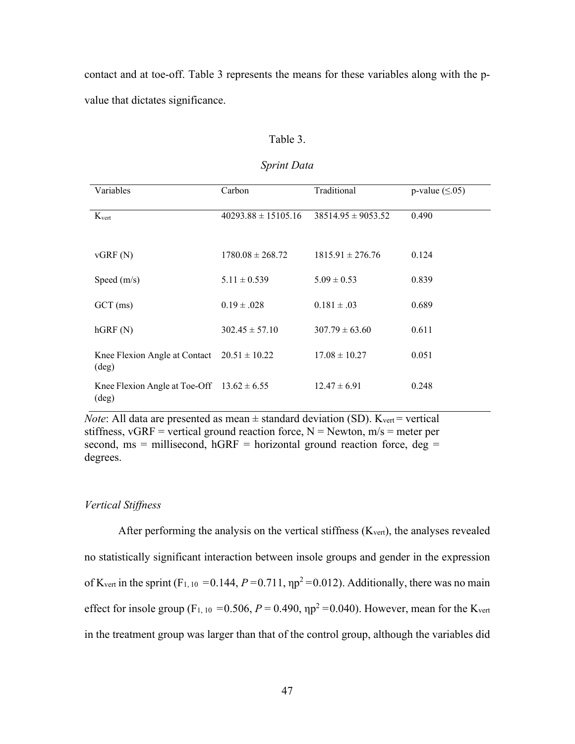contact and at toe-off. Table 3 represents the means for these variables along with the p-value that dictates significance.

Table 3.

*Sprint Data*

| Variables | Carbon | Traditional | p-value (≤.05) |
|---|---|---|---|
| $K_{vert}$ | 40293.88 ± 15105.16 | 38514.95 ± 9053.52 | 0.490 |
| vGRF (N) | 1780.08 ± 268.72 | 1815.91 ± 276.76 | 0.124 |
| Speed (m/s) | 5.11 ± 0.539 | 5.09 ± 0.53 | 0.839 |
| GCT (ms) | 0.19 ± .028 | 0.181 ± .03 | 0.689 |
| hGRF (N) | 302.45 ± 57.10 | 307.79 ± 63.60 | 0.611 |
| Knee Flexion Angle at Contact (deg) | 20.51 ± 10.22 | 17.08 ± 10.27 | 0.051 |
| Knee Flexion Angle at Toe-Off (deg) | 13.62 ± 6.55 | 12.47 ± 6.91 | 0.248 |

*Note*: All data are presented as mean ± standard deviation (SD). $K_{vert}$ = vertical stiffness, vGRF = vertical ground reaction force, N = Newton, m/s = meter per second, ms = millisecond, hGRF = horizontal ground reaction force, deg = degrees.

*Vertical Stiffness*

After performing the analysis on the vertical stiffness ($K_{vert}$), the analyses revealed no statistically significant interaction between insole groups and gender in the expression of $K_{vert}$ in the sprint ($F_{1, 10}$ =0.144, $P$ =0.711, $\eta p^2$ =0.012). Additionally, there was no main effect for insole group ($F_{1, 10}$ =0.506, $P$ = 0.490, $\eta p^2$ =0.040). However, mean for the $K_{vert}$ in the treatment group was larger than that of the control group, although the variables did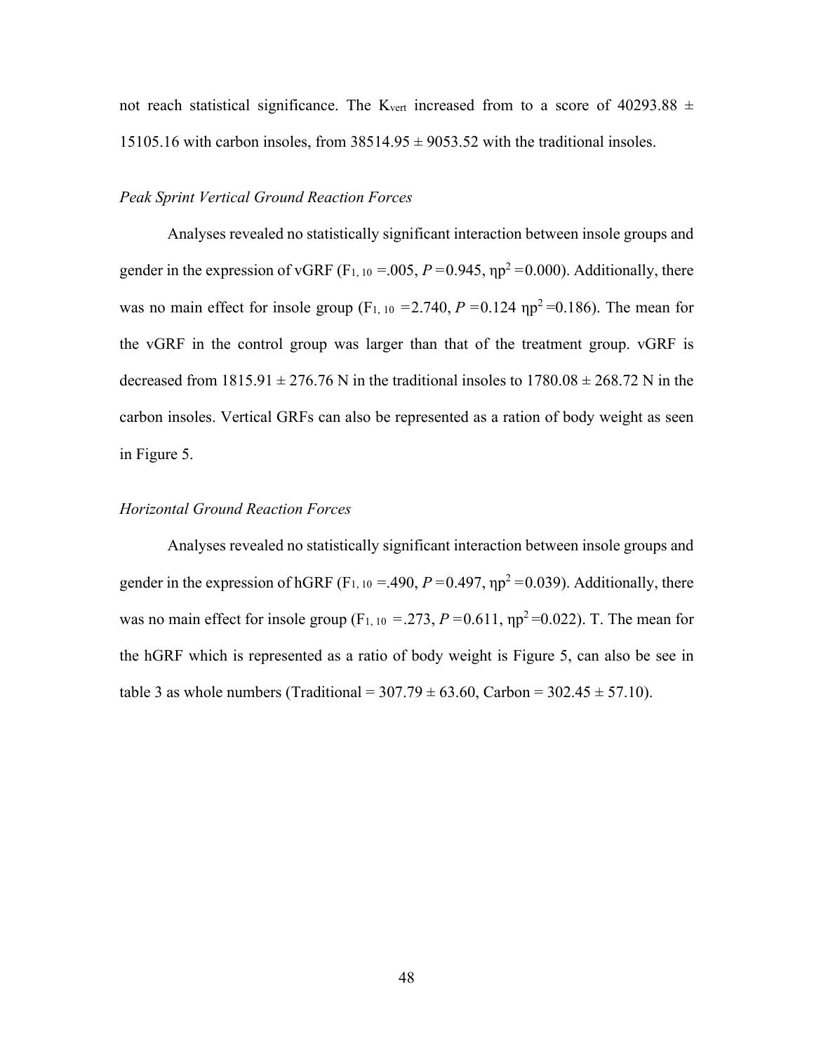not reach statistical significance. The $K_{vert}$ increased from to a score of 40293.88 ± 15105.16 with carbon insoles, from 38514.95 ± 9053.52 with the traditional insoles.

*Peak Sprint Vertical Ground Reaction Forces*

Analyses revealed no statistically significant interaction between insole groups and gender in the expression of vGRF ($F_{1, 10}$ =.005, $P$ =0.945, $\eta p^2$ =0.000). Additionally, there was no main effect for insole group ($F_{1, 10}$ =2.740, $P$ =0.124 $\eta p^2$ =0.186). The mean for the vGRF in the control group was larger than that of the treatment group. vGRF is decreased from 1815.91 ± 276.76 N in the traditional insoles to 1780.08 ± 268.72 N in the carbon insoles. Vertical GRFs can also be represented as a ration of body weight as seen in Figure 5.

*Horizontal Ground Reaction Forces*

Analyses revealed no statistically significant interaction between insole groups and gender in the expression of hGRF ($F_{1, 10}$ =.490, $P$ =0.497, $\eta p^2$ =0.039). Additionally, there was no main effect for insole group ($F_{1, 10}$ =.273, $P$ =0.611, $\eta p^2$ =0.022). T. The mean for the hGRF which is represented as a ratio of body weight is Figure 5, can also be see in table 3 as whole numbers (Traditional = 307.79 ± 63.60, Carbon = 302.45 ± 57.10).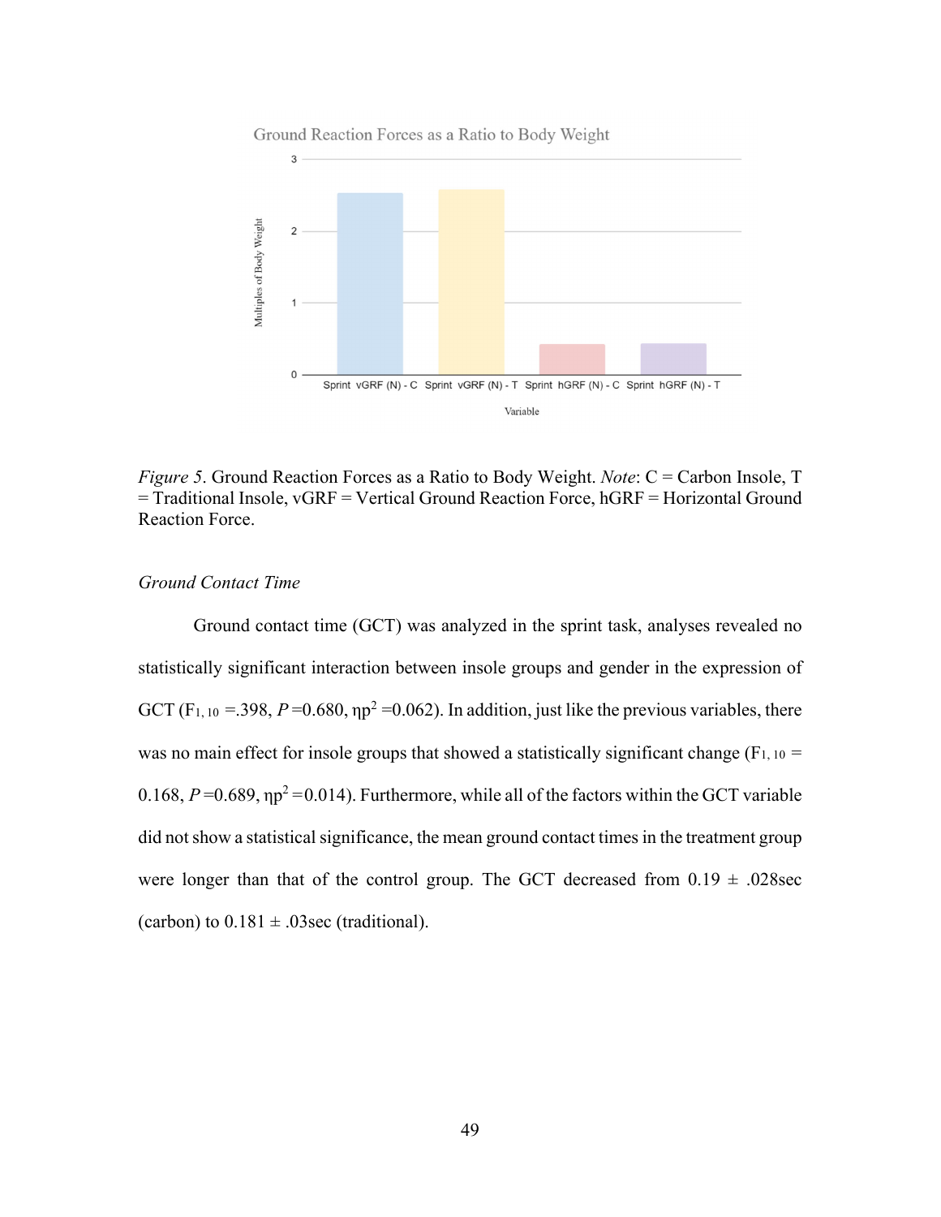*Figure 5*. Ground Reaction Forces as a Ratio to Body Weight. *Note*: C = Carbon Insole, T = Traditional Insole, vGRF = Vertical Ground Reaction Force, hGRF = Horizontal Ground Reaction Force.

*Ground Contact Time*

Ground contact time (GCT) was analyzed in the sprint task, analyses revealed no statistically significant interaction between insole groups and gender in the expression of GCT ($F_{1, 10}$ =.398, $P$ =0.680, $\eta p^2$ =0.062). In addition, just like the previous variables, there was no main effect for insole groups that showed a statistically significant change ($F_{1, 10}$ = 0.168, $P$ =0.689, $\eta p^2$ =0.014). Furthermore, while all of the factors within the GCT variable did not show a statistical significance, the mean ground contact times in the treatment group were longer than that of the control group. The GCT decreased from 0.19 ± .028sec (carbon) to 0.181 ± .03sec (traditional).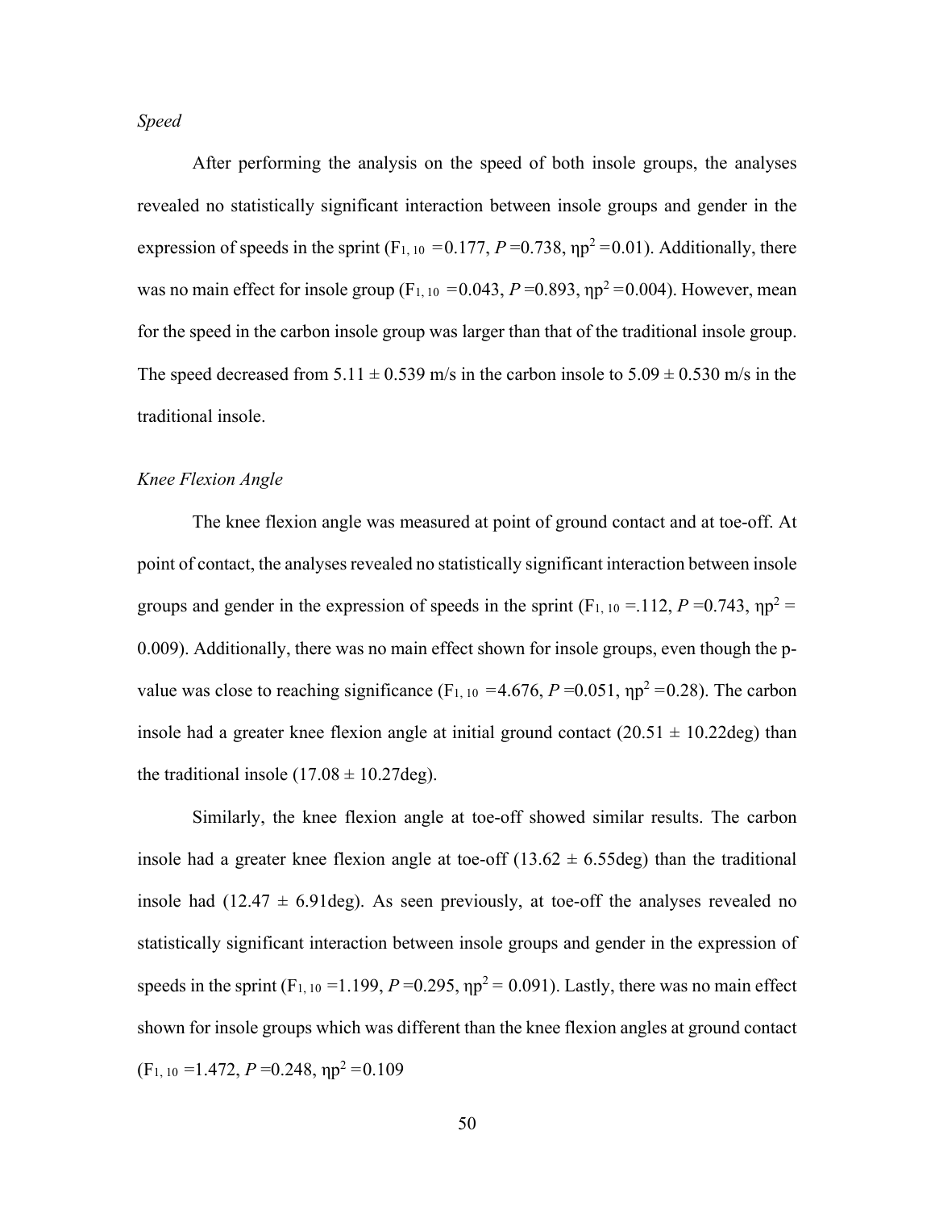*Speed*

After performing the analysis on the speed of both insole groups, the analyses revealed no statistically significant interaction between insole groups and gender in the expression of speeds in the sprint ($F_{1, 10}$ =0.177, *P* =0.738, $\eta p^2$ =0.01). Additionally, there was no main effect for insole group ($F_{1, 10}$ =0.043, *P* =0.893, $\eta p^2$ =0.004). However, mean for the speed in the carbon insole group was larger than that of the traditional insole group. The speed decreased from 5.11 ± 0.539 m/s in the carbon insole to 5.09 ± 0.530 m/s in the traditional insole.

*Knee Flexion Angle*

The knee flexion angle was measured at point of ground contact and at toe-off. At point of contact, the analyses revealed no statistically significant interaction between insole groups and gender in the expression of speeds in the sprint ($F_{1, 10}$ =.112, *P* =0.743, $\eta p^2$ = 0.009). Additionally, there was no main effect shown for insole groups, even though the p-value was close to reaching significance ($F_{1, 10}$ =4.676, *P* =0.051, $\eta p^2$ =0.28). The carbon insole had a greater knee flexion angle at initial ground contact (20.51 ± 10.22deg) than the traditional insole (17.08 ± 10.27deg).

Similarly, the knee flexion angle at toe-off showed similar results. The carbon insole had a greater knee flexion angle at toe-off (13.62 ± 6.55deg) than the traditional insole had (12.47 ± 6.91deg). As seen previously, at toe-off the analyses revealed no statistically significant interaction between insole groups and gender in the expression of speeds in the sprint ($F_{1, 10}$ =1.199, *P* =0.295, $\eta p^2$ = 0.091). Lastly, there was no main effect shown for insole groups which was different than the knee flexion angles at ground contact ($F_{1, 10}$ =1.472, *P* =0.248, $\eta p^2$ =0.109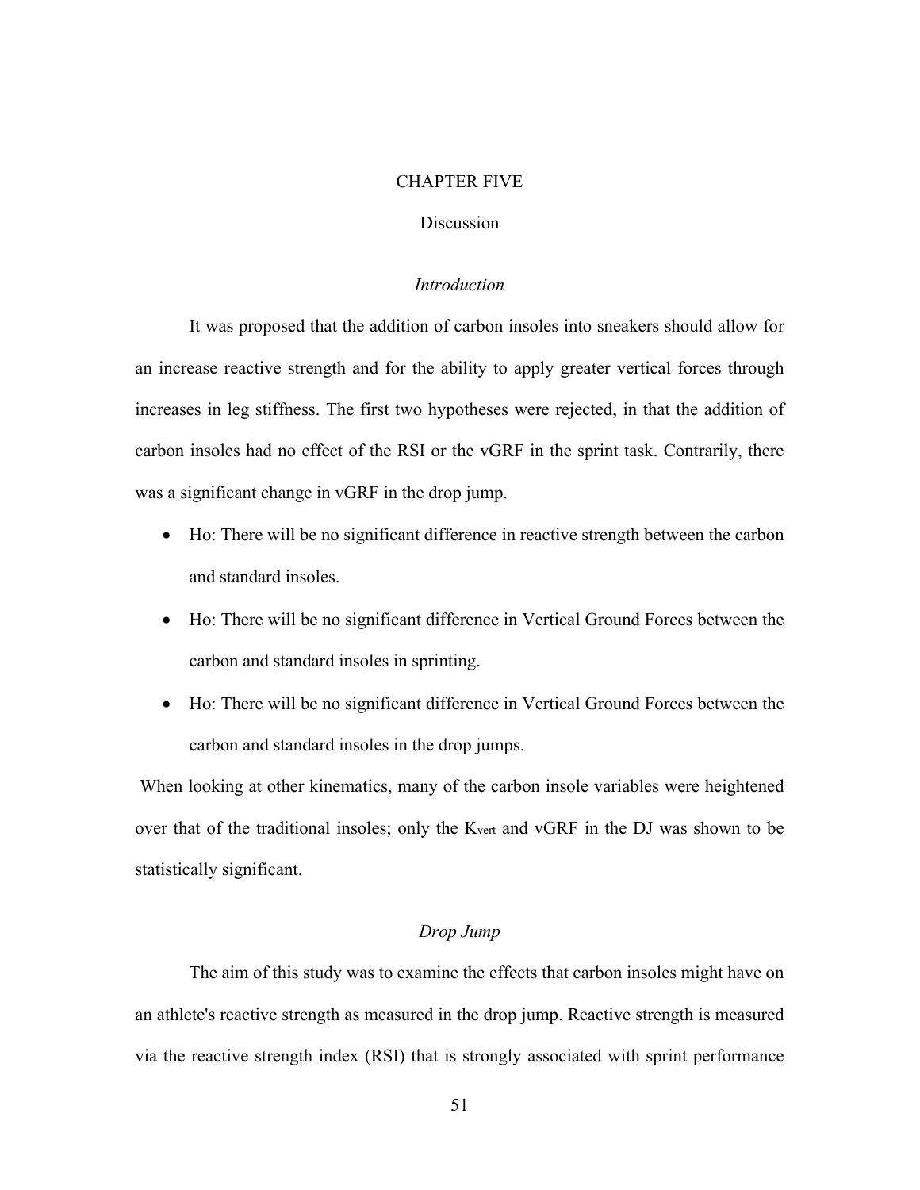# CHAPTER FIVE

## Discussion

### *Introduction*

It was proposed that the addition of carbon insoles into sneakers should allow for an increase reactive strength and for the ability to apply greater vertical forces through increases in leg stiffness. The first two hypotheses were rejected, in that the addition of carbon insoles had no effect of the RSI or the vGRF in the sprint task. Contrarily, there was a significant change in vGRF in the drop jump.

- Ho: There will be no significant difference in reactive strength between the carbon and standard insoles.
- Ho: There will be no significant difference in Vertical Ground Forces between the carbon and standard insoles in sprinting.
- Ho: There will be no significant difference in Vertical Ground Forces between the carbon and standard insoles in the drop jumps.

When looking at other kinematics, many of the carbon insole variables were heightened over that of the traditional insoles; only the $K_{vert}$ and vGRF in the DJ was shown to be statistically significant.

### *Drop Jump*

The aim of this study was to examine the effects that carbon insoles might have on an athlete's reactive strength as measured in the drop jump. Reactive strength is measured via the reactive strength index (RSI) that is strongly associated with sprint performance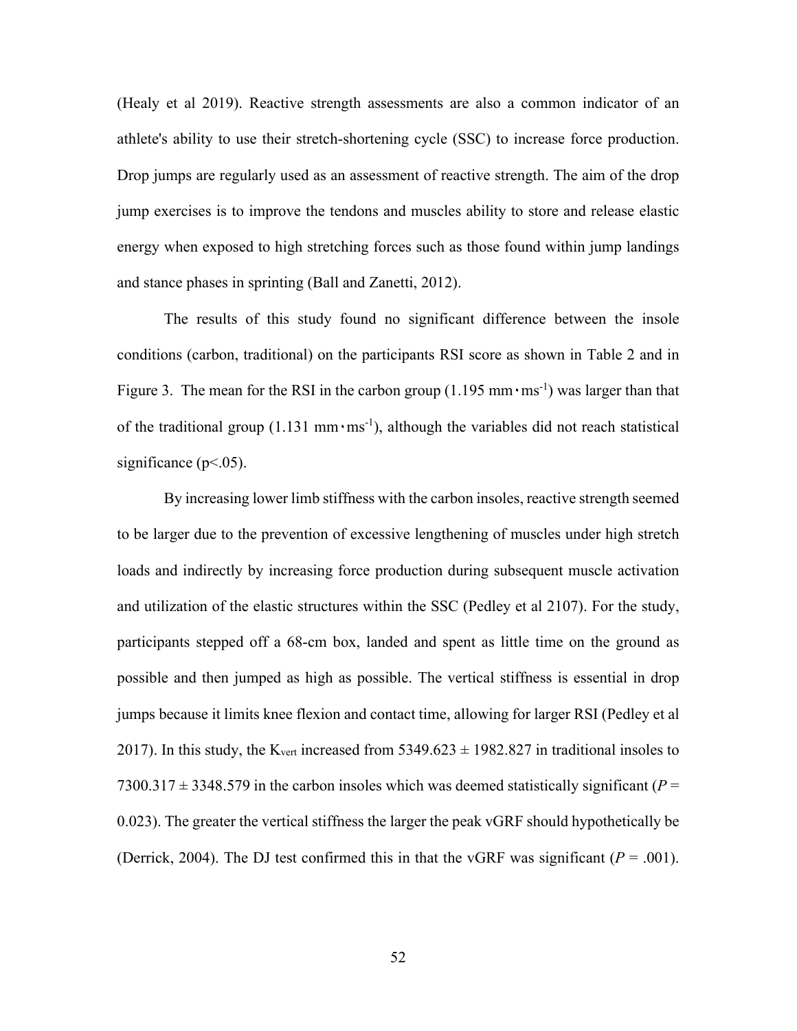(Healy et al 2019). Reactive strength assessments are also a common indicator of an athlete's ability to use their stretch-shortening cycle (SSC) to increase force production. Drop jumps are regularly used as an assessment of reactive strength. The aim of the drop jump exercises is to improve the tendons and muscles ability to store and release elastic energy when exposed to high stretching forces such as those found within jump landings and stance phases in sprinting (Ball and Zanetti, 2012).

The results of this study found no significant difference between the insole conditions (carbon, traditional) on the participants RSI score as shown in Table 2 and in Figure 3. The mean for the RSI in the carbon group (1.195 mm$\cdot$ms$^{-1}$) was larger than that of the traditional group (1.131 mm$\cdot$ms$^{-1}$), although the variables did not reach statistical significance ($p<.05$).

By increasing lower limb stiffness with the carbon insoles, reactive strength seemed to be larger due to the prevention of excessive lengthening of muscles under high stretch loads and indirectly by increasing force production during subsequent muscle activation and utilization of the elastic structures within the SSC (Pedley et al 2107). For the study, participants stepped off a 68-cm box, landed and spent as little time on the ground as possible and then jumped as high as possible. The vertical stiffness is essential in drop jumps because it limits knee flexion and contact time, allowing for larger RSI (Pedley et al 2017). In this study, the $K_{vert}$ increased from 5349.623 ± 1982.827 in traditional insoles to 7300.317 ± 3348.579 in the carbon insoles which was deemed statistically significant ($P$ = 0.023). The greater the vertical stiffness the larger the peak vGRF should hypothetically be (Derrick, 2004). The DJ test confirmed this in that the vGRF was significant ($P$ = .001).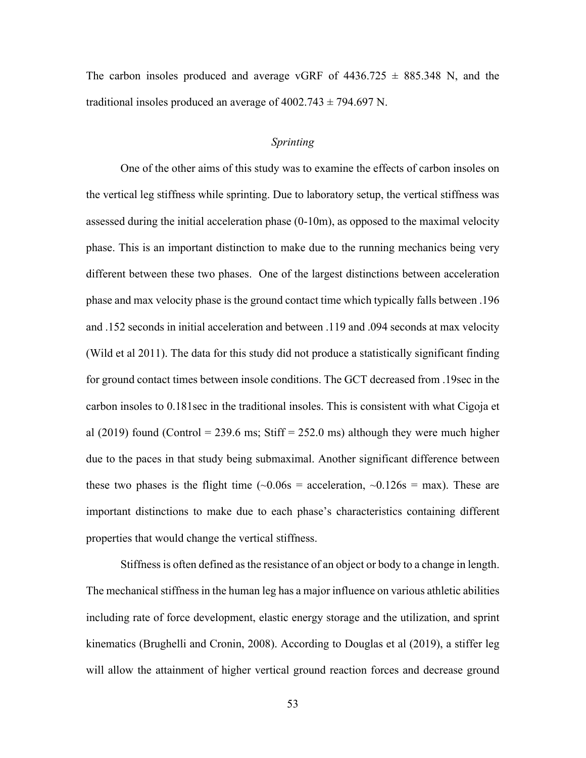The carbon insoles produced and average vGRF of 4436.725 ± 885.348 N, and the traditional insoles produced an average of 4002.743 ± 794.697 N.

### *Sprinting*

One of the other aims of this study was to examine the effects of carbon insoles on the vertical leg stiffness while sprinting. Due to laboratory setup, the vertical stiffness was assessed during the initial acceleration phase (0-10m), as opposed to the maximal velocity phase. This is an important distinction to make due to the running mechanics being very different between these two phases. One of the largest distinctions between acceleration phase and max velocity phase is the ground contact time which typically falls between .196 and .152 seconds in initial acceleration and between .119 and .094 seconds at max velocity (Wild et al 2011). The data for this study did not produce a statistically significant finding for ground contact times between insole conditions. The GCT decreased from .19sec in the carbon insoles to 0.181sec in the traditional insoles. This is consistent with what Cigoja et al (2019) found (Control = 239.6 ms; Stiff = 252.0 ms) although they were much higher due to the paces in that study being submaximal. Another significant difference between these two phases is the flight time (~0.06s = acceleration, ~0.126s = max). These are important distinctions to make due to each phase's characteristics containing different properties that would change the vertical stiffness.

Stiffness is often defined as the resistance of an object or body to a change in length. The mechanical stiffness in the human leg has a major influence on various athletic abilities including rate of force development, elastic energy storage and the utilization, and sprint kinematics (Brughelli and Cronin, 2008). According to Douglas et al (2019), a stiffer leg will allow the attainment of higher vertical ground reaction forces and decrease ground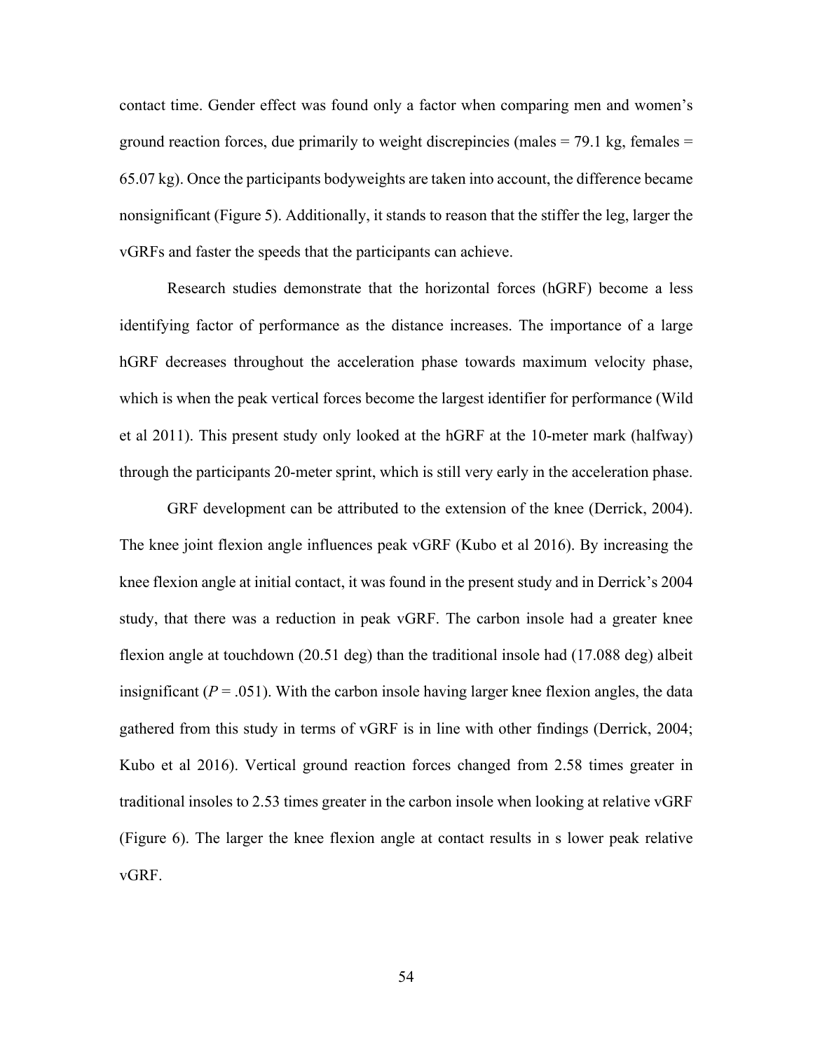contact time. Gender effect was found only a factor when comparing men and women's ground reaction forces, due primarily to weight discrepincies (males = 79.1 kg, females = 65.07 kg). Once the participants bodyweights are taken into account, the difference became nonsignificant (Figure 5). Additionally, it stands to reason that the stiffer the leg, larger the vGRFs and faster the speeds that the participants can achieve.

Research studies demonstrate that the horizontal forces (hGRF) become a less identifying factor of performance as the distance increases. The importance of a large hGRF decreases throughout the acceleration phase towards maximum velocity phase, which is when the peak vertical forces become the largest identifier for performance (Wild et al 2011). This present study only looked at the hGRF at the 10-meter mark (halfway) through the participants 20-meter sprint, which is still very early in the acceleration phase.

GRF development can be attributed to the extension of the knee (Derrick, 2004). The knee joint flexion angle influences peak vGRF (Kubo et al 2016). By increasing the knee flexion angle at initial contact, it was found in the present study and in Derrick's 2004 study, that there was a reduction in peak vGRF. The carbon insole had a greater knee flexion angle at touchdown (20.51 deg) than the traditional insole had (17.088 deg) albeit insignificant ($P = .051$). With the carbon insole having larger knee flexion angles, the data gathered from this study in terms of vGRF is in line with other findings (Derrick, 2004; Kubo et al 2016). Vertical ground reaction forces changed from 2.58 times greater in traditional insoles to 2.53 times greater in the carbon insole when looking at relative vGRF (Figure 6). The larger the knee flexion angle at contact results in s lower peak relative vGRF.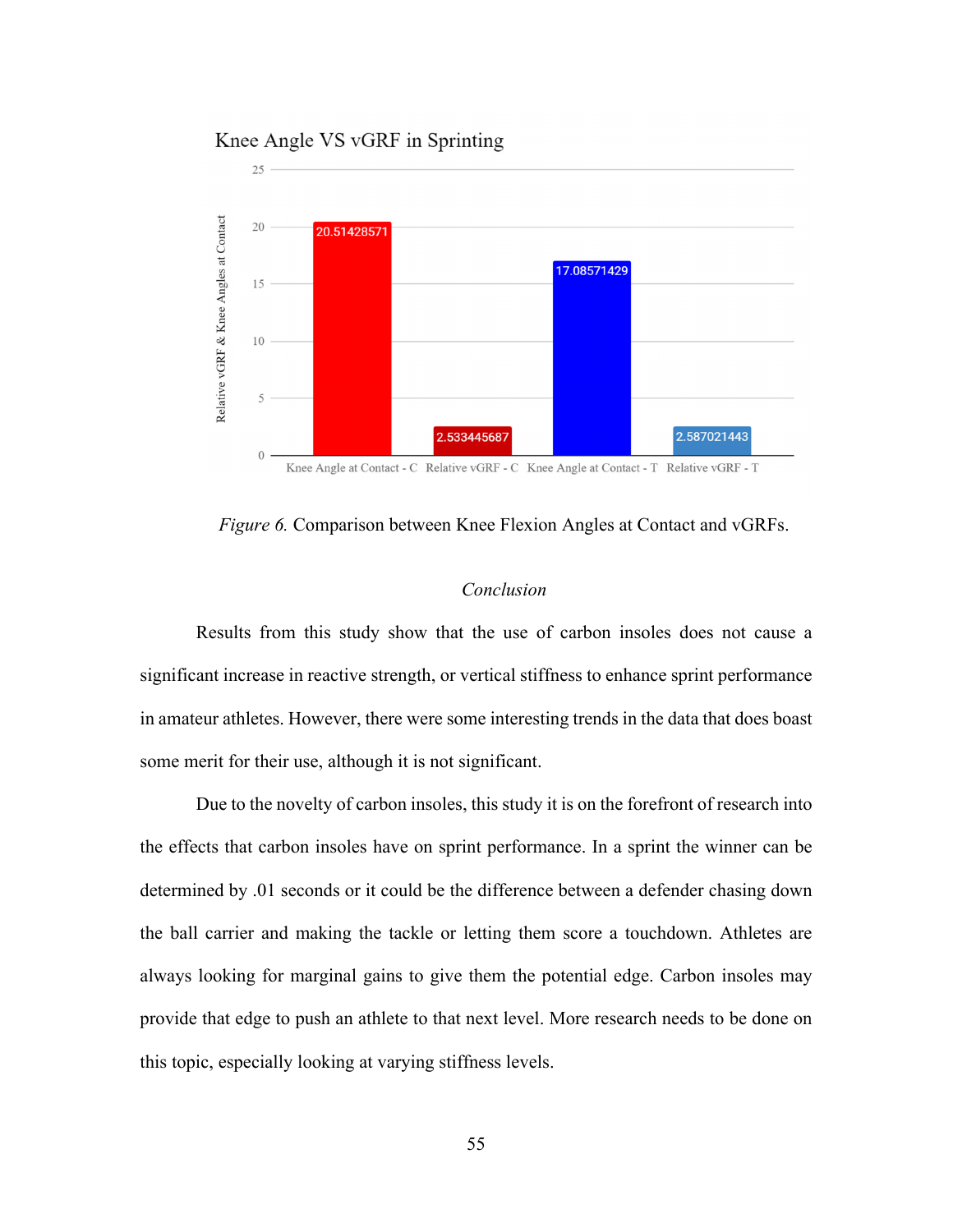*Figure 6.* Comparison between Knee Flexion Angles at Contact and vGRFs.

## *Conclusion*

Results from this study show that the use of carbon insoles does not cause a significant increase in reactive strength, or vertical stiffness to enhance sprint performance in amateur athletes. However, there were some interesting trends in the data that does boast some merit for their use, although it is not significant.

Due to the novelty of carbon insoles, this study it is on the forefront of research into the effects that carbon insoles have on sprint performance. In a sprint the winner can be determined by .01 seconds or it could be the difference between a defender chasing down the ball carrier and making the tackle or letting them score a touchdown. Athletes are always looking for marginal gains to give them the potential edge. Carbon insoles may provide that edge to push an athlete to that next level. More research needs to be done on this topic, especially looking at varying stiffness levels.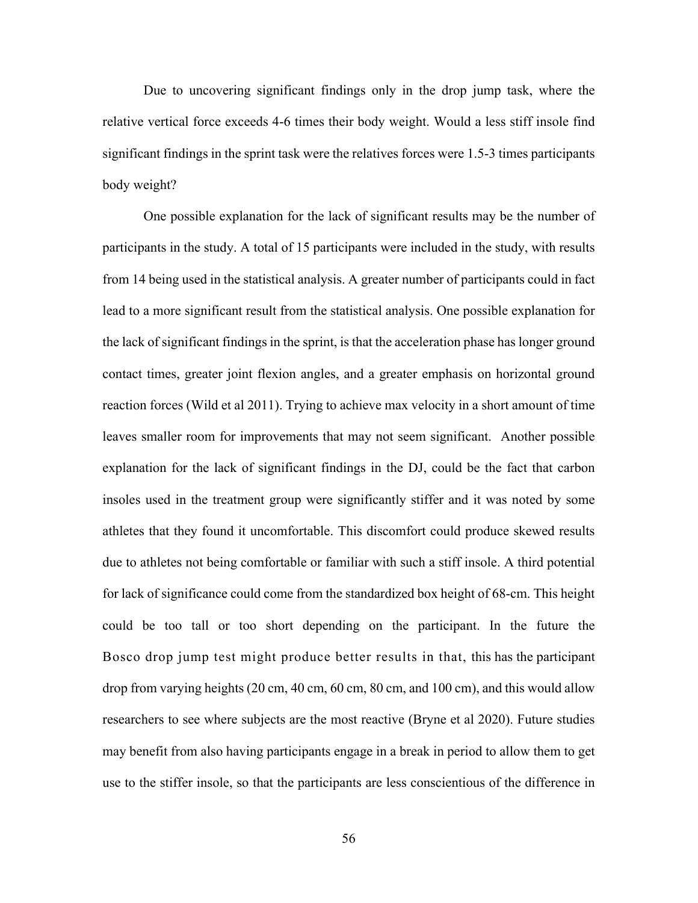Due to uncovering significant findings only in the drop jump task, where the relative vertical force exceeds 4-6 times their body weight. Would a less stiff insole find significant findings in the sprint task were the relatives forces were 1.5-3 times participants body weight?

One possible explanation for the lack of significant results may be the number of participants in the study. A total of 15 participants were included in the study, with results from 14 being used in the statistical analysis. A greater number of participants could in fact lead to a more significant result from the statistical analysis. One possible explanation for the lack of significant findings in the sprint, is that the acceleration phase has longer ground contact times, greater joint flexion angles, and a greater emphasis on horizontal ground reaction forces (Wild et al 2011). Trying to achieve max velocity in a short amount of time leaves smaller room for improvements that may not seem significant. Another possible explanation for the lack of significant findings in the DJ, could be the fact that carbon insoles used in the treatment group were significantly stiffer and it was noted by some athletes that they found it uncomfortable. This discomfort could produce skewed results due to athletes not being comfortable or familiar with such a stiff insole. A third potential for lack of significance could come from the standardized box height of 68-cm. This height could be too tall or too short depending on the participant. In the future the Bosco drop jump test might produce better results in that, this has the participant drop from varying heights (20 cm, 40 cm, 60 cm, 80 cm, and 100 cm), and this would allow researchers to see where subjects are the most reactive (Bryne et al 2020). Future studies may benefit from also having participants engage in a break in period to allow them to get use to the stiffer insole, so that the participants are less conscientious of the difference in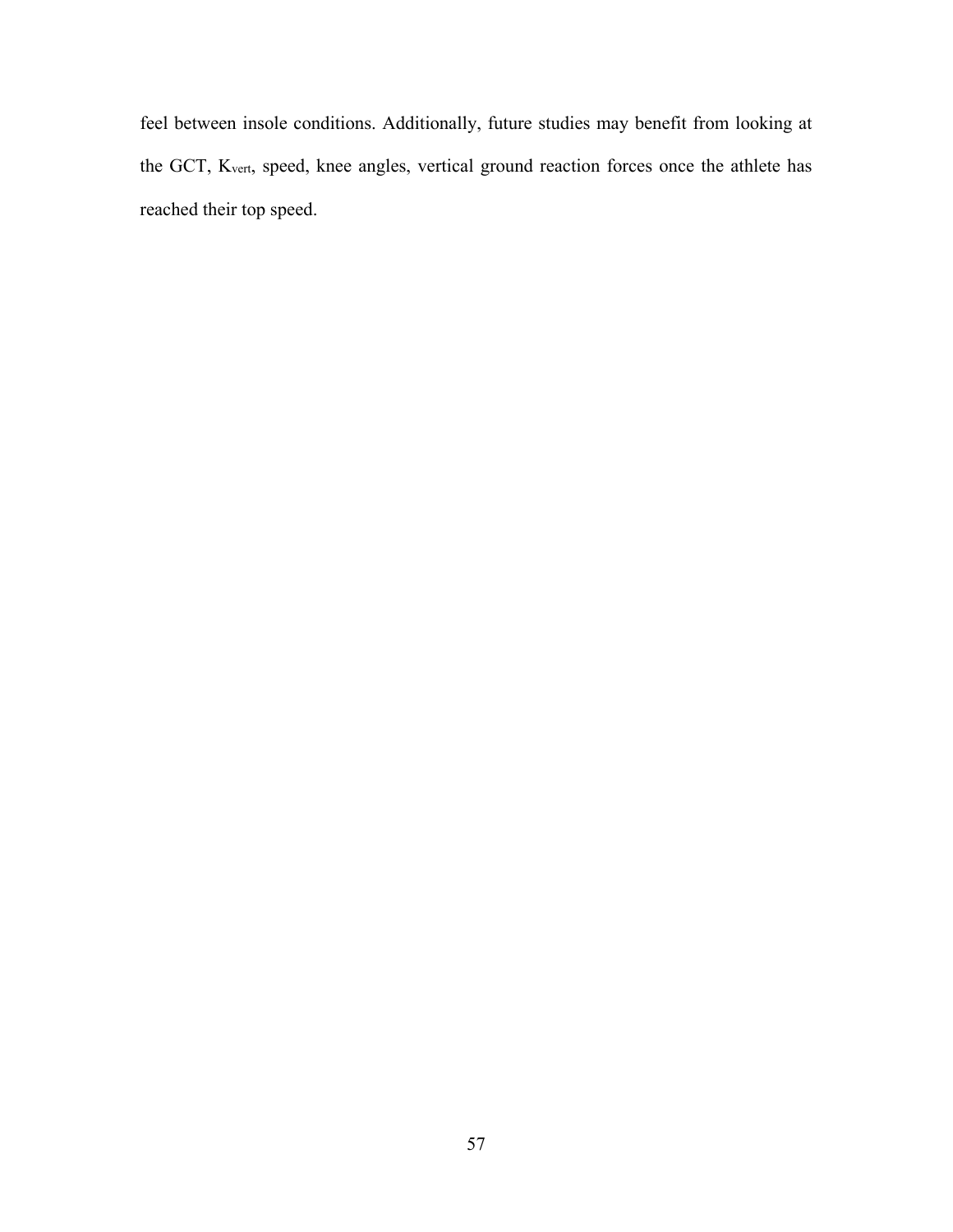feel between insole conditions. Additionally, future studies may benefit from looking at the GCT, $K_{vert}$, speed, knee angles, vertical ground reaction forces once the athlete has reached their top speed.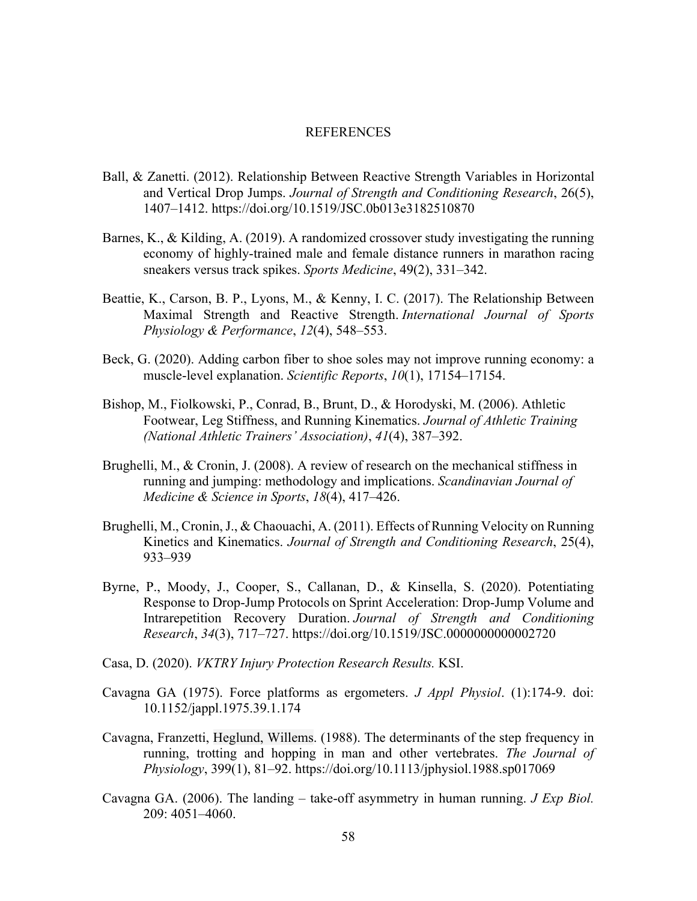# REFERENCES

Ball, & Zanetti. (2012). Relationship Between Reactive Strength Variables in Horizontal and Vertical Drop Jumps. *Journal of Strength and Conditioning Research*, 26(5), 1407–1412. https://doi.org/10.1519/JSC.0b013e3182510870

Barnes, K., & Kilding, A. (2019). A randomized crossover study investigating the running economy of highly-trained male and female distance runners in marathon racing sneakers versus track spikes. *Sports Medicine*, 49(2), 331–342.

Beattie, K., Carson, B. P., Lyons, M., & Kenny, I. C. (2017). The Relationship Between Maximal Strength and Reactive Strength. *International Journal of Sports Physiology & Performance*, *12*(4), 548–553.

Beck, G. (2020). Adding carbon fiber to shoe soles may not improve running economy: a muscle-level explanation. *Scientific Reports*, *10*(1), 17154–17154.

Bishop, M., Fiolkowski, P., Conrad, B., Brunt, D., & Horodyski, M. (2006). Athletic Footwear, Leg Stiffness, and Running Kinematics. *Journal of Athletic Training (National Athletic Trainers' Association)*, *41*(4), 387–392.

Brughelli, M., & Cronin, J. (2008). A review of research on the mechanical stiffness in running and jumping: methodology and implications. *Scandinavian Journal of Medicine & Science in Sports*, *18*(4), 417–426.

Brughelli, M., Cronin, J., & Chaouachi, A. (2011). Effects of Running Velocity on Running Kinetics and Kinematics. *Journal of Strength and Conditioning Research*, 25(4), 933–939

Byrne, P., Moody, J., Cooper, S., Callanan, D., & Kinsella, S. (2020). Potentiating Response to Drop-Jump Protocols on Sprint Acceleration: Drop-Jump Volume and Intrarepetition Recovery Duration. *Journal of Strength and Conditioning Research*, *34*(3), 717–727. https://doi.org/10.1519/JSC.0000000000002720

Casa, D. (2020). *VKTRY Injury Protection Research Results.* KSI.

Cavagna GA (1975). Force platforms as ergometers. *J Appl Physiol*. (1):174-9. doi: 10.1152/jappl.1975.39.1.174

Cavagna, Franzetti, Heglund, Willems. (1988). The determinants of the step frequency in running, trotting and hopping in man and other vertebrates. *The Journal of Physiology*, 399(1), 81–92. https://doi.org/10.1113/jphysiol.1988.sp017069

Cavagna GA. (2006). The landing – take-off asymmetry in human running. *J Exp Biol.* 209: 4051–4060.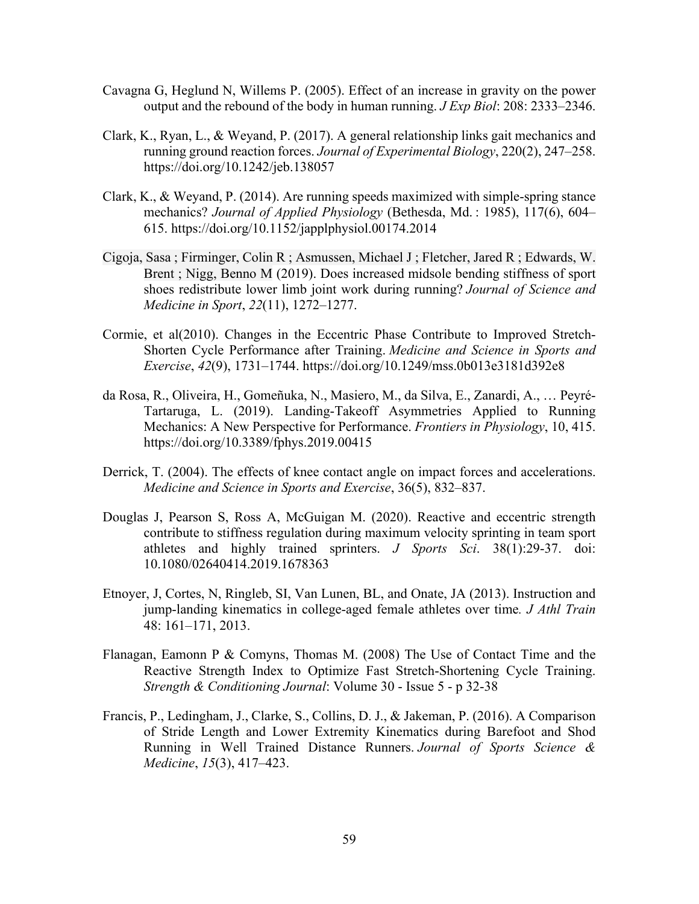Cavagna G, Heglund N, Willems P. (2005). Effect of an increase in gravity on the power output and the rebound of the body in human running. *J Exp Biol*: 208: 2333–2346.

Clark, K., Ryan, L., & Weyand, P. (2017). A general relationship links gait mechanics and running ground reaction forces. *Journal of Experimental Biology*, 220(2), 247–258. https://doi.org/10.1242/jeb.138057

Clark, K., & Weyand, P. (2014). Are running speeds maximized with simple-spring stance mechanics? *Journal of Applied Physiology* (Bethesda, Md. : 1985), 117(6), 604–615. https://doi.org/10.1152/japplphysiol.00174.2014

Cigoja, Sasa ; Firminger, Colin R ; Asmussen, Michael J ; Fletcher, Jared R ; Edwards, W. Brent ; Nigg, Benno M (2019). Does increased midsole bending stiffness of sport shoes redistribute lower limb joint work during running? *Journal of Science and Medicine in Sport*, *22*(11), 1272–1277.

Cormie, et al(2010). Changes in the Eccentric Phase Contribute to Improved Stretch-Shorten Cycle Performance after Training. *Medicine and Science in Sports and Exercise*, *42*(9), 1731–1744. https://doi.org/10.1249/mss.0b013e3181d392e8

da Rosa, R., Oliveira, H., Gomeñuka, N., Masiero, M., da Silva, E., Zanardi, A., … Peyré-Tartaruga, L. (2019). Landing-Takeoff Asymmetries Applied to Running Mechanics: A New Perspective for Performance. *Frontiers in Physiology*, 10, 415. https://doi.org/10.3389/fphys.2019.00415

Derrick, T. (2004). The effects of knee contact angle on impact forces and accelerations. *Medicine and Science in Sports and Exercise*, 36(5), 832–837.

Douglas J, Pearson S, Ross A, McGuigan M. (2020). Reactive and eccentric strength contribute to stiffness regulation during maximum velocity sprinting in team sport athletes and highly trained sprinters. *J Sports Sci*. 38(1):29-37. doi: 10.1080/02640414.2019.1678363

Etnoyer, J, Cortes, N, Ringleb, SI, Van Lunen, BL, and Onate, JA (2013). Instruction and jump-landing kinematics in college-aged female athletes over time*. J Athl Train* 48: 161–171, 2013.

Flanagan, Eamonn P & Comyns, Thomas M. (2008) The Use of Contact Time and the Reactive Strength Index to Optimize Fast Stretch-Shortening Cycle Training. *Strength & Conditioning Journal*: Volume 30 - Issue 5 - p 32-38

Francis, P., Ledingham, J., Clarke, S., Collins, D. J., & Jakeman, P. (2016). A Comparison of Stride Length and Lower Extremity Kinematics during Barefoot and Shod Running in Well Trained Distance Runners. *Journal of Sports Science & Medicine*, *15*(3), 417–423.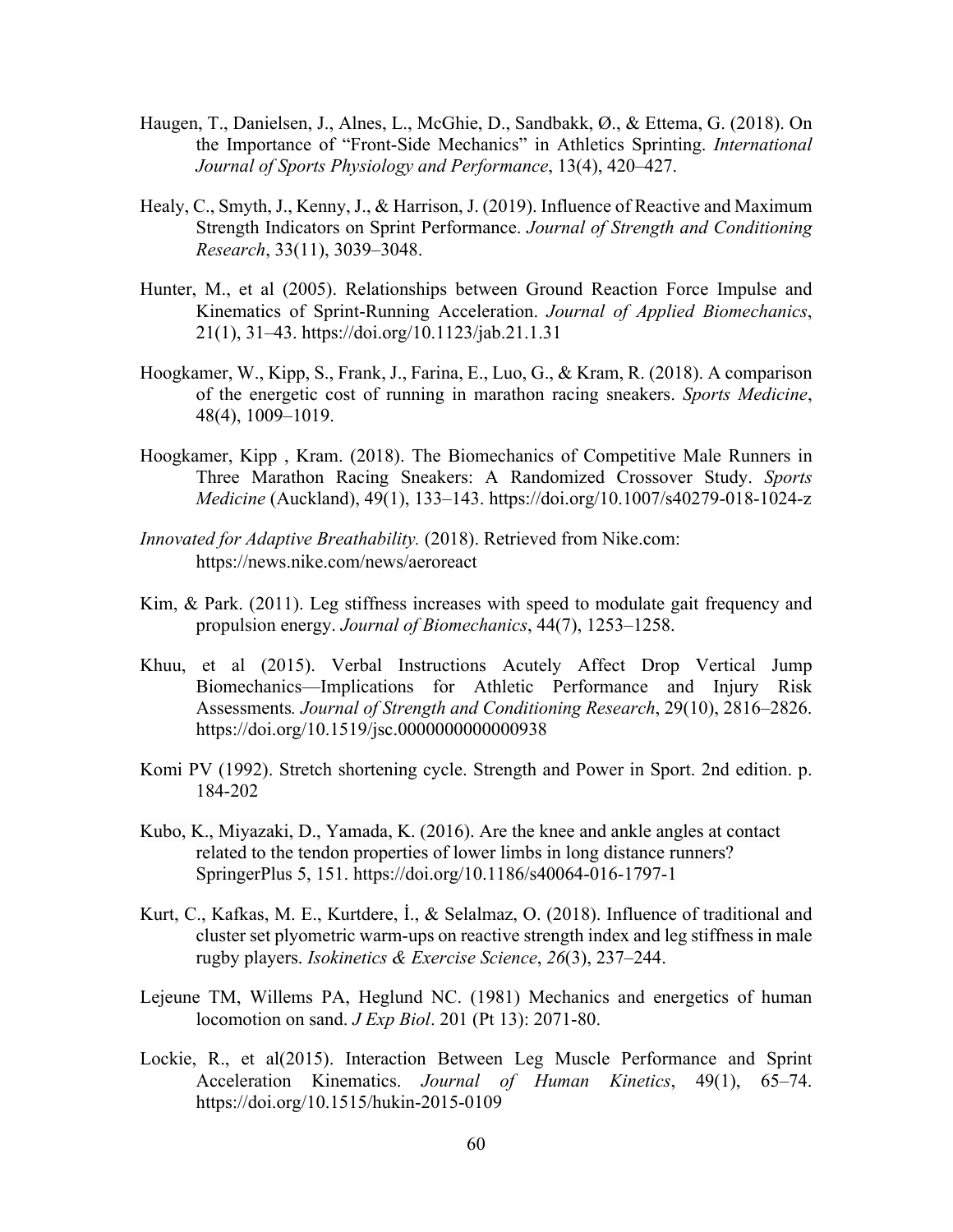Haugen, T., Danielsen, J., Alnes, L., McGhie, D., Sandbakk, Ø., & Ettema, G. (2018). On the Importance of "Front-Side Mechanics" in Athletics Sprinting. *International Journal of Sports Physiology and Performance*, 13(4), 420–427.

Healy, C., Smyth, J., Kenny, J., & Harrison, J. (2019). Influence of Reactive and Maximum Strength Indicators on Sprint Performance. *Journal of Strength and Conditioning Research*, 33(11), 3039–3048.

Hunter, M., et al (2005). Relationships between Ground Reaction Force Impulse and Kinematics of Sprint-Running Acceleration. *Journal of Applied Biomechanics*, 21(1), 31–43. https://doi.org/10.1123/jab.21.1.31

Hoogkamer, W., Kipp, S., Frank, J., Farina, E., Luo, G., & Kram, R. (2018). A comparison of the energetic cost of running in marathon racing sneakers. *Sports Medicine*, 48(4), 1009–1019.

Hoogkamer, Kipp , Kram. (2018). The Biomechanics of Competitive Male Runners in Three Marathon Racing Sneakers: A Randomized Crossover Study. *Sports Medicine* (Auckland), 49(1), 133–143. https://doi.org/10.1007/s40279-018-1024-z

*Innovated for Adaptive Breathability.* (2018). Retrieved from Nike.com: https://news.nike.com/news/aeroreact

Kim, & Park. (2011). Leg stiffness increases with speed to modulate gait frequency and propulsion energy. *Journal of Biomechanics*, 44(7), 1253–1258.

Khuu, et al (2015). Verbal Instructions Acutely Affect Drop Vertical Jump Biomechanics—Implications for Athletic Performance and Injury Risk Assessments*.* *Journal of Strength and Conditioning Research*, 29(10), 2816–2826. https://doi.org/10.1519/jsc.0000000000000938

Komi PV (1992). Stretch shortening cycle. Strength and Power in Sport. 2nd edition. p. 184-202

Kubo, K., Miyazaki, D., Yamada, K. (2016). Are the knee and ankle angles at contact related to the tendon properties of lower limbs in long distance runners? SpringerPlus 5, 151. https://doi.org/10.1186/s40064-016-1797-1

Kurt, C., Kafkas, M. E., Kurtdere, İ., & Selalmaz, O. (2018). Influence of traditional and cluster set plyometric warm-ups on reactive strength index and leg stiffness in male rugby players. *Isokinetics & Exercise Science*, *26*(3), 237–244.

Lejeune TM, Willems PA, Heglund NC. (1981) Mechanics and energetics of human locomotion on sand. *J Exp Biol*. 201 (Pt 13): 2071-80.

Lockie, R., et al(2015). Interaction Between Leg Muscle Performance and Sprint Acceleration Kinematics. *Journal of Human Kinetics*, 49(1), 65–74. https://doi.org/10.1515/hukin-2015-0109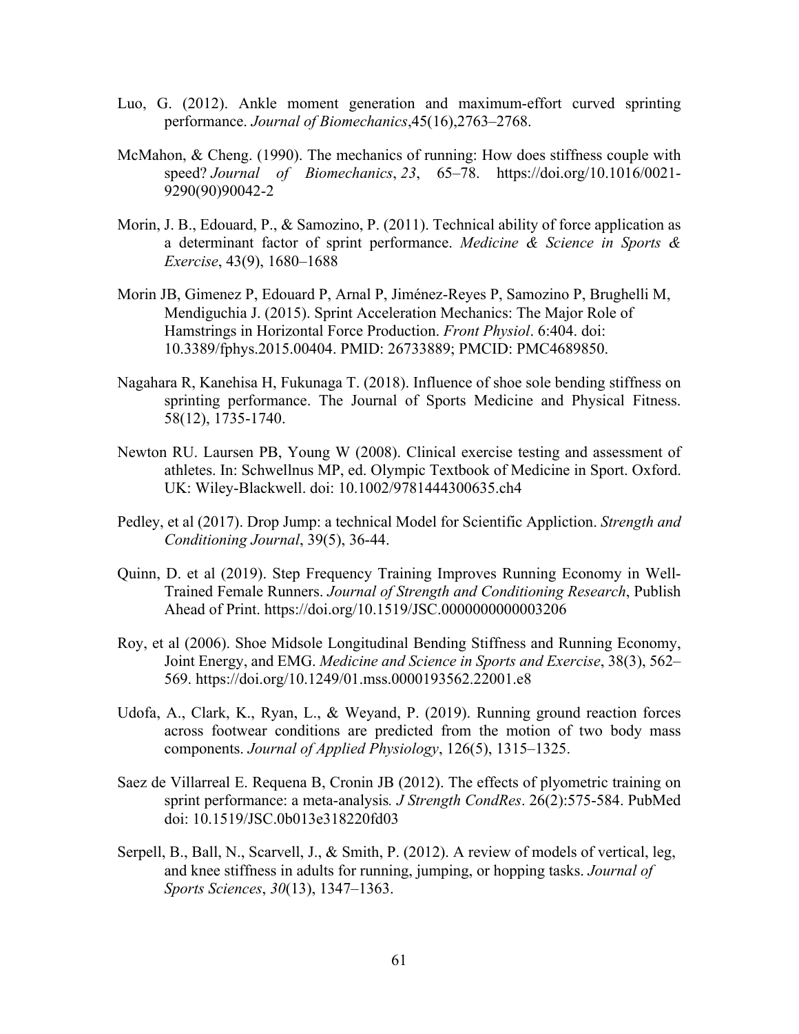Luo, G. (2012). Ankle moment generation and maximum-effort curved sprinting performance. *Journal of Biomechanics*,45(16),2763–2768.

McMahon, & Cheng. (1990). The mechanics of running: How does stiffness couple with speed? *Journal of Biomechanics*, *23*, 65–78. https://doi.org/10.1016/0021-9290(90)90042-2

Morin, J. B., Edouard, P., & Samozino, P. (2011). Technical ability of force application as a determinant factor of sprint performance. *Medicine & Science in Sports & Exercise*, 43(9), 1680–1688

Morin JB, Gimenez P, Edouard P, Arnal P, Jiménez-Reyes P, Samozino P, Brughelli M, Mendiguchia J. (2015). Sprint Acceleration Mechanics: The Major Role of Hamstrings in Horizontal Force Production. *Front Physiol*. 6:404. doi: 10.3389/fphys.2015.00404. PMID: 26733889; PMCID: PMC4689850.

Nagahara R, Kanehisa H, Fukunaga T. (2018). Influence of shoe sole bending stiffness on sprinting performance. The Journal of Sports Medicine and Physical Fitness. 58(12), 1735-1740.

Newton RU. Laursen PB, Young W (2008). Clinical exercise testing and assessment of athletes. In: Schwellnus MP, ed. Olympic Textbook of Medicine in Sport. Oxford. UK: Wiley-Blackwell. doi: 10.1002/9781444300635.ch4

Pedley, et al (2017). Drop Jump: a technical Model for Scientific Appliction. *Strength and Conditioning Journal*, 39(5), 36-44.

Quinn, D. et al (2019). Step Frequency Training Improves Running Economy in Well-Trained Female Runners. *Journal of Strength and Conditioning Research*, Publish Ahead of Print. https://doi.org/10.1519/JSC.0000000000003206

Roy, et al (2006). Shoe Midsole Longitudinal Bending Stiffness and Running Economy, Joint Energy, and EMG. *Medicine and Science in Sports and Exercise*, 38(3), 562–569. https://doi.org/10.1249/01.mss.0000193562.22001.e8

Udofa, A., Clark, K., Ryan, L., & Weyand, P. (2019). Running ground reaction forces across footwear conditions are predicted from the motion of two body mass components. *Journal of Applied Physiology*, 126(5), 1315–1325.

Saez de Villarreal E. Requena B, Cronin JB (2012). The effects of plyometric training on sprint performance: a meta-analysis*. J Strength CondRes*. 26(2):575-584. PubMed doi: 10.1519/JSC.0b013e318220fd03

Serpell, B., Ball, N., Scarvell, J., & Smith, P. (2012). A review of models of vertical, leg, and knee stiffness in adults for running, jumping, or hopping tasks. *Journal of Sports Sciences*, *30*(13), 1347–1363.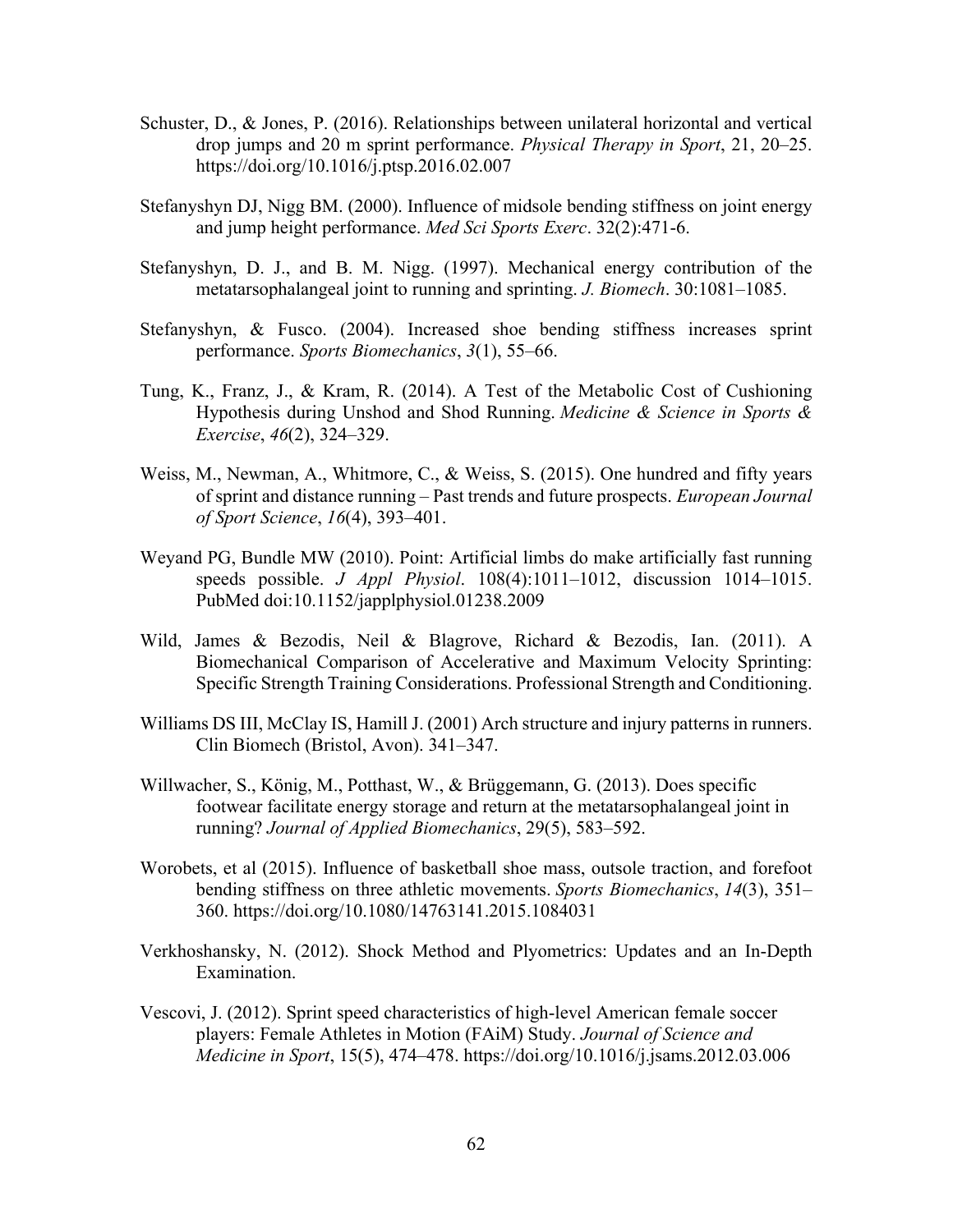Schuster, D., & Jones, P. (2016). Relationships between unilateral horizontal and vertical drop jumps and 20 m sprint performance. *Physical Therapy in Sport*, 21, 20–25. https://doi.org/10.1016/j.ptsp.2016.02.007

Stefanyshyn DJ, Nigg BM. (2000). Influence of midsole bending stiffness on joint energy and jump height performance. *Med Sci Sports Exerc*. 32(2):471-6.

Stefanyshyn, D. J., and B. M. Nigg. (1997). Mechanical energy contribution of the metatarsophalangeal joint to running and sprinting. *J. Biomech*. 30:1081–1085.

Stefanyshyn, & Fusco. (2004). Increased shoe bending stiffness increases sprint performance. *Sports Biomechanics*, *3*(1), 55–66.

Tung, K., Franz, J., & Kram, R. (2014). A Test of the Metabolic Cost of Cushioning Hypothesis during Unshod and Shod Running. *Medicine & Science in Sports & Exercise*, *46*(2), 324–329.

Weiss, M., Newman, A., Whitmore, C., & Weiss, S. (2015). One hundred and fifty years of sprint and distance running – Past trends and future prospects. *European Journal of Sport Science*, *16*(4), 393–401.

Weyand PG, Bundle MW (2010). Point: Artificial limbs do make artificially fast running speeds possible. *J Appl Physiol*. 108(4):1011–1012, discussion 1014–1015. PubMed doi:10.1152/japplphysiol.01238.2009

Wild, James & Bezodis, Neil & Blagrove, Richard & Bezodis, Ian. (2011). A Biomechanical Comparison of Accelerative and Maximum Velocity Sprinting: Specific Strength Training Considerations. Professional Strength and Conditioning.

Williams DS III, McClay IS, Hamill J. (2001) Arch structure and injury patterns in runners. Clin Biomech (Bristol, Avon). 341–347.

Willwacher, S., König, M., Potthast, W., & Brüggemann, G. (2013). Does specific footwear facilitate energy storage and return at the metatarsophalangeal joint in running? *Journal of Applied Biomechanics*, 29(5), 583–592.

Worobets, et al (2015). Influence of basketball shoe mass, outsole traction, and forefoot bending stiffness on three athletic movements. *Sports Biomechanics*, *14*(3), 351–360. https://doi.org/10.1080/14763141.2015.1084031

Verkhoshansky, N. (2012). Shock Method and Plyometrics: Updates and an In-Depth Examination.

Vescovi, J. (2012). Sprint speed characteristics of high-level American female soccer players: Female Athletes in Motion (FAiM) Study. *Journal of Science and Medicine in Sport*, 15(5), 474–478. https://doi.org/10.1016/j.jsams.2012.03.006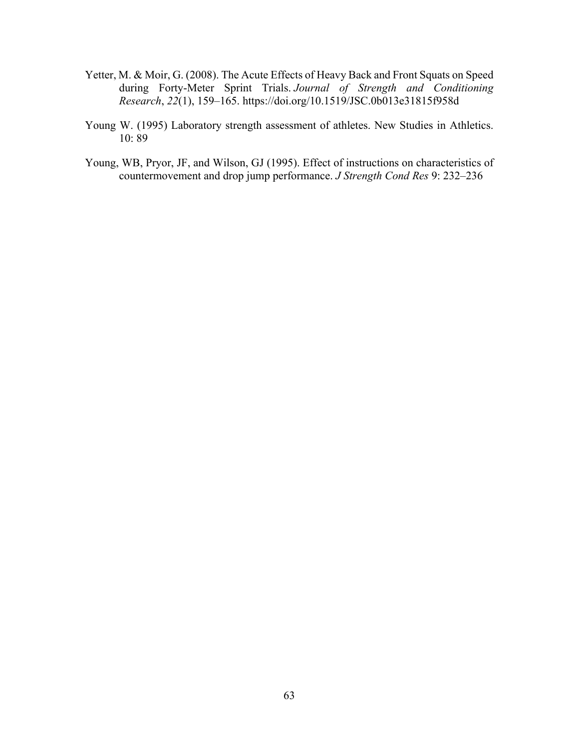Yetter, M. & Moir, G. (2008). The Acute Effects of Heavy Back and Front Squats on Speed during Forty-Meter Sprint Trials. *Journal of Strength and Conditioning Research*, *22*(1), 159–165. https://doi.org/10.1519/JSC.0b013e31815f958d

Young W. (1995) Laboratory strength assessment of athletes. New Studies in Athletics. 10: 89

Young, WB, Pryor, JF, and Wilson, GJ (1995). Effect of instructions on characteristics of countermovement and drop jump performance. *J Strength Cond Res* 9: 232–236